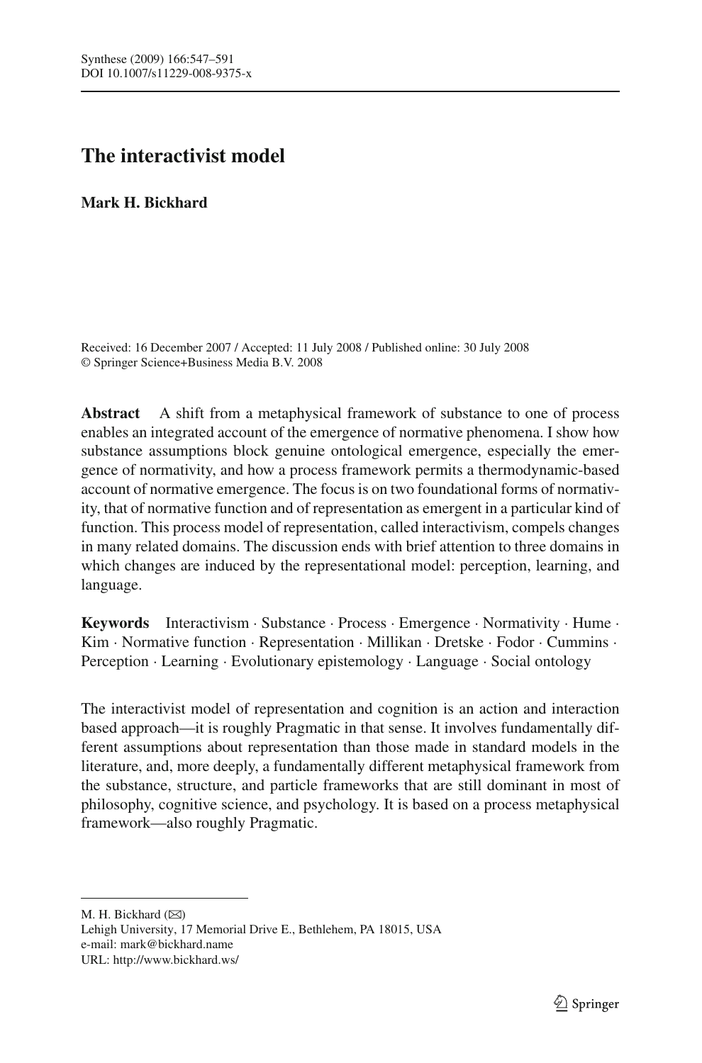# The interactivist model

**Mark H. Bickhard**

Received: 16 December 2007 / Accepted: 11 July 2008 / Published online: 30 July 2008
© Springer Science+Business Media B.V. 2008

**Abstract** A shift from a metaphysical framework of substance to one of process enables an integrated account of the emergence of normative phenomena. I show how substance assumptions block genuine ontological emergence, especially the emergence of normativity, and how a process framework permits a thermodynamic-based account of normative emergence. The focus is on two foundational forms of normativity, that of normative function and of representation as emergent in a particular kind of function. This process model of representation, called interactivism, compels changes in many related domains. The discussion ends with brief attention to three domains in which changes are induced by the representational model: perception, learning, and language.

**Keywords** Interactivism · Substance · Process · Emergence · Normativity · Hume · Kim · Normative function · Representation · Millikan · Dretske · Fodor · Cummins · Perception · Learning · Evolutionary epistemology · Language · Social ontology

The interactivist model of representation and cognition is an action and interaction based approach—it is roughly Pragmatic in that sense. It involves fundamentally different assumptions about representation than those made in standard models in the literature, and, more deeply, a fundamentally different metaphysical framework from the substance, structure, and particle frameworks that are still dominant in most of philosophy, cognitive science, and psychology. It is based on a process metaphysical framework—also roughly Pragmatic.

---

M. H. Bickhard (✉)
Lehigh University, 17 Memorial Drive E., Bethlehem, PA 18015, USA
e-mail: mark@bickhard.name
URL: http://www.bickhard.ws/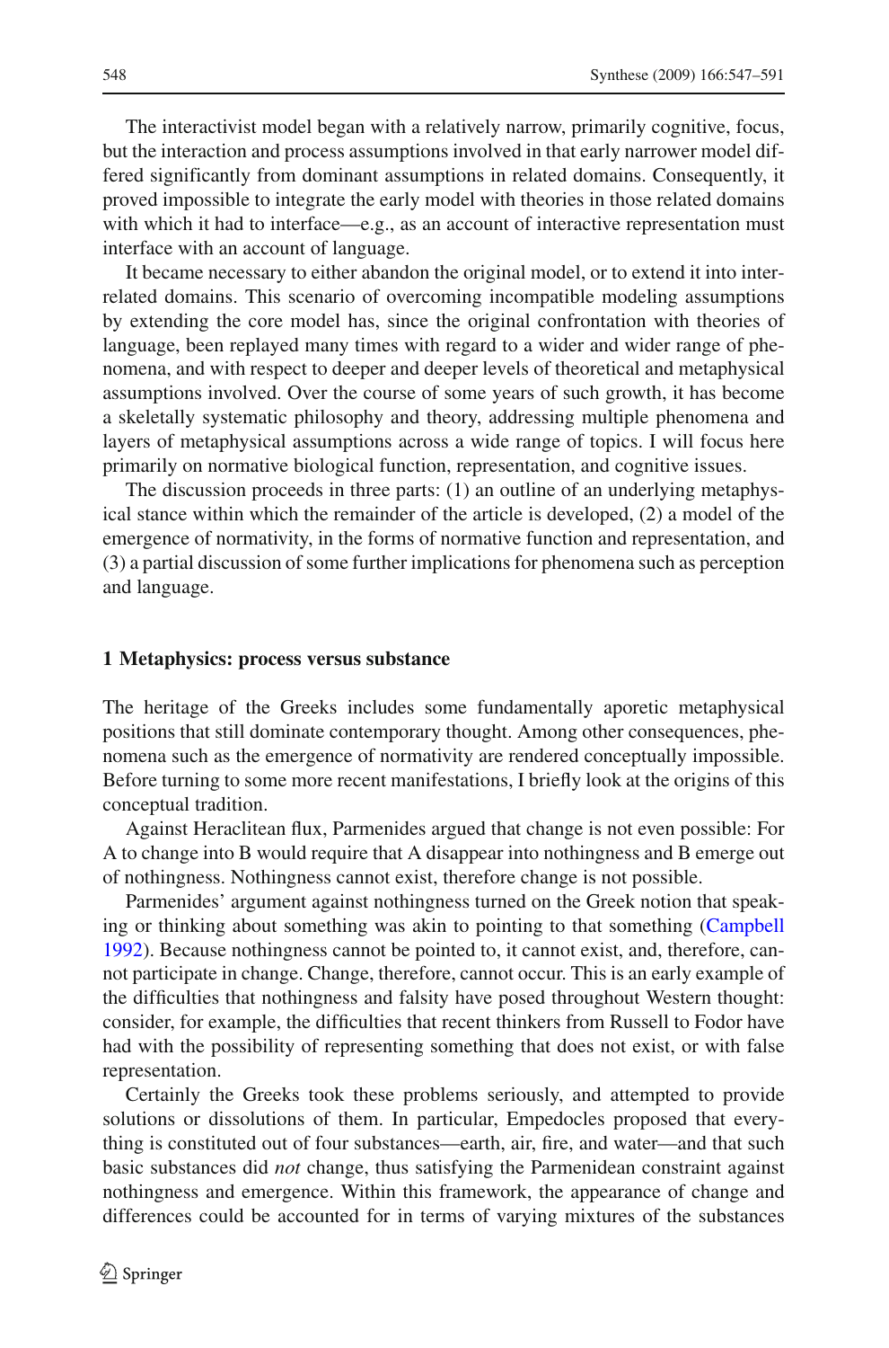The interactivist model began with a relatively narrow, primarily cognitive, focus, but the interaction and process assumptions involved in that early narrower model differed significantly from dominant assumptions in related domains. Consequently, it proved impossible to integrate the early model with theories in those related domains with which it had to interface—e.g., as an account of interactive representation must interface with an account of language.

It became necessary to either abandon the original model, or to extend it into interrelated domains. This scenario of overcoming incompatible modeling assumptions by extending the core model has, since the original confrontation with theories of language, been replayed many times with regard to a wider and wider range of phenomena, and with respect to deeper and deeper levels of theoretical and metaphysical assumptions involved. Over the course of some years of such growth, it has become a skeletally systematic philosophy and theory, addressing multiple phenomena and layers of metaphysical assumptions across a wide range of topics. I will focus here primarily on normative biological function, representation, and cognitive issues.

The discussion proceeds in three parts: (1) an outline of an underlying metaphysical stance within which the remainder of the article is developed, (2) a model of the emergence of normativity, in the forms of normative function and representation, and (3) a partial discussion of some further implications for phenomena such as perception and language.

## 1 Metaphysics: process versus substance

The heritage of the Greeks includes some fundamentally aporetic metaphysical positions that still dominate contemporary thought. Among other consequences, phenomena such as the emergence of normativity are rendered conceptually impossible. Before turning to some more recent manifestations, I briefly look at the origins of this conceptual tradition.

Against Heraclitean flux, Parmenides argued that change is not even possible: For A to change into B would require that A disappear into nothingness and B emerge out of nothingness. Nothingness cannot exist, therefore change is not possible.

Parmenides' argument against nothingness turned on the Greek notion that speaking or thinking about something was akin to pointing to that something (Campbell 1992). Because nothingness cannot be pointed to, it cannot exist, and, therefore, cannot participate in change. Change, therefore, cannot occur. This is an early example of the difficulties that nothingness and falsity have posed throughout Western thought: consider, for example, the difficulties that recent thinkers from Russell to Fodor have had with the possibility of representing something that does not exist, or with false representation.

Certainly the Greeks took these problems seriously, and attempted to provide solutions or dissolutions of them. In particular, Empedocles proposed that everything is constituted out of four substances—earth, air, fire, and water—and that such basic substances did *not* change, thus satisfying the Parmenidean constraint against nothingness and emergence. Within this framework, the appearance of change and differences could be accounted for in terms of varying mixtures of the substances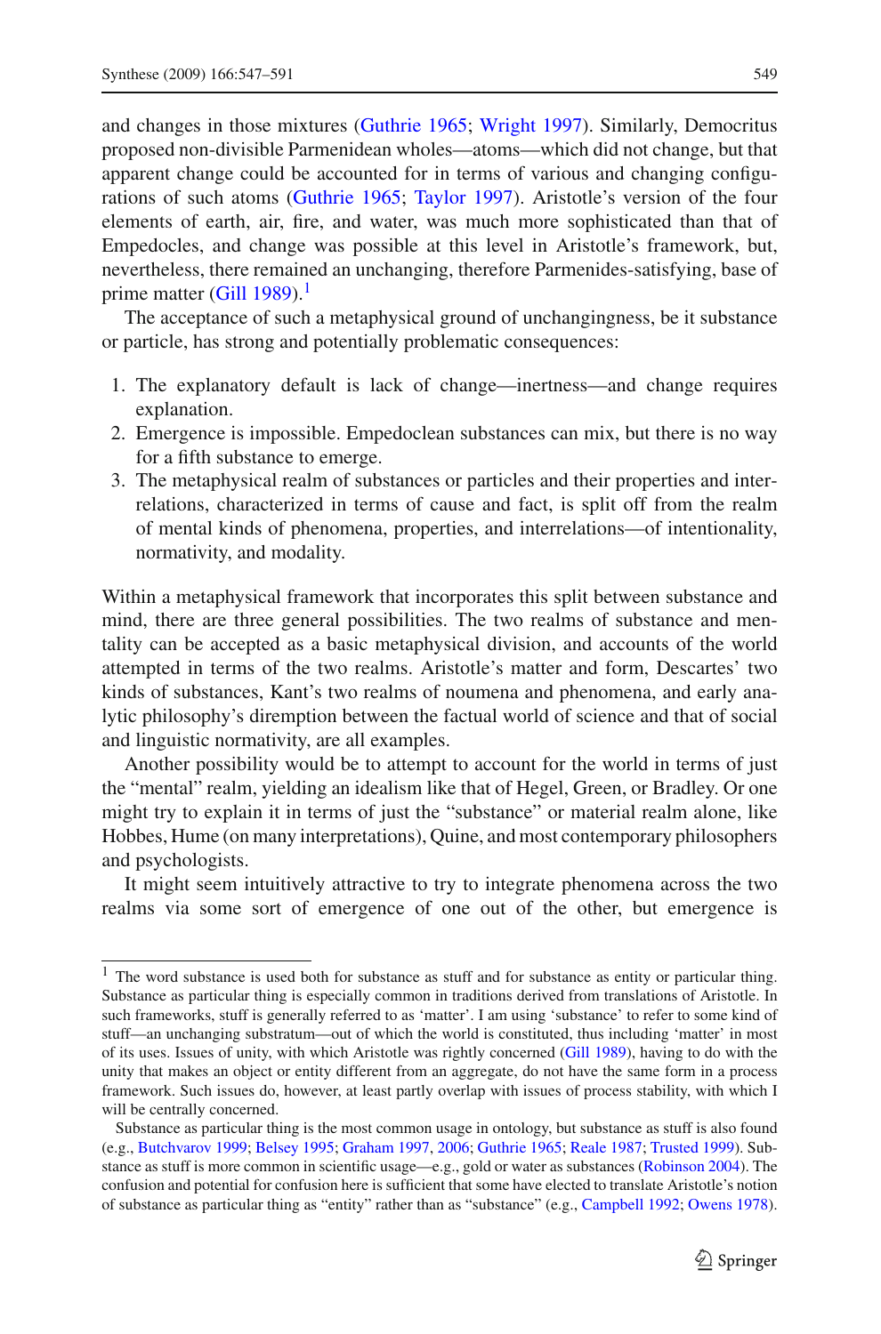and changes in those mixtures (Guthrie 1965; Wright 1997). Similarly, Democritus proposed non-divisible Parmenidean wholes—atoms—which did not change, but that apparent change could be accounted for in terms of various and changing configurations of such atoms (Guthrie 1965; Taylor 1997). Aristotle's version of the four elements of earth, air, fire, and water, was much more sophisticated than that of Empedocles, and change was possible at this level in Aristotle's framework, but, nevertheless, there remained an unchanging, therefore Parmenides-satisfying, base of prime matter (Gill 1989).[1]

The acceptance of such a metaphysical ground of unchangingness, be it substance or particle, has strong and potentially problematic consequences:

1. The explanatory default is lack of change—inertness—and change requires explanation.
2. Emergence is impossible. Empedoclean substances can mix, but there is no way for a fifth substance to emerge.
3. The metaphysical realm of substances or particles and their properties and interrelations, characterized in terms of cause and fact, is split off from the realm of mental kinds of phenomena, properties, and interrelations—of intentionality, normativity, and modality.

Within a metaphysical framework that incorporates this split between substance and mind, there are three general possibilities. The two realms of substance and mentality can be accepted as a basic metaphysical division, and accounts of the world attempted in terms of the two realms. Aristotle's matter and form, Descartes' two kinds of substances, Kant's two realms of noumena and phenomena, and early analytic philosophy's diremption between the factual world of science and that of social and linguistic normativity, are all examples.

Another possibility would be to attempt to account for the world in terms of just the "mental" realm, yielding an idealism like that of Hegel, Green, or Bradley. Or one might try to explain it in terms of just the "substance" or material realm alone, like Hobbes, Hume (on many interpretations), Quine, and most contemporary philosophers and psychologists.

It might seem intuitively attractive to try to integrate phenomena across the two realms via some sort of emergence of one out of the other, but emergence is

---

[1] The word substance is used both for substance as stuff and for substance as entity or particular thing. Substance as particular thing is especially common in traditions derived from translations of Aristotle. In such frameworks, stuff is generally referred to as 'matter'. I am using 'substance' to refer to some kind of stuff—an unchanging substratum—out of which the world is constituted, thus including 'matter' in most of its uses. Issues of unity, with which Aristotle was rightly concerned (Gill 1989), having to do with the unity that makes an object or entity different from an aggregate, do not have the same form in a process framework. Such issues do, however, at least partly overlap with issues of process stability, with which I will be centrally concerned.

Substance as particular thing is the most common usage in ontology, but substance as stuff is also found (e.g., Butchvarov 1999; Belsey 1995; Graham 1997, 2006; Guthrie 1965; Reale 1987; Trusted 1999). Substance as stuff is more common in scientific usage—e.g., gold or water as substances (Robinson 2004). The confusion and potential for confusion here is sufficient that some have elected to translate Aristotle's notion of substance as particular thing as "entity" rather than as "substance" (e.g., Campbell 1992; Owens 1978).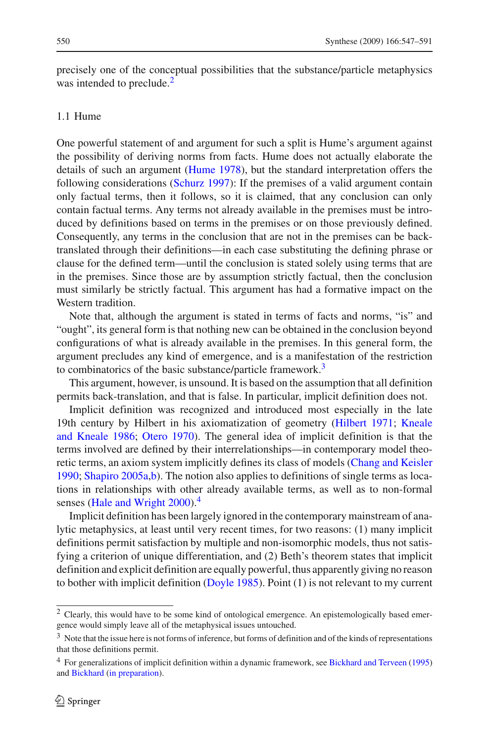precisely one of the conceptual possibilities that the substance/particle metaphysics was intended to preclude.[2]

### 1.1 Hume

One powerful statement of and argument for such a split is Hume's argument against the possibility of deriving norms from facts. Hume does not actually elaborate the details of such an argument (Hume 1978), but the standard interpretation offers the following considerations (Schurz 1997): If the premises of a valid argument contain only factual terms, then it follows, so it is claimed, that any conclusion can only contain factual terms. Any terms not already available in the premises must be introduced by definitions based on terms in the premises or on those previously defined. Consequently, any terms in the conclusion that are not in the premises can be back-translated through their definitions—in each case substituting the defining phrase or clause for the defined term—until the conclusion is stated solely using terms that are in the premises. Since those are by assumption strictly factual, then the conclusion must similarly be strictly factual. This argument has had a formative impact on the Western tradition.

Note that, although the argument is stated in terms of facts and norms, "is" and "ought", its general form is that nothing new can be obtained in the conclusion beyond configurations of what is already available in the premises. In this general form, the argument precludes any kind of emergence, and is a manifestation of the restriction to combinatorics of the basic substance/particle framework.[3]

This argument, however, is unsound. It is based on the assumption that all definition permits back-translation, and that is false. In particular, implicit definition does not.

Implicit definition was recognized and introduced most especially in the late 19th century by Hilbert in his axiomatization of geometry (Hilbert 1971; Kneale and Kneale 1986; Otero 1970). The general idea of implicit definition is that the terms involved are defined by their interrelationships—in contemporary model theoretic terms, an axiom system implicitly defines its class of models (Chang and Keisler 1990; Shapiro 2005a,b). The notion also applies to definitions of single terms as locations in relationships with other already available terms, as well as to non-formal senses (Hale and Wright 2000).[4]

Implicit definition has been largely ignored in the contemporary mainstream of analytic metaphysics, at least until very recent times, for two reasons: (1) many implicit definitions permit satisfaction by multiple and non-isomorphic models, thus not satisfying a criterion of unique differentiation, and (2) Beth's theorem states that implicit definition and explicit definition are equally powerful, thus apparently giving no reason to bother with implicit definition (Doyle 1985). Point (1) is not relevant to my current

---

[2] Clearly, this would have to be some kind of ontological emergence. An epistemologically based emergence would simply leave all of the metaphysical issues untouched.

[3] Note that the issue here is not forms of inference, but forms of definition and of the kinds of representations that those definitions permit.

[4] For generalizations of implicit definition within a dynamic framework, see Bickhard and Terveen (1995) and Bickhard (in preparation).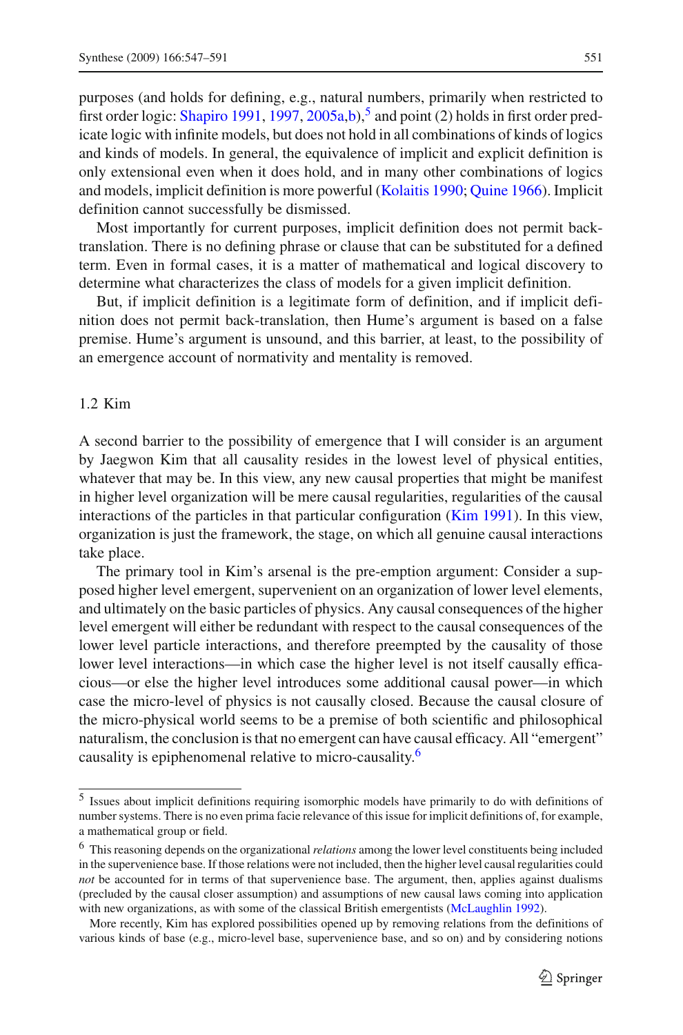purposes (and holds for defining, e.g., natural numbers, primarily when restricted to first order logic: Shapiro 1991, 1997, 2005a,b),[5] and point (2) holds in first order predicate logic with infinite models, but does not hold in all combinations of kinds of logics and kinds of models. In general, the equivalence of implicit and explicit definition is only extensional even when it does hold, and in many other combinations of logics and models, implicit definition is more powerful (Kolaitis 1990; Quine 1966). Implicit definition cannot successfully be dismissed.

Most importantly for current purposes, implicit definition does not permit back-translation. There is no defining phrase or clause that can be substituted for a defined term. Even in formal cases, it is a matter of mathematical and logical discovery to determine what characterizes the class of models for a given implicit definition.

But, if implicit definition is a legitimate form of definition, and if implicit definition does not permit back-translation, then Hume's argument is based on a false premise. Hume's argument is unsound, and this barrier, at least, to the possibility of an emergence account of normativity and mentality is removed.

### 1.2 Kim

A second barrier to the possibility of emergence that I will consider is an argument by Jaegwon Kim that all causality resides in the lowest level of physical entities, whatever that may be. In this view, any new causal properties that might be manifest in higher level organization will be mere causal regularities, regularities of the causal interactions of the particles in that particular configuration (Kim 1991). In this view, organization is just the framework, the stage, on which all genuine causal interactions take place.

The primary tool in Kim's arsenal is the pre-emption argument: Consider a supposed higher level emergent, supervenient on an organization of lower level elements, and ultimately on the basic particles of physics. Any causal consequences of the higher level emergent will either be redundant with respect to the causal consequences of the lower level particle interactions, and therefore preempted by the causality of those lower level interactions—in which case the higher level is not itself causally efficacious—or else the higher level introduces some additional causal power—in which case the micro-level of physics is not causally closed. Because the causal closure of the micro-physical world seems to be a premise of both scientific and philosophical naturalism, the conclusion is that no emergent can have causal efficacy. All "emergent" causality is epiphenomenal relative to micro-causality.[6]

---

[5] Issues about implicit definitions requiring isomorphic models have primarily to do with definitions of number systems. There is no even prima facie relevance of this issue for implicit definitions of, for example, a mathematical group or field.

[6] This reasoning depends on the organizational *relations* among the lower level constituents being included in the supervenience base. If those relations were not included, then the higher level causal regularities could *not* be accounted for in terms of that supervenience base. The argument, then, applies against dualisms (precluded by the causal closer assumption) and assumptions of new causal laws coming into application with new organizations, as with some of the classical British emergentists (McLaughlin 1992).

More recently, Kim has explored possibilities opened up by removing relations from the definitions of various kinds of base (e.g., micro-level base, supervenience base, and so on) and by considering notions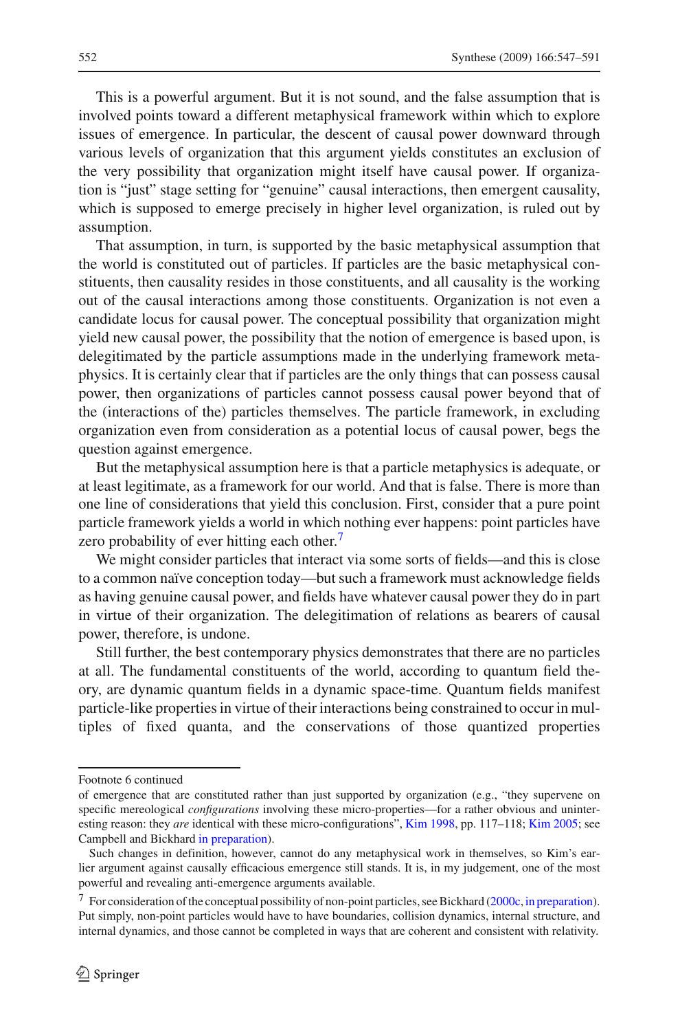This is a powerful argument. But it is not sound, and the false assumption that is involved points toward a different metaphysical framework within which to explore issues of emergence. In particular, the descent of causal power downward through various levels of organization that this argument yields constitutes an exclusion of the very possibility that organization might itself have causal power. If organization is "just" stage setting for "genuine" causal interactions, then emergent causality, which is supposed to emerge precisely in higher level organization, is ruled out by assumption.

That assumption, in turn, is supported by the basic metaphysical assumption that the world is constituted out of particles. If particles are the basic metaphysical constituents, then causality resides in those constituents, and all causality is the working out of the causal interactions among those constituents. Organization is not even a candidate locus for causal power. The conceptual possibility that organization might yield new causal power, the possibility that the notion of emergence is based upon, is delegitimated by the particle assumptions made in the underlying framework metaphysics. It is certainly clear that if particles are the only things that can possess causal power, then organizations of particles cannot possess causal power beyond that of the (interactions of the) particles themselves. The particle framework, in excluding organization even from consideration as a potential locus of causal power, begs the question against emergence.

But the metaphysical assumption here is that a particle metaphysics is adequate, or at least legitimate, as a framework for our world. And that is false. There is more than one line of considerations that yield this conclusion. First, consider that a pure point particle framework yields a world in which nothing ever happens: point particles have zero probability of ever hitting each other.[7]

We might consider particles that interact via some sorts of fields—and this is close to a common naïve conception today—but such a framework must acknowledge fields as having genuine causal power, and fields have whatever causal power they do in part in virtue of their organization. The delegitimation of relations as bearers of causal power, therefore, is undone.

Still further, the best contemporary physics demonstrates that there are no particles at all. The fundamental constituents of the world, according to quantum field theory, are dynamic quantum fields in a dynamic space-time. Quantum fields manifest particle-like properties in virtue of their interactions being constrained to occur in multiples of fixed quanta, and the conservations of those quantized properties

---

Footnote 6 continued

of emergence that are constituted rather than just supported by organization (e.g., "they supervene on specific mereological *configurations* involving these micro-properties—for a rather obvious and uninteresting reason: they *are* identical with these micro-configurations", Kim 1998, pp. 117–118; Kim 2005; see Campbell and Bickhard in preparation).

Such changes in definition, however, cannot do any metaphysical work in themselves, so Kim's earlier argument against causally efficacious emergence still stands. It is, in my judgement, one of the most powerful and revealing anti-emergence arguments available.

[7] For consideration of the conceptual possibility of non-point particles, see Bickhard (2000c, in preparation). Put simply, non-point particles would have to have boundaries, collision dynamics, internal structure, and internal dynamics, and those cannot be completed in ways that are coherent and consistent with relativity.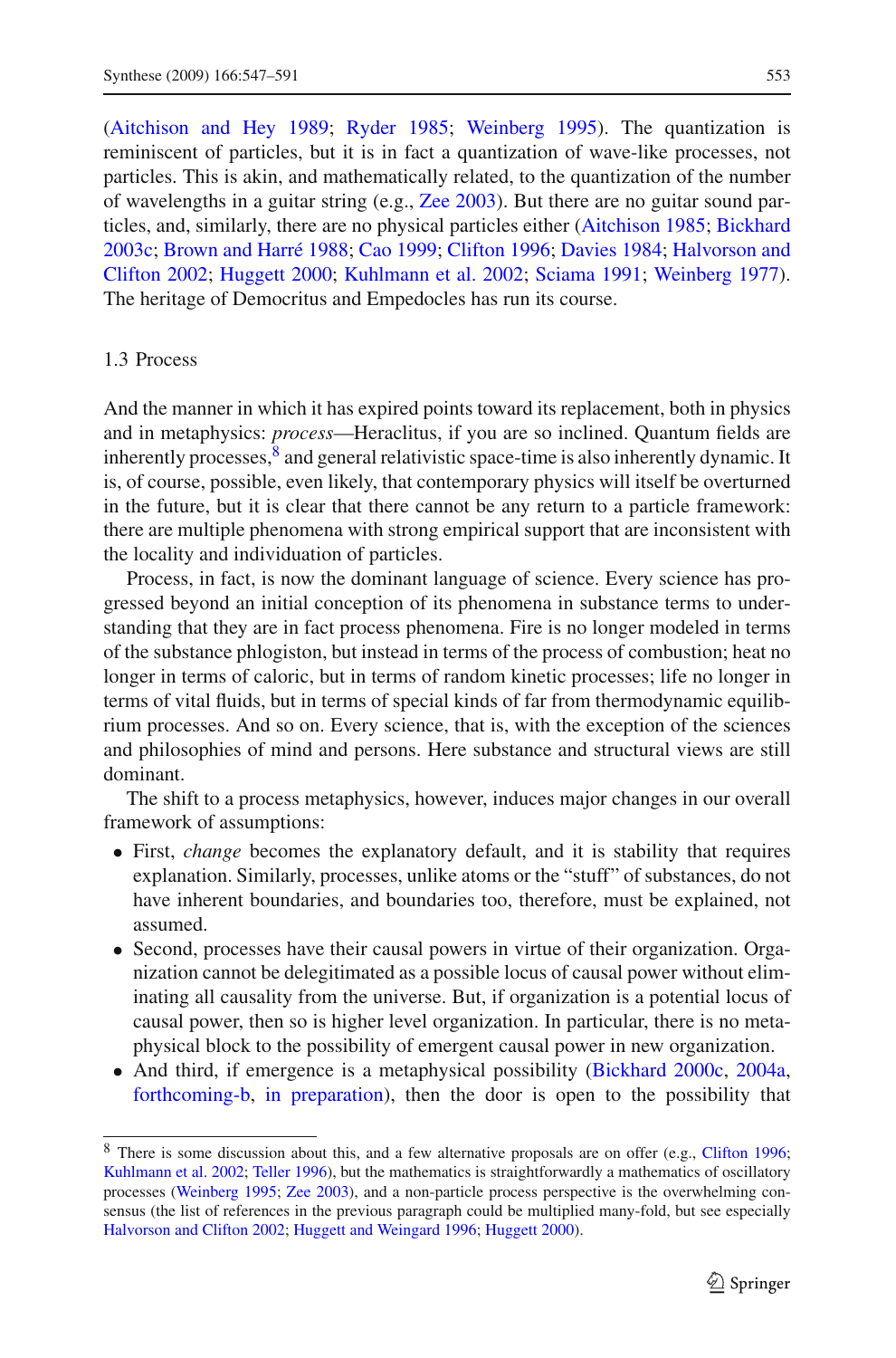(Aitchison and Hey 1989; Ryder 1985; Weinberg 1995). The quantization is reminiscent of particles, but it is in fact a quantization of wave-like processes, not particles. This is akin, and mathematically related, to the quantization of the number of wavelengths in a guitar string (e.g., Zee 2003). But there are no guitar sound particles, and, similarly, there are no physical particles either (Aitchison 1985; Bickhard 2003c; Brown and Harré 1988; Cao 1999; Clifton 1996; Davies 1984; Halvorson and Clifton 2002; Huggett 2000; Kuhlmann et al. 2002; Sciama 1991; Weinberg 1977). The heritage of Democritus and Empedocles has run its course.

### 1.3 Process

And the manner in which it has expired points toward its replacement, both in physics and in metaphysics: *process*—Heraclitus, if you are so inclined. Quantum fields are inherently processes,[8] and general relativistic space-time is also inherently dynamic. It is, of course, possible, even likely, that contemporary physics will itself be overturned in the future, but it is clear that there cannot be any return to a particle framework: there are multiple phenomena with strong empirical support that are inconsistent with the locality and individuation of particles.

Process, in fact, is now the dominant language of science. Every science has progressed beyond an initial conception of its phenomena in substance terms to understanding that they are in fact process phenomena. Fire is no longer modeled in terms of the substance phlogiston, but instead in terms of the process of combustion; heat no longer in terms of caloric, but in terms of random kinetic processes; life no longer in terms of vital fluids, but in terms of special kinds of far from thermodynamic equilibrium processes. And so on. Every science, that is, with the exception of the sciences and philosophies of mind and persons. Here substance and structural views are still dominant.

The shift to a process metaphysics, however, induces major changes in our overall framework of assumptions:

- First, *change* becomes the explanatory default, and it is stability that requires explanation. Similarly, processes, unlike atoms or the "stuff" of substances, do not have inherent boundaries, and boundaries too, therefore, must be explained, not assumed.
- Second, processes have their causal powers in virtue of their organization. Organization cannot be delegitimated as a possible locus of causal power without eliminating all causality from the universe. But, if organization is a potential locus of causal power, then so is higher level organization. In particular, there is no metaphysical block to the possibility of emergent causal power in new organization.
- And third, if emergence is a metaphysical possibility (Bickhard 2000c, 2004a, forthcoming-b, in preparation), then the door is open to the possibility that

[8] There is some discussion about this, and a few alternative proposals are on offer (e.g., Clifton 1996; Kuhlmann et al. 2002; Teller 1996), but the mathematics is straightforwardly a mathematics of oscillatory processes (Weinberg 1995; Zee 2003), and a non-particle process perspective is the overwhelming consensus (the list of references in the previous paragraph could be multiplied many-fold, but see especially Halvorson and Clifton 2002; Huggett and Weingard 1996; Huggett 2000).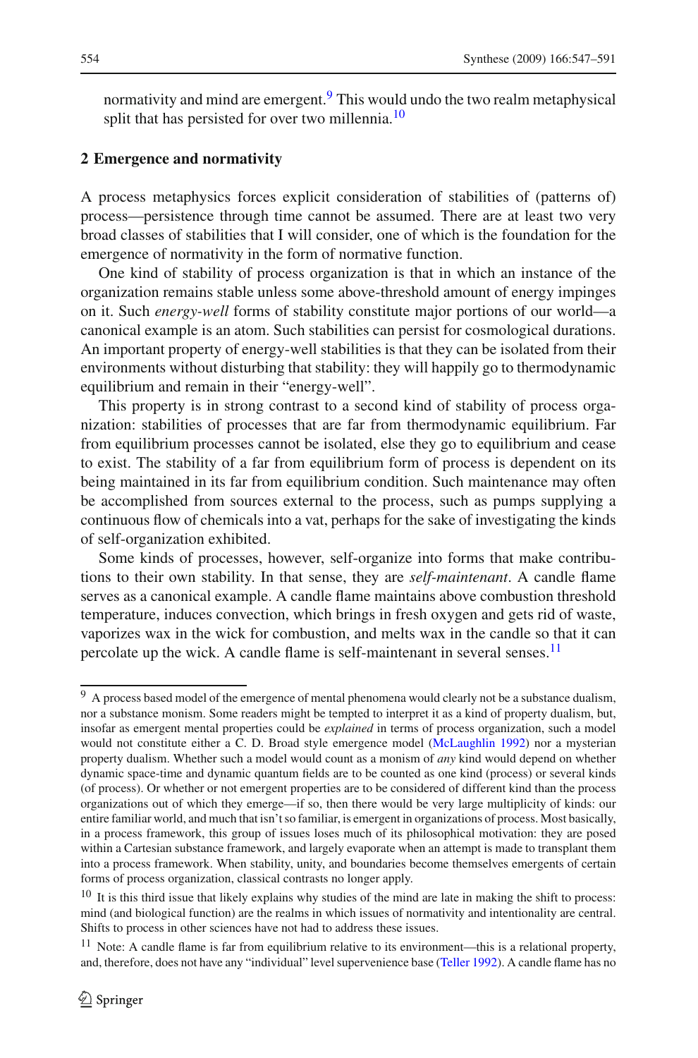normativity and mind are emergent.[9] This would undo the two realm metaphysical split that has persisted for over two millennia.[10]

## 2 Emergence and normativity

A process metaphysics forces explicit consideration of stabilities of (patterns of) process—persistence through time cannot be assumed. There are at least two very broad classes of stabilities that I will consider, one of which is the foundation for the emergence of normativity in the form of normative function.

One kind of stability of process organization is that in which an instance of the organization remains stable unless some above-threshold amount of energy impinges on it. Such *energy-well* forms of stability constitute major portions of our world—a canonical example is an atom. Such stabilities can persist for cosmological durations. An important property of energy-well stabilities is that they can be isolated from their environments without disturbing that stability: they will happily go to thermodynamic equilibrium and remain in their "energy-well".

This property is in strong contrast to a second kind of stability of process organization: stabilities of processes that are far from thermodynamic equilibrium. Far from equilibrium processes cannot be isolated, else they go to equilibrium and cease to exist. The stability of a far from equilibrium form of process is dependent on its being maintained in its far from equilibrium condition. Such maintenance may often be accomplished from sources external to the process, such as pumps supplying a continuous flow of chemicals into a vat, perhaps for the sake of investigating the kinds of self-organization exhibited.

Some kinds of processes, however, self-organize into forms that make contributions to their own stability. In that sense, they are *self-maintenant*. A candle flame serves as a canonical example. A candle flame maintains above combustion threshold temperature, induces convection, which brings in fresh oxygen and gets rid of waste, vaporizes wax in the wick for combustion, and melts wax in the candle so that it can percolate up the wick. A candle flame is self-maintenant in several senses.[11]

---

[9] A process based model of the emergence of mental phenomena would clearly not be a substance dualism, nor a substance monism. Some readers might be tempted to interpret it as a kind of property dualism, but, insofar as emergent mental properties could be *explained* in terms of process organization, such a model would not constitute either a C. D. Broad style emergence model (McLaughlin 1992) nor a mysterian property dualism. Whether such a model would count as a monism of *any* kind would depend on whether dynamic space-time and dynamic quantum fields are to be counted as one kind (process) or several kinds (of process). Or whether or not emergent properties are to be considered of different kind than the process organizations out of which they emerge—if so, then there would be very large multiplicity of kinds: our entire familiar world, and much that isn't so familiar, is emergent in organizations of process. Most basically, in a process framework, this group of issues loses much of its philosophical motivation: they are posed within a Cartesian substance framework, and largely evaporate when an attempt is made to transplant them into a process framework. When stability, unity, and boundaries become themselves emergents of certain forms of process organization, classical contrasts no longer apply.

[10] It is this third issue that likely explains why studies of the mind are late in making the shift to process: mind (and biological function) are the realms in which issues of normativity and intentionality are central. Shifts to process in other sciences have not had to address these issues.

[11] Note: A candle flame is far from equilibrium relative to its environment—this is a relational property, and, therefore, does not have any "individual" level supervenience base (Teller 1992). A candle flame has no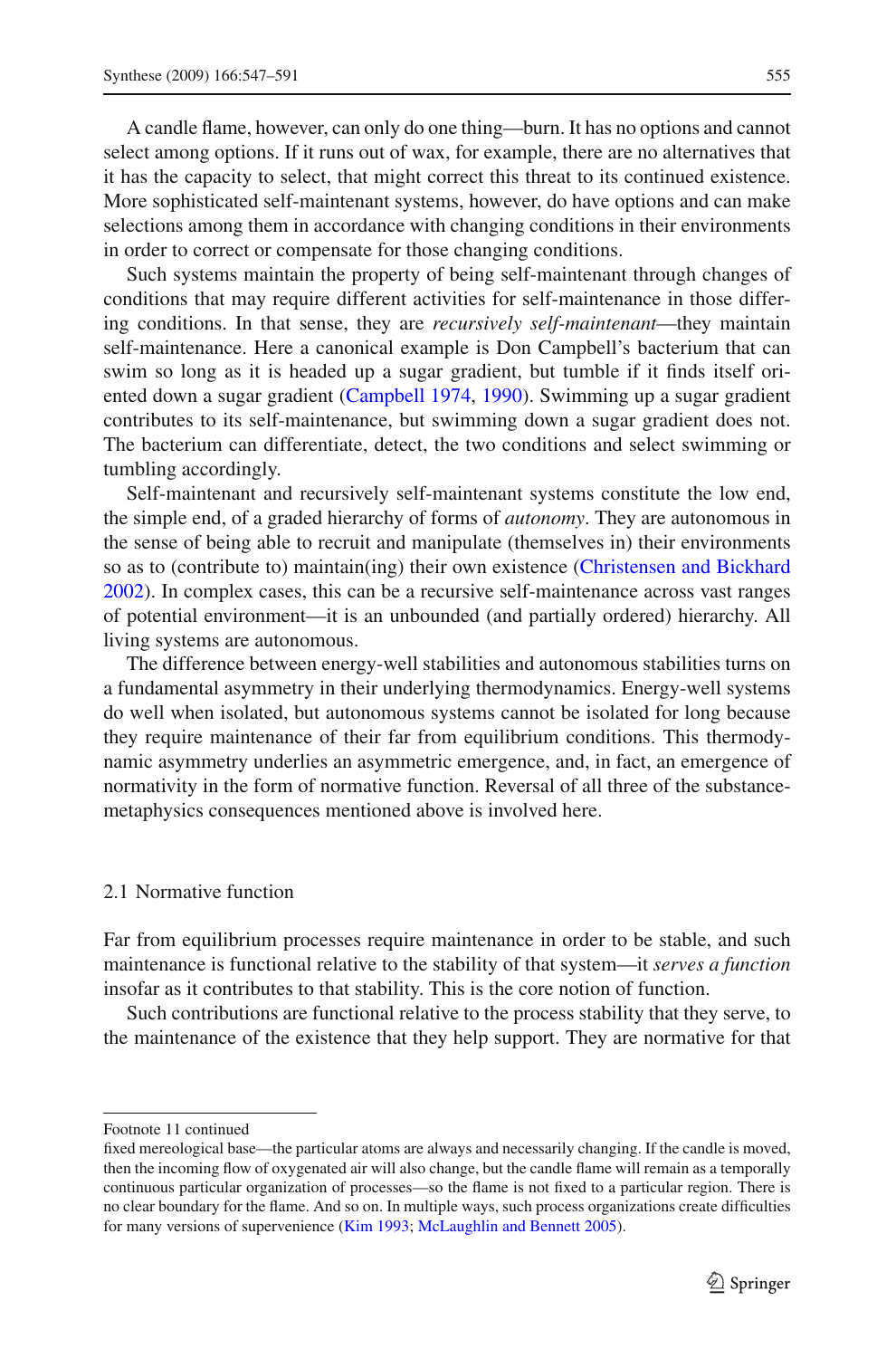A candle flame, however, can only do one thing—burn. It has no options and cannot select among options. If it runs out of wax, for example, there are no alternatives that it has the capacity to select, that might correct this threat to its continued existence. More sophisticated self-maintenant systems, however, do have options and can make selections among them in accordance with changing conditions in their environments in order to correct or compensate for those changing conditions.

Such systems maintain the property of being self-maintenant through changes of conditions that may require different activities for self-maintenance in those differing conditions. In that sense, they are *recursively self-maintenant*—they maintain self-maintenance. Here a canonical example is Don Campbell's bacterium that can swim so long as it is headed up a sugar gradient, but tumble if it finds itself oriented down a sugar gradient (Campbell 1974, 1990). Swimming up a sugar gradient contributes to its self-maintenance, but swimming down a sugar gradient does not. The bacterium can differentiate, detect, the two conditions and select swimming or tumbling accordingly.

Self-maintenant and recursively self-maintenant systems constitute the low end, the simple end, of a graded hierarchy of forms of *autonomy*. They are autonomous in the sense of being able to recruit and manipulate (themselves in) their environments so as to (contribute to) maintain(ing) their own existence (Christensen and Bickhard 2002). In complex cases, this can be a recursive self-maintenance across vast ranges of potential environment—it is an unbounded (and partially ordered) hierarchy. All living systems are autonomous.

The difference between energy-well stabilities and autonomous stabilities turns on a fundamental asymmetry in their underlying thermodynamics. Energy-well systems do well when isolated, but autonomous systems cannot be isolated for long because they require maintenance of their far from equilibrium conditions. This thermodynamic asymmetry underlies an asymmetric emergence, and, in fact, an emergence of normativity in the form of normative function. Reversal of all three of the substance-metaphysics consequences mentioned above is involved here.

### 2.1 Normative function

Far from equilibrium processes require maintenance in order to be stable, and such maintenance is functional relative to the stability of that system—it *serves a function* insofar as it contributes to that stability. This is the core notion of function.

Such contributions are functional relative to the process stability that they serve, to the maintenance of the existence that they help support. They are normative for that

---

Footnote 11 continued

fixed mereological base—the particular atoms are always and necessarily changing. If the candle is moved, then the incoming flow of oxygenated air will also change, but the candle flame will remain as a temporally continuous particular organization of processes—so the flame is not fixed to a particular region. There is no clear boundary for the flame. And so on. In multiple ways, such process organizations create difficulties for many versions of supervenience (Kim 1993; McLaughlin and Bennett 2005).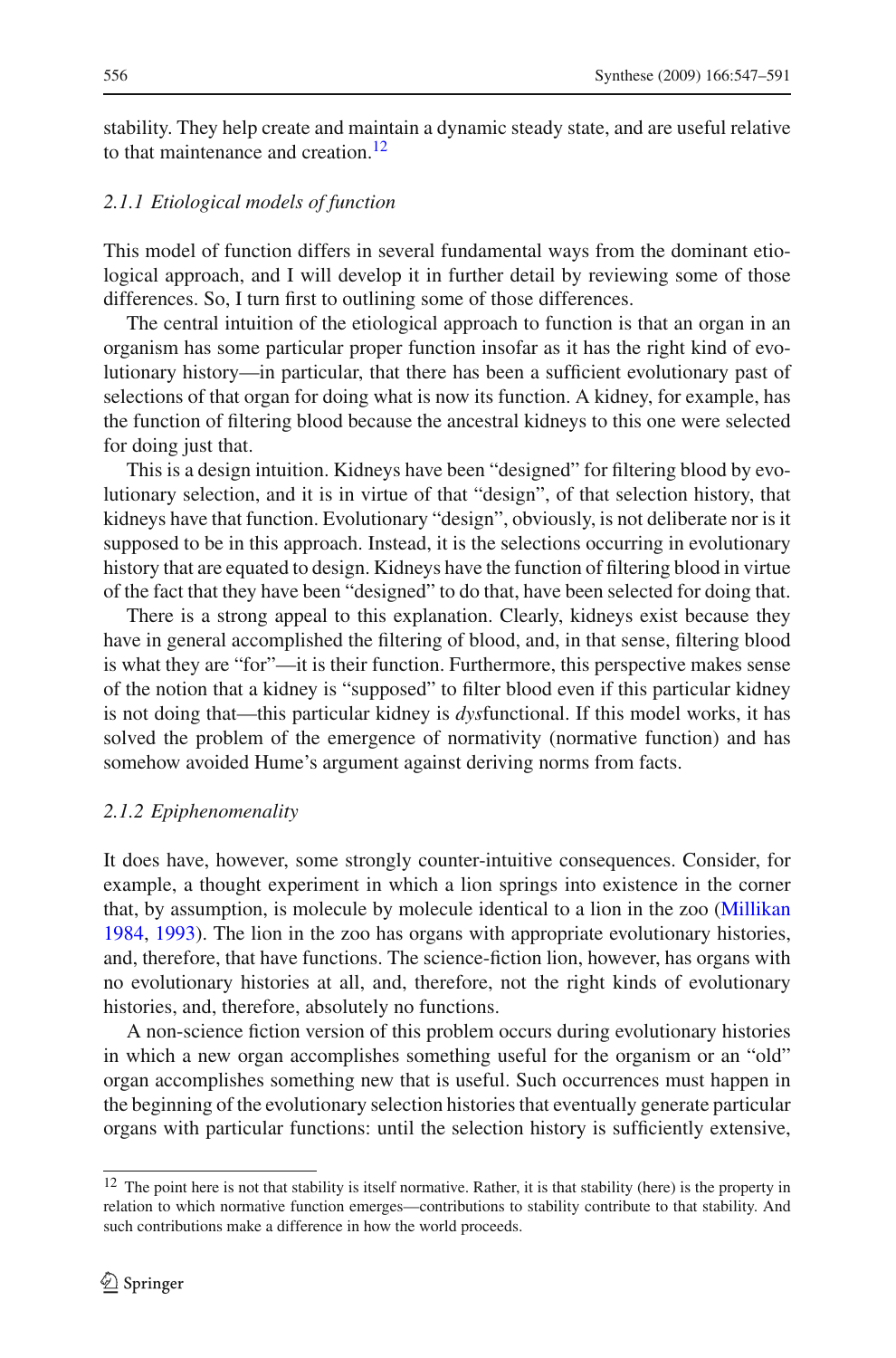stability. They help create and maintain a dynamic steady state, and are useful relative to that maintenance and creation.[12]

### *2.1.1 Etiological models of function*

This model of function differs in several fundamental ways from the dominant etiological approach, and I will develop it in further detail by reviewing some of those differences. So, I turn first to outlining some of those differences.

The central intuition of the etiological approach to function is that an organ in an organism has some particular proper function insofar as it has the right kind of evolutionary history—in particular, that there has been a sufficient evolutionary past of selections of that organ for doing what is now its function. A kidney, for example, has the function of filtering blood because the ancestral kidneys to this one were selected for doing just that.

This is a design intuition. Kidneys have been "designed" for filtering blood by evolutionary selection, and it is in virtue of that "design", of that selection history, that kidneys have that function. Evolutionary "design", obviously, is not deliberate nor is it supposed to be in this approach. Instead, it is the selections occurring in evolutionary history that are equated to design. Kidneys have the function of filtering blood in virtue of the fact that they have been "designed" to do that, have been selected for doing that.

There is a strong appeal to this explanation. Clearly, kidneys exist because they have in general accomplished the filtering of blood, and, in that sense, filtering blood is what they are "for"—it is their function. Furthermore, this perspective makes sense of the notion that a kidney is "supposed" to filter blood even if this particular kidney is not doing that—this particular kidney is *dys*functional. If this model works, it has solved the problem of the emergence of normativity (normative function) and has somehow avoided Hume's argument against deriving norms from facts.

### *2.1.2 Epiphenomenality*

It does have, however, some strongly counter-intuitive consequences. Consider, for example, a thought experiment in which a lion springs into existence in the corner that, by assumption, is molecule by molecule identical to a lion in the zoo (Millikan 1984, 1993). The lion in the zoo has organs with appropriate evolutionary histories, and, therefore, that have functions. The science-fiction lion, however, has organs with no evolutionary histories at all, and, therefore, not the right kinds of evolutionary histories, and, therefore, absolutely no functions.

A non-science fiction version of this problem occurs during evolutionary histories in which a new organ accomplishes something useful for the organism or an "old" organ accomplishes something new that is useful. Such occurrences must happen in the beginning of the evolutionary selection histories that eventually generate particular organs with particular functions: until the selection history is sufficiently extensive,

[12] The point here is not that stability is itself normative. Rather, it is that stability (here) is the property in relation to which normative function emerges—contributions to stability contribute to that stability. And such contributions make a difference in how the world proceeds.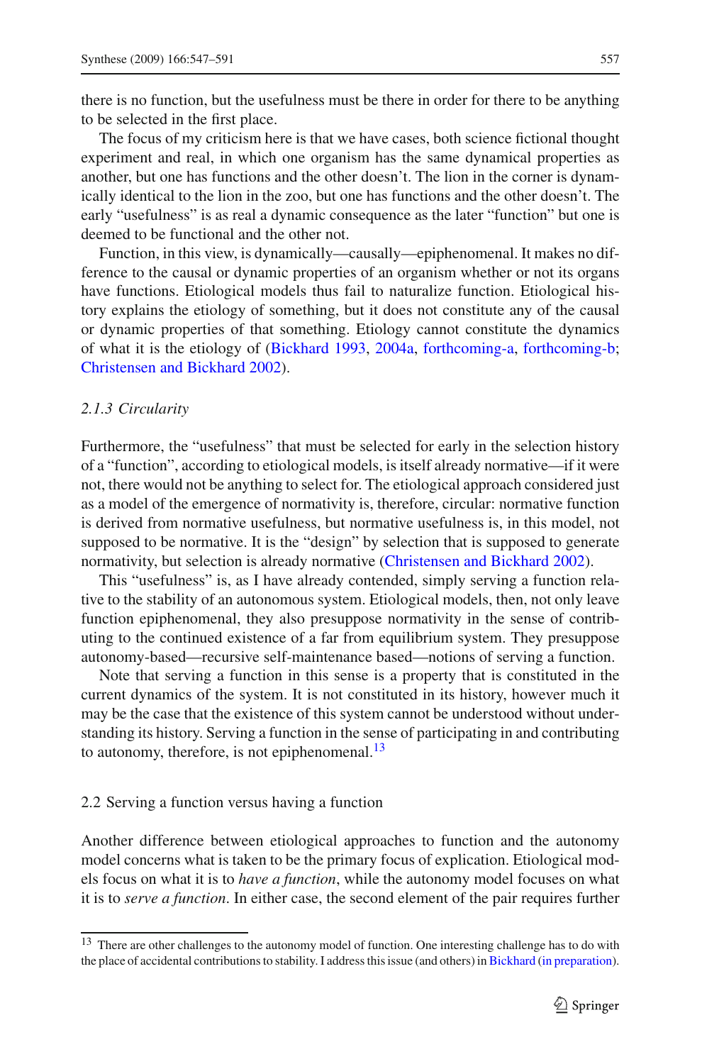there is no function, but the usefulness must be there in order for there to be anything to be selected in the first place.

The focus of my criticism here is that we have cases, both science fictional thought experiment and real, in which one organism has the same dynamical properties as another, but one has functions and the other doesn't. The lion in the corner is dynamically identical to the lion in the zoo, but one has functions and the other doesn't. The early "usefulness" is as real a dynamic consequence as the later "function" but one is deemed to be functional and the other not.

Function, in this view, is dynamically—causally—epiphenomenal. It makes no difference to the causal or dynamic properties of an organism whether or not its organs have functions. Etiological models thus fail to naturalize function. Etiological history explains the etiology of something, but it does not constitute any of the causal or dynamic properties of that something. Etiology cannot constitute the dynamics of what it is the etiology of (Bickhard 1993, 2004a, forthcoming-a, forthcoming-b; Christensen and Bickhard 2002).

### *2.1.3 Circularity*

Furthermore, the "usefulness" that must be selected for early in the selection history of a "function", according to etiological models, is itself already normative—if it were not, there would not be anything to select for. The etiological approach considered just as a model of the emergence of normativity is, therefore, circular: normative function is derived from normative usefulness, but normative usefulness is, in this model, not supposed to be normative. It is the "design" by selection that is supposed to generate normativity, but selection is already normative (Christensen and Bickhard 2002).

This "usefulness" is, as I have already contended, simply serving a function relative to the stability of an autonomous system. Etiological models, then, not only leave function epiphenomenal, they also presuppose normativity in the sense of contributing to the continued existence of a far from equilibrium system. They presuppose autonomy-based—recursive self-maintenance based—notions of serving a function.

Note that serving a function in this sense is a property that is constituted in the current dynamics of the system. It is not constituted in its history, however much it may be the case that the existence of this system cannot be understood without understanding its history. Serving a function in the sense of participating in and contributing to autonomy, therefore, is not epiphenomenal.[13]

## 2.2 Serving a function versus having a function

Another difference between etiological approaches to function and the autonomy model concerns what is taken to be the primary focus of explication. Etiological models focus on what it is to *have a function*, while the autonomy model focuses on what it is to *serve a function*. In either case, the second element of the pair requires further

---

[13] There are other challenges to the autonomy model of function. One interesting challenge has to do with the place of accidental contributions to stability. I address this issue (and others) in Bickhard (in preparation).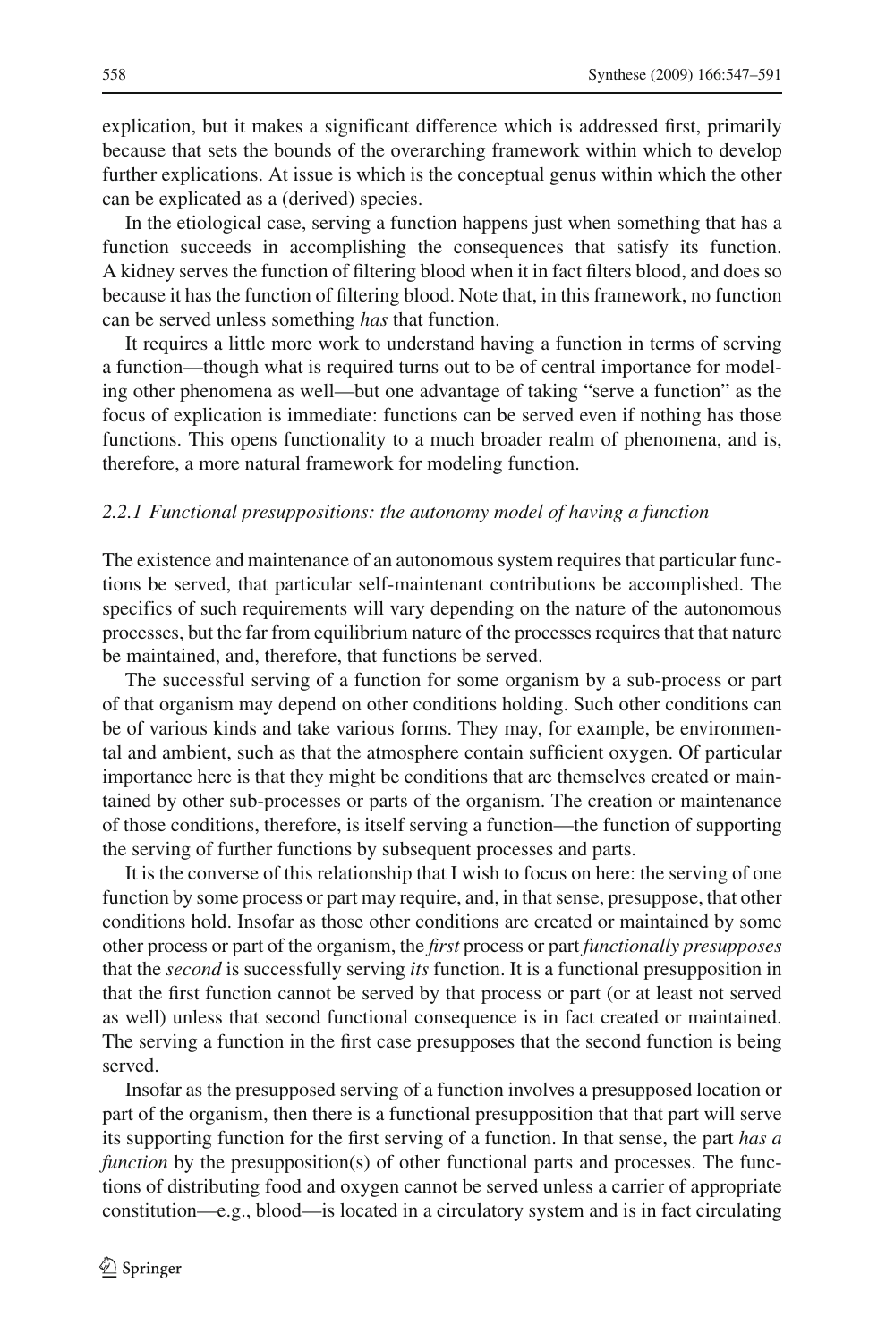explication, but it makes a significant difference which is addressed first, primarily because that sets the bounds of the overarching framework within which to develop further explications. At issue is which is the conceptual genus within which the other can be explicated as a (derived) species.

In the etiological case, serving a function happens just when something that has a function succeeds in accomplishing the consequences that satisfy its function. A kidney serves the function of filtering blood when it in fact filters blood, and does so because it has the function of filtering blood. Note that, in this framework, no function can be served unless something *has* that function.

It requires a little more work to understand having a function in terms of serving a function—though what is required turns out to be of central importance for modeling other phenomena as well—but one advantage of taking "serve a function" as the focus of explication is immediate: functions can be served even if nothing has those functions. This opens functionality to a much broader realm of phenomena, and is, therefore, a more natural framework for modeling function.

### *2.2.1 Functional presuppositions: the autonomy model of having a function*

The existence and maintenance of an autonomous system requires that particular functions be served, that particular self-maintenant contributions be accomplished. The specifics of such requirements will vary depending on the nature of the autonomous processes, but the far from equilibrium nature of the processes requires that that nature be maintained, and, therefore, that functions be served.

The successful serving of a function for some organism by a sub-process or part of that organism may depend on other conditions holding. Such other conditions can be of various kinds and take various forms. They may, for example, be environmental and ambient, such as that the atmosphere contain sufficient oxygen. Of particular importance here is that they might be conditions that are themselves created or maintained by other sub-processes or parts of the organism. The creation or maintenance of those conditions, therefore, is itself serving a function—the function of supporting the serving of further functions by subsequent processes and parts.

It is the converse of this relationship that I wish to focus on here: the serving of one function by some process or part may require, and, in that sense, presuppose, that other conditions hold. Insofar as those other conditions are created or maintained by some other process or part of the organism, the *first* process or part *functionally presupposes* that the *second* is successfully serving *its* function. It is a functional presupposition in that the first function cannot be served by that process or part (or at least not served as well) unless that second functional consequence is in fact created or maintained. The serving a function in the first case presupposes that the second function is being served.

Insofar as the presupposed serving of a function involves a presupposed location or part of the organism, then there is a functional presupposition that that part will serve its supporting function for the first serving of a function. In that sense, the part *has a function* by the presupposition(s) of other functional parts and processes. The functions of distributing food and oxygen cannot be served unless a carrier of appropriate constitution—e.g., blood—is located in a circulatory system and is in fact circulating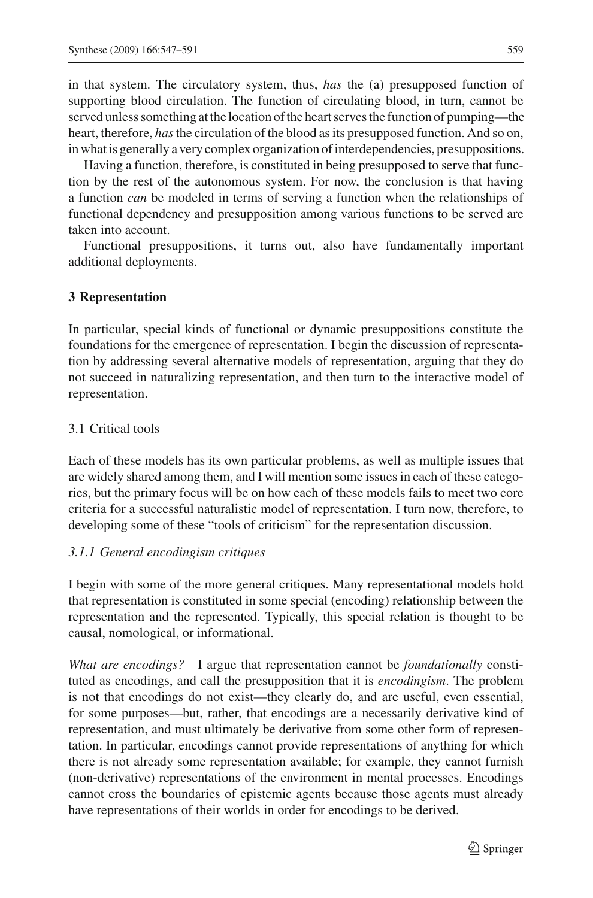in that system. The circulatory system, thus, *has* the (a) presupposed function of supporting blood circulation. The function of circulating blood, in turn, cannot be served unless something at the location of the heart serves the function of pumping—the heart, therefore, *has* the circulation of the blood as its presupposed function. And so on, in what is generally a very complex organization of interdependencies, presuppositions.

Having a function, therefore, is constituted in being presupposed to serve that function by the rest of the autonomous system. For now, the conclusion is that having a function *can* be modeled in terms of serving a function when the relationships of functional dependency and presupposition among various functions to be served are taken into account.

Functional presuppositions, it turns out, also have fundamentally important additional deployments.

## 3 Representation

In particular, special kinds of functional or dynamic presuppositions constitute the foundations for the emergence of representation. I begin the discussion of representation by addressing several alternative models of representation, arguing that they do not succeed in naturalizing representation, and then turn to the interactive model of representation.

### 3.1 Critical tools

Each of these models has its own particular problems, as well as multiple issues that are widely shared among them, and I will mention some issues in each of these categories, but the primary focus will be on how each of these models fails to meet two core criteria for a successful naturalistic model of representation. I turn now, therefore, to developing some of these "tools of criticism" for the representation discussion.

#### *3.1.1 General encodingism critiques*

I begin with some of the more general critiques. Many representational models hold that representation is constituted in some special (encoding) relationship between the representation and the represented. Typically, this special relation is thought to be causal, nomological, or informational.

*What are encodings?* I argue that representation cannot be *foundationally* constituted as encodings, and call the presupposition that it is *encodingism*. The problem is not that encodings do not exist—they clearly do, and are useful, even essential, for some purposes—but, rather, that encodings are a necessarily derivative kind of representation, and must ultimately be derivative from some other form of representation. In particular, encodings cannot provide representations of anything for which there is not already some representation available; for example, they cannot furnish (non-derivative) representations of the environment in mental processes. Encodings cannot cross the boundaries of epistemic agents because those agents must already have representations of their worlds in order for encodings to be derived.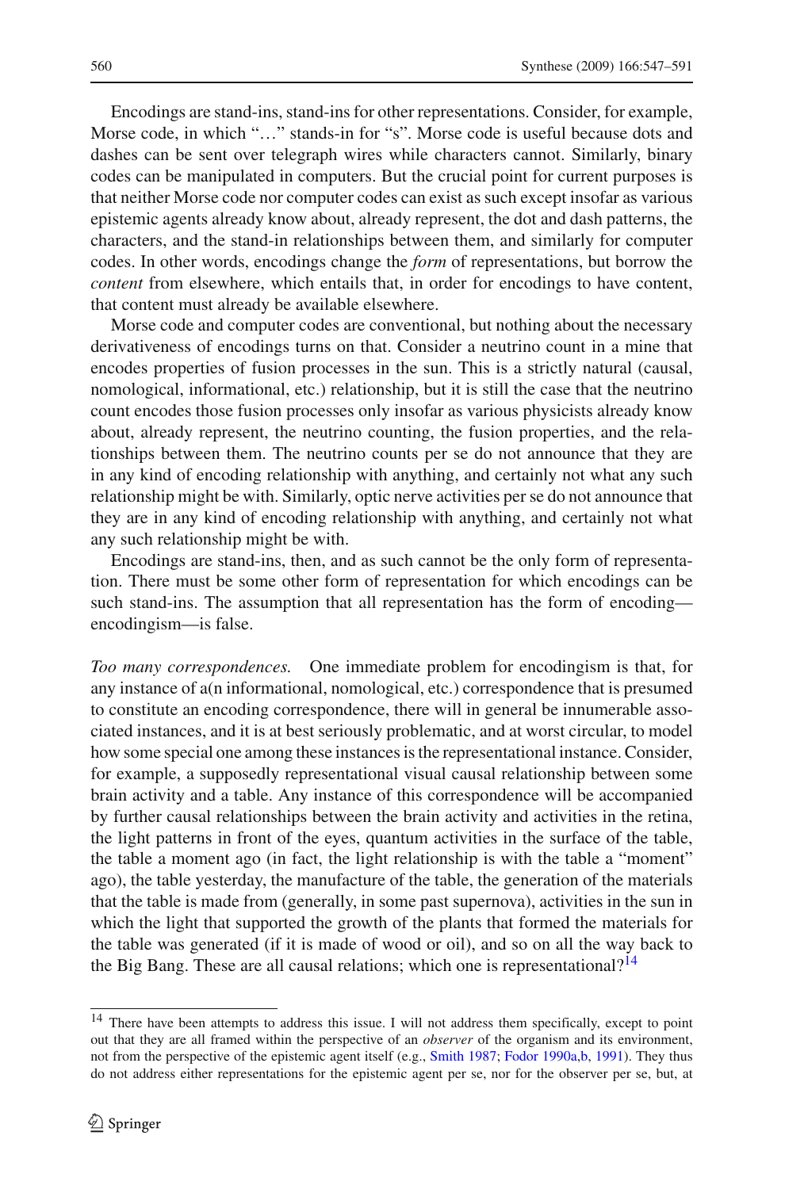Encodings are stand-ins, stand-ins for other representations. Consider, for example, Morse code, in which "…" stands-in for "s". Morse code is useful because dots and dashes can be sent over telegraph wires while characters cannot. Similarly, binary codes can be manipulated in computers. But the crucial point for current purposes is that neither Morse code nor computer codes can exist as such except insofar as various epistemic agents already know about, already represent, the dot and dash patterns, the characters, and the stand-in relationships between them, and similarly for computer codes. In other words, encodings change the *form* of representations, but borrow the *content* from elsewhere, which entails that, in order for encodings to have content, that content must already be available elsewhere.

Morse code and computer codes are conventional, but nothing about the necessary derivativeness of encodings turns on that. Consider a neutrino count in a mine that encodes properties of fusion processes in the sun. This is a strictly natural (causal, nomological, informational, etc.) relationship, but it is still the case that the neutrino count encodes those fusion processes only insofar as various physicists already know about, already represent, the neutrino counting, the fusion properties, and the relationships between them. The neutrino counts per se do not announce that they are in any kind of encoding relationship with anything, and certainly not what any such relationship might be with. Similarly, optic nerve activities per se do not announce that they are in any kind of encoding relationship with anything, and certainly not what any such relationship might be with.

Encodings are stand-ins, then, and as such cannot be the only form of representation. There must be some other form of representation for which encodings can be such stand-ins. The assumption that all representation has the form of encoding—encodingism—is false.

*Too many correspondences.* One immediate problem for encodingism is that, for any instance of a(n informational, nomological, etc.) correspondence that is presumed to constitute an encoding correspondence, there will in general be innumerable associated instances, and it is at best seriously problematic, and at worst circular, to model how some special one among these instances is the representational instance. Consider, for example, a supposedly representational visual causal relationship between some brain activity and a table. Any instance of this correspondence will be accompanied by further causal relationships between the brain activity and activities in the retina, the light patterns in front of the eyes, quantum activities in the surface of the table, the table a moment ago (in fact, the light relationship is with the table a "moment" ago), the table yesterday, the manufacture of the table, the generation of the materials that the table is made from (generally, in some past supernova), activities in the sun in which the light that supported the growth of the plants that formed the materials for the table was generated (if it is made of wood or oil), and so on all the way back to the Big Bang. These are all causal relations; which one is representational?[14]

[14] There have been attempts to address this issue. I will not address them specifically, except to point out that they are all framed within the perspective of an *observer* of the organism and its environment, not from the perspective of the epistemic agent itself (e.g., Smith 1987; Fodor 1990a,b, 1991). They thus do not address either representations for the epistemic agent per se, nor for the observer per se, but, at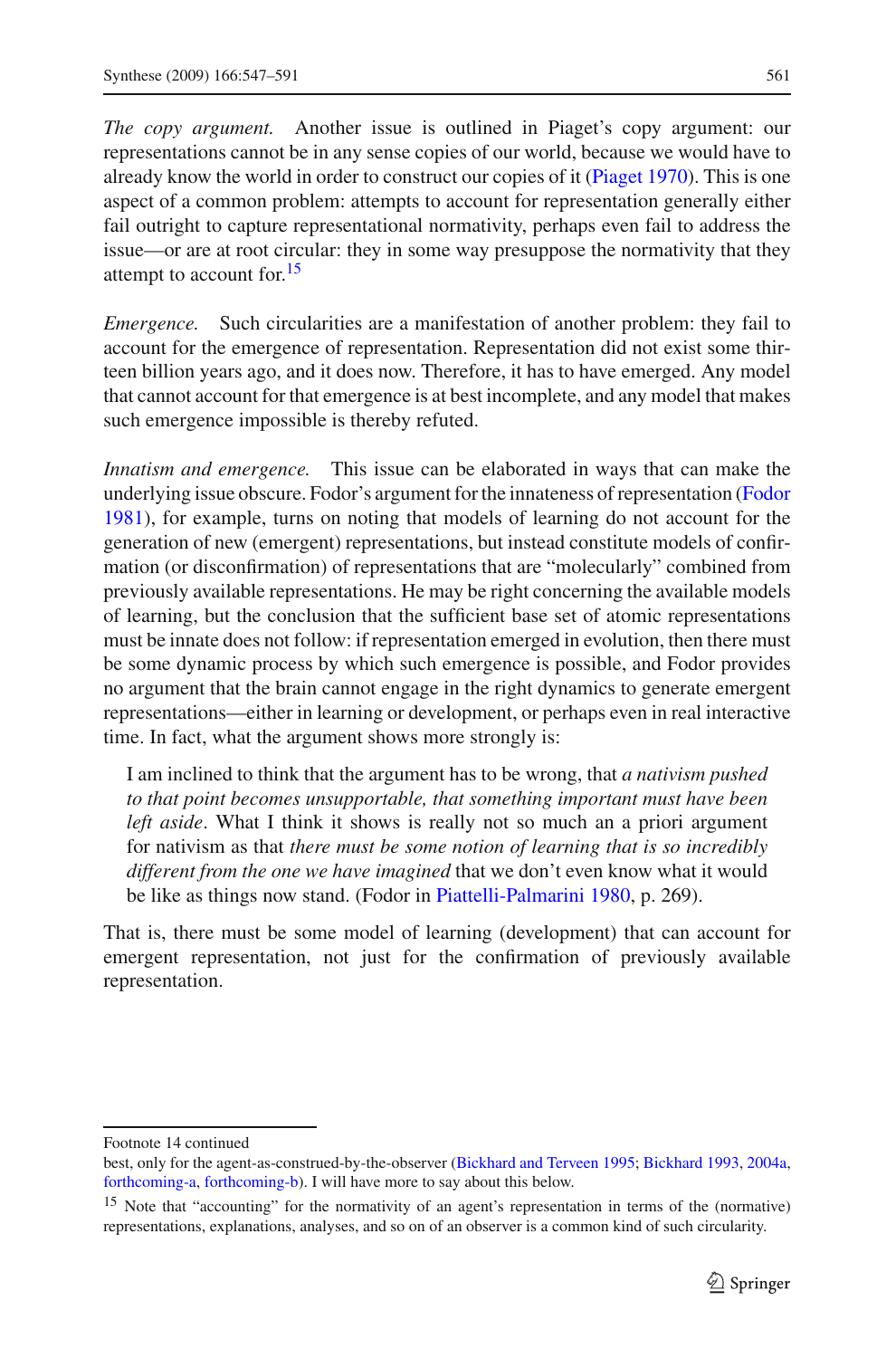*The copy argument.* Another issue is outlined in Piaget's copy argument: our representations cannot be in any sense copies of our world, because we would have to already know the world in order to construct our copies of it (Piaget 1970). This is one aspect of a common problem: attempts to account for representation generally either fail outright to capture representational normativity, perhaps even fail to address the issue—or are at root circular: they in some way presuppose the normativity that they attempt to account for.[15]

*Emergence.* Such circularities are a manifestation of another problem: they fail to account for the emergence of representation. Representation did not exist some thirteen billion years ago, and it does now. Therefore, it has to have emerged. Any model that cannot account for that emergence is at best incomplete, and any model that makes such emergence impossible is thereby refuted.

*Innatism and emergence.* This issue can be elaborated in ways that can make the underlying issue obscure. Fodor's argument for the innateness of representation (Fodor 1981), for example, turns on noting that models of learning do not account for the generation of new (emergent) representations, but instead constitute models of confirmation (or disconfirmation) of representations that are "molecularly" combined from previously available representations. He may be right concerning the available models of learning, but the conclusion that the sufficient base set of atomic representations must be innate does not follow: if representation emerged in evolution, then there must be some dynamic process by which such emergence is possible, and Fodor provides no argument that the brain cannot engage in the right dynamics to generate emergent representations—either in learning or development, or perhaps even in real interactive time. In fact, what the argument shows more strongly is:

> I am inclined to think that the argument has to be wrong, that *a nativism pushed to that point becomes unsupportable, that something important must have been left aside*. What I think it shows is really not so much an a priori argument for nativism as that *there must be some notion of learning that is so incredibly different from the one we have imagined* that we don't even know what it would be like as things now stand. (Fodor in Piattelli-Palmarini 1980, p. 269).

That is, there must be some model of learning (development) that can account for emergent representation, not just for the confirmation of previously available representation.

---

Footnote 14 continued

best, only for the agent-as-construed-by-the-observer (Bickhard and Terveen 1995; Bickhard 1993, 2004a, forthcoming-a, forthcoming-b). I will have more to say about this below.

[15] Note that "accounting" for the normativity of an agent's representation in terms of the (normative) representations, explanations, analyses, and so on of an observer is a common kind of such circularity.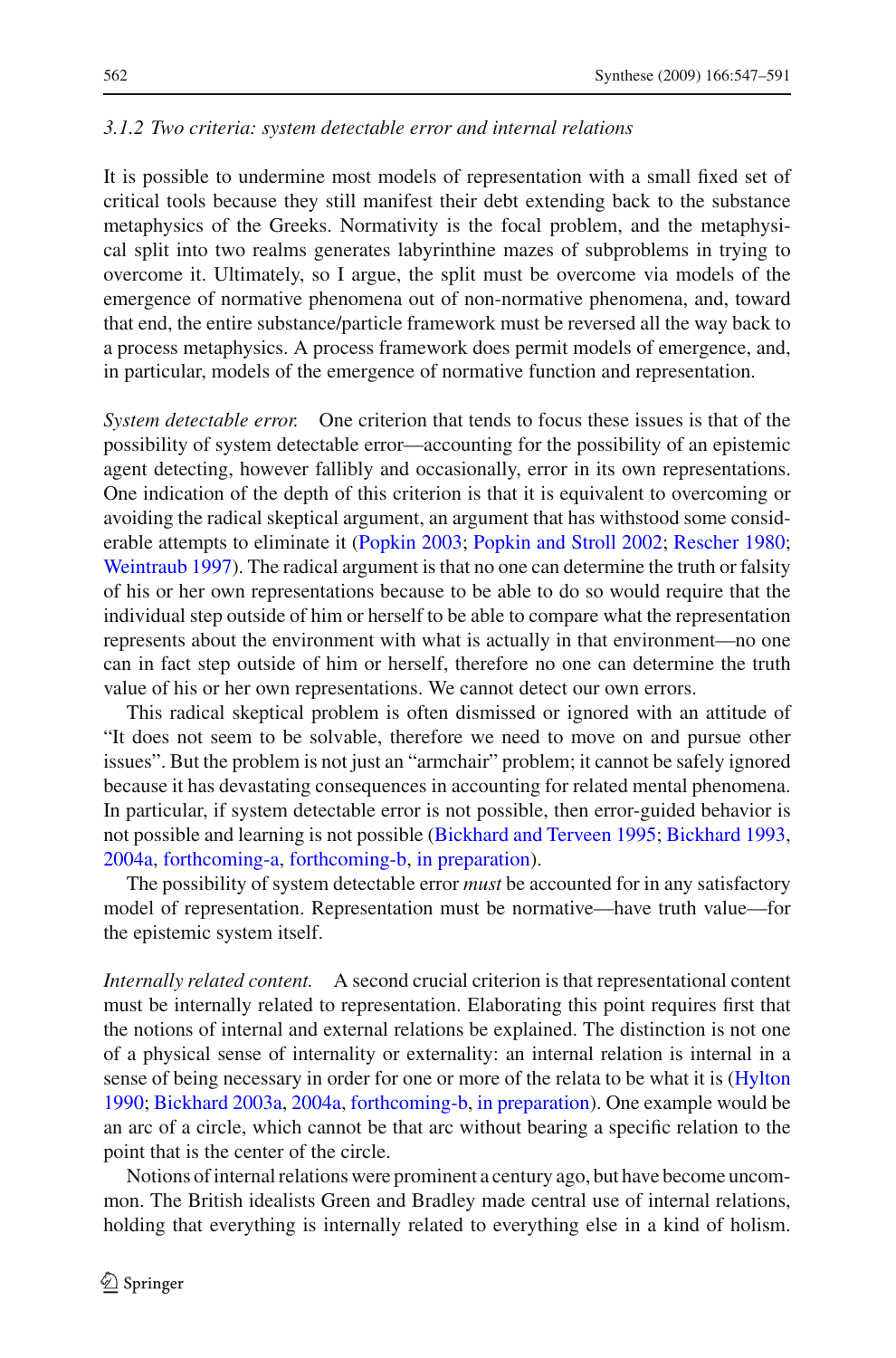#### 3.1.2 Two criteria: system detectable error and internal relations

It is possible to undermine most models of representation with a small fixed set of critical tools because they still manifest their debt extending back to the substance metaphysics of the Greeks. Normativity is the focal problem, and the metaphysical split into two realms generates labyrinthine mazes of subproblems in trying to overcome it. Ultimately, so I argue, the split must be overcome via models of the emergence of normative phenomena out of non-normative phenomena, and, toward that end, the entire substance/particle framework must be reversed all the way back to a process metaphysics. A process framework does permit models of emergence, and, in particular, models of the emergence of normative function and representation.

*System detectable error.* One criterion that tends to focus these issues is that of the possibility of system detectable error—accounting for the possibility of an epistemic agent detecting, however fallibly and occasionally, error in its own representations. One indication of the depth of this criterion is that it is equivalent to overcoming or avoiding the radical skeptical argument, an argument that has withstood some considerable attempts to eliminate it (Popkin 2003; Popkin and Stroll 2002; Rescher 1980; Weintraub 1997). The radical argument is that no one can determine the truth or falsity of his or her own representations because to be able to do so would require that the individual step outside of him or herself to be able to compare what the representation represents about the environment with what is actually in that environment—no one can in fact step outside of him or herself, therefore no one can determine the truth value of his or her own representations. We cannot detect our own errors.

This radical skeptical problem is often dismissed or ignored with an attitude of "It does not seem to be solvable, therefore we need to move on and pursue other issues". But the problem is not just an "armchair" problem; it cannot be safely ignored because it has devastating consequences in accounting for related mental phenomena. In particular, if system detectable error is not possible, then error-guided behavior is not possible and learning is not possible (Bickhard and Terveen 1995; Bickhard 1993, 2004a, forthcoming-a, forthcoming-b, in preparation).

The possibility of system detectable error *must* be accounted for in any satisfactory model of representation. Representation must be normative—have truth value—for the epistemic system itself.

*Internally related content.* A second crucial criterion is that representational content must be internally related to representation. Elaborating this point requires first that the notions of internal and external relations be explained. The distinction is not one of a physical sense of internality or externality: an internal relation is internal in a sense of being necessary in order for one or more of the relata to be what it is (Hylton 1990; Bickhard 2003a, 2004a, forthcoming-b, in preparation). One example would be an arc of a circle, which cannot be that arc without bearing a specific relation to the point that is the center of the circle.

Notions of internal relations were prominent a century ago, but have become uncommon. The British idealists Green and Bradley made central use of internal relations, holding that everything is internally related to everything else in a kind of holism.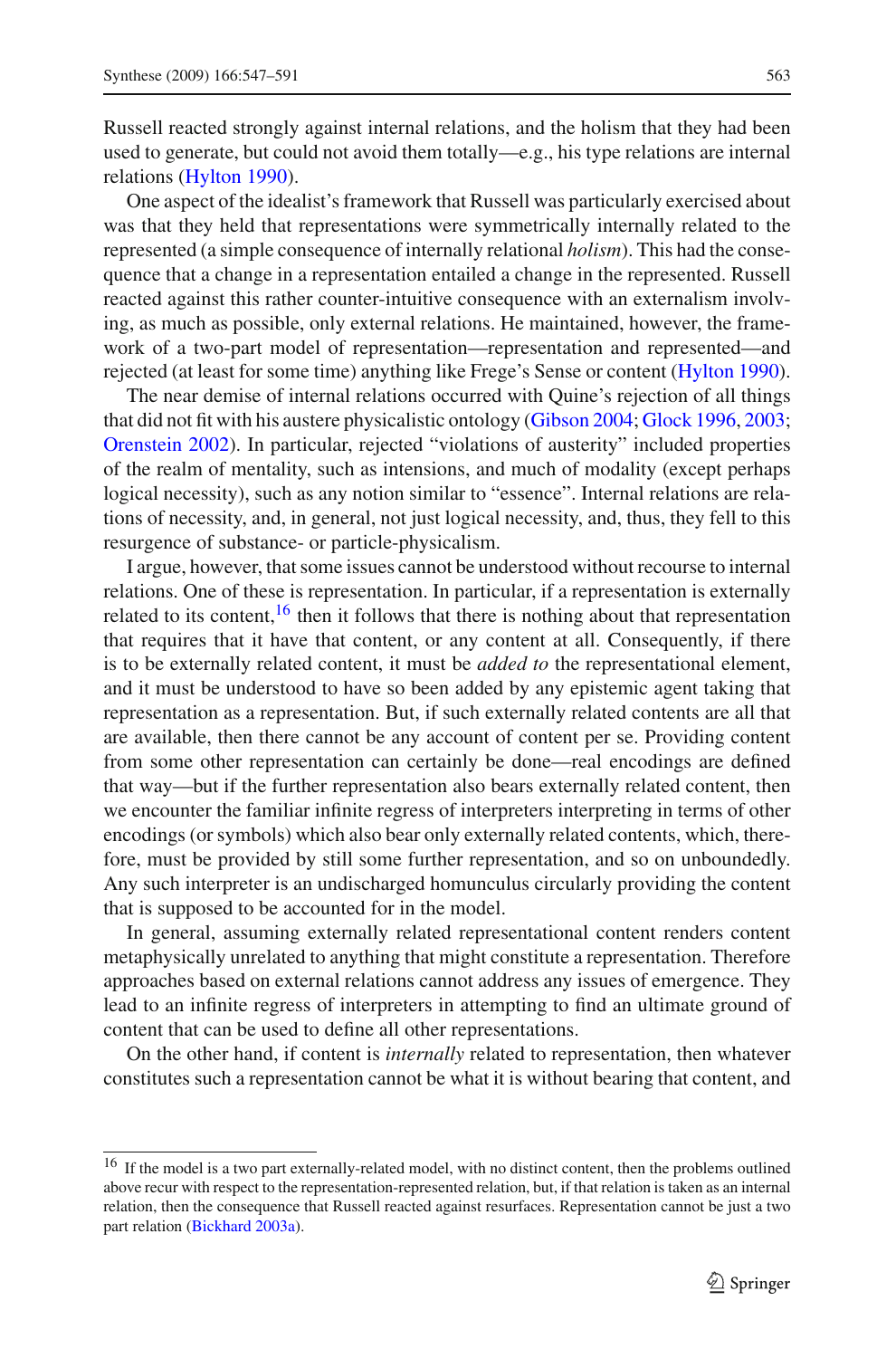Russell reacted strongly against internal relations, and the holism that they had been used to generate, but could not avoid them totally—e.g., his type relations are internal relations (Hylton 1990).

One aspect of the idealist's framework that Russell was particularly exercised about was that they held that representations were symmetrically internally related to the represented (a simple consequence of internally relational *holism*). This had the consequence that a change in a representation entailed a change in the represented. Russell reacted against this rather counter-intuitive consequence with an externalism involving, as much as possible, only external relations. He maintained, however, the framework of a two-part model of representation—representation and represented—and rejected (at least for some time) anything like Frege's Sense or content (Hylton 1990).

The near demise of internal relations occurred with Quine's rejection of all things that did not fit with his austere physicalistic ontology (Gibson 2004; Glock 1996, 2003; Orenstein 2002). In particular, rejected "violations of austerity" included properties of the realm of mentality, such as intensions, and much of modality (except perhaps logical necessity), such as any notion similar to "essence". Internal relations are relations of necessity, and, in general, not just logical necessity, and, thus, they fell to this resurgence of substance- or particle-physicalism.

I argue, however, that some issues cannot be understood without recourse to internal relations. One of these is representation. In particular, if a representation is externally related to its content,[16] then it follows that there is nothing about that representation that requires that it have that content, or any content at all. Consequently, if there is to be externally related content, it must be *added to* the representational element, and it must be understood to have so been added by any epistemic agent taking that representation as a representation. But, if such externally related contents are all that are available, then there cannot be any account of content per se. Providing content from some other representation can certainly be done—real encodings are defined that way—but if the further representation also bears externally related content, then we encounter the familiar infinite regress of interpreters interpreting in terms of other encodings (or symbols) which also bear only externally related contents, which, therefore, must be provided by still some further representation, and so on unboundedly. Any such interpreter is an undischarged homunculus circularly providing the content that is supposed to be accounted for in the model.

In general, assuming externally related representational content renders content metaphysically unrelated to anything that might constitute a representation. Therefore approaches based on external relations cannot address any issues of emergence. They lead to an infinite regress of interpreters in attempting to find an ultimate ground of content that can be used to define all other representations.

On the other hand, if content is *internally* related to representation, then whatever constitutes such a representation cannot be what it is without bearing that content, and

[16] If the model is a two part externally-related model, with no distinct content, then the problems outlined above recur with respect to the representation-represented relation, but, if that relation is taken as an internal relation, then the consequence that Russell reacted against resurfaces. Representation cannot be just a two part relation (Bickhard 2003a).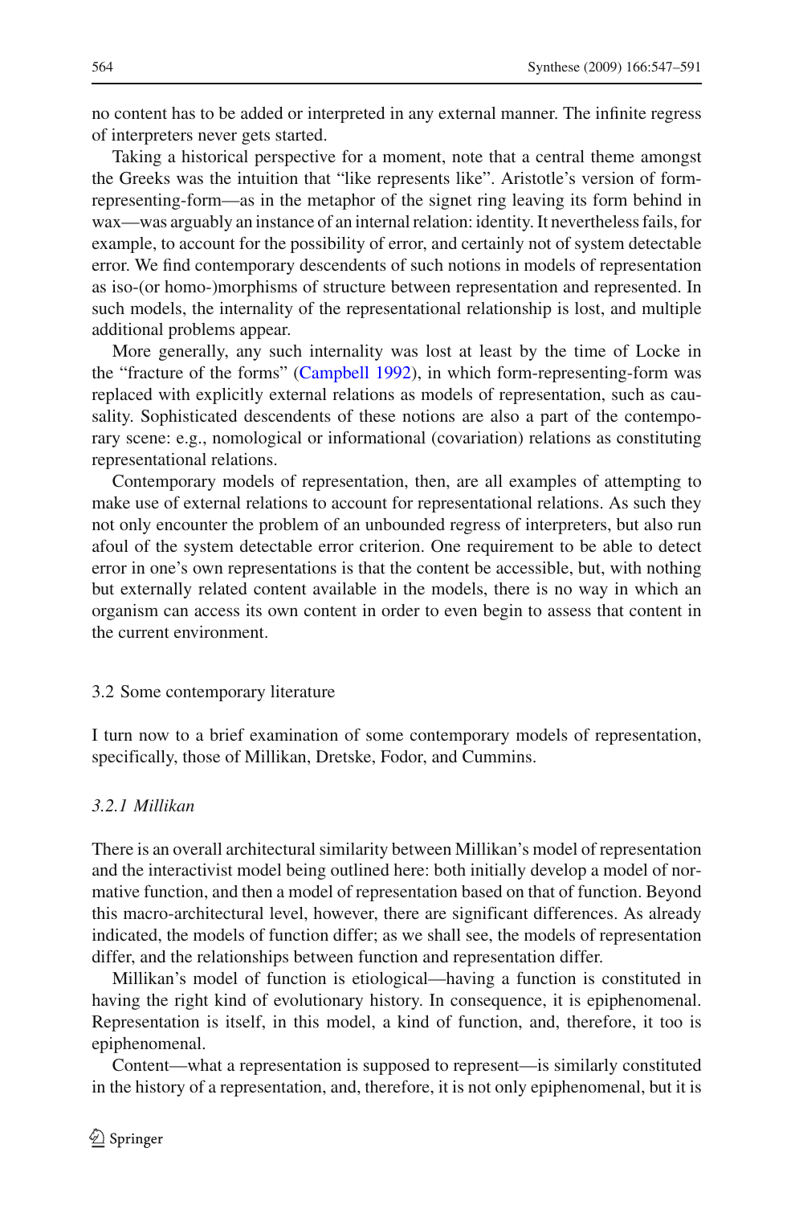no content has to be added or interpreted in any external manner. The infinite regress of interpreters never gets started.

Taking a historical perspective for a moment, note that a central theme amongst the Greeks was the intuition that "like represents like". Aristotle's version of form-representing-form—as in the metaphor of the signet ring leaving its form behind in wax—was arguably an instance of an internal relation: identity. It nevertheless fails, for example, to account for the possibility of error, and certainly not of system detectable error. We find contemporary descendents of such notions in models of representation as iso-(or homo-)morphisms of structure between representation and represented. In such models, the internality of the representational relationship is lost, and multiple additional problems appear.

More generally, any such internality was lost at least by the time of Locke in the "fracture of the forms" (Campbell 1992), in which form-representing-form was replaced with explicitly external relations as models of representation, such as causality. Sophisticated descendents of these notions are also a part of the contemporary scene: e.g., nomological or informational (covariation) relations as constituting representational relations.

Contemporary models of representation, then, are all examples of attempting to make use of external relations to account for representational relations. As such they not only encounter the problem of an unbounded regress of interpreters, but also run afoul of the system detectable error criterion. One requirement to be able to detect error in one's own representations is that the content be accessible, but, with nothing but externally related content available in the models, there is no way in which an organism can access its own content in order to even begin to assess that content in the current environment.

### 3.2 Some contemporary literature

I turn now to a brief examination of some contemporary models of representation, specifically, those of Millikan, Dretske, Fodor, and Cummins.

#### *3.2.1 Millikan*

There is an overall architectural similarity between Millikan's model of representation and the interactivist model being outlined here: both initially develop a model of normative function, and then a model of representation based on that of function. Beyond this macro-architectural level, however, there are significant differences. As already indicated, the models of function differ; as we shall see, the models of representation differ, and the relationships between function and representation differ.

Millikan's model of function is etiological—having a function is constituted in having the right kind of evolutionary history. In consequence, it is epiphenomenal. Representation is itself, in this model, a kind of function, and, therefore, it too is epiphenomenal.

Content—what a representation is supposed to represent—is similarly constituted in the history of a representation, and, therefore, it is not only epiphenomenal, but it is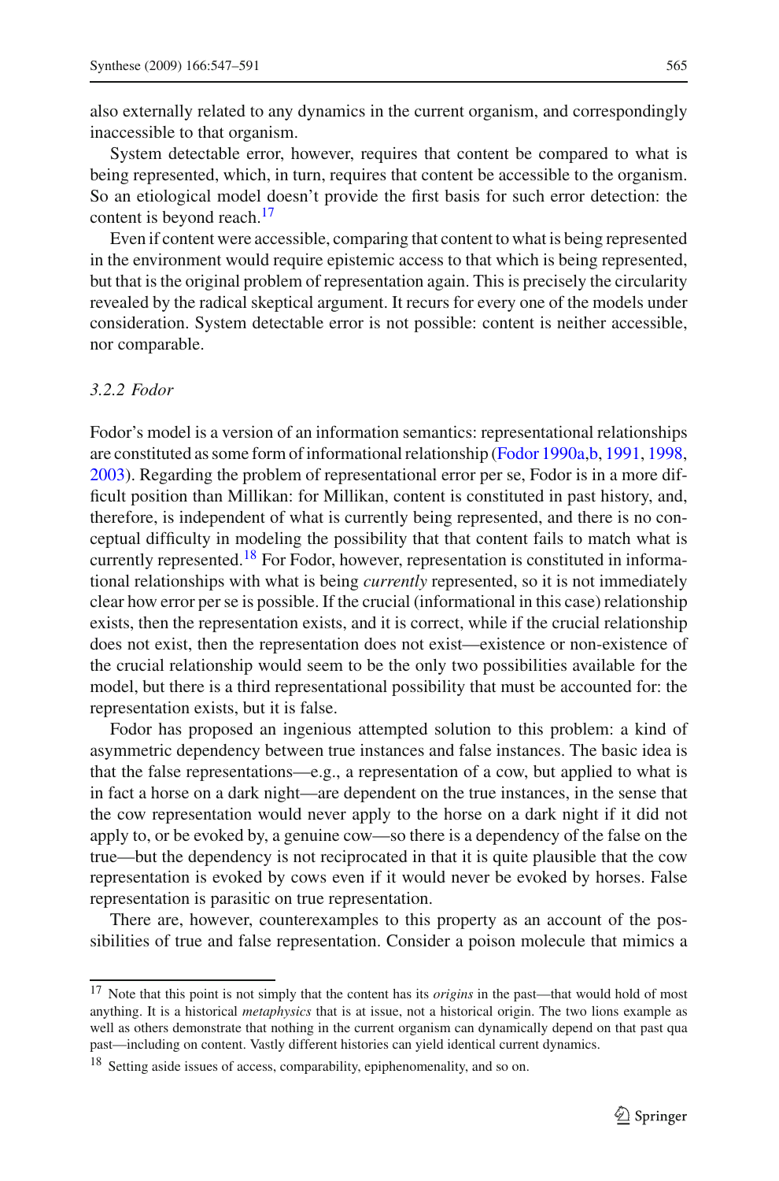also externally related to any dynamics in the current organism, and correspondingly inaccessible to that organism.

System detectable error, however, requires that content be compared to what is being represented, which, in turn, requires that content be accessible to the organism. So an etiological model doesn't provide the first basis for such error detection: the content is beyond reach.[17]

Even if content were accessible, comparing that content to what is being represented in the environment would require epistemic access to that which is being represented, but that is the original problem of representation again. This is precisely the circularity revealed by the radical skeptical argument. It recurs for every one of the models under consideration. System detectable error is not possible: content is neither accessible, nor comparable.

### *3.2.2 Fodor*

Fodor's model is a version of an information semantics: representational relationships are constituted as some form of informational relationship (Fodor 1990a,b, 1991, 1998, 2003). Regarding the problem of representational error per se, Fodor is in a more difficult position than Millikan: for Millikan, content is constituted in past history, and, therefore, is independent of what is currently being represented, and there is no conceptual difficulty in modeling the possibility that that content fails to match what is currently represented.[18] For Fodor, however, representation is constituted in informational relationships with what is being *currently* represented, so it is not immediately clear how error per se is possible. If the crucial (informational in this case) relationship exists, then the representation exists, and it is correct, while if the crucial relationship does not exist, then the representation does not exist—existence or non-existence of the crucial relationship would seem to be the only two possibilities available for the model, but there is a third representational possibility that must be accounted for: the representation exists, but it is false.

Fodor has proposed an ingenious attempted solution to this problem: a kind of asymmetric dependency between true instances and false instances. The basic idea is that the false representations—e.g., a representation of a cow, but applied to what is in fact a horse on a dark night—are dependent on the true instances, in the sense that the cow representation would never apply to the horse on a dark night if it did not apply to, or be evoked by, a genuine cow—so there is a dependency of the false on the true—but the dependency is not reciprocated in that it is quite plausible that the cow representation is evoked by cows even if it would never be evoked by horses. False representation is parasitic on true representation.

There are, however, counterexamples to this property as an account of the possibilities of true and false representation. Consider a poison molecule that mimics a

---

[17] Note that this point is not simply that the content has its *origins* in the past—that would hold of most anything. It is a historical *metaphysics* that is at issue, not a historical origin. The two lions example as well as others demonstrate that nothing in the current organism can dynamically depend on that past qua past—including on content. Vastly different histories can yield identical current dynamics.

[18] Setting aside issues of access, comparability, epiphenomenality, and so on.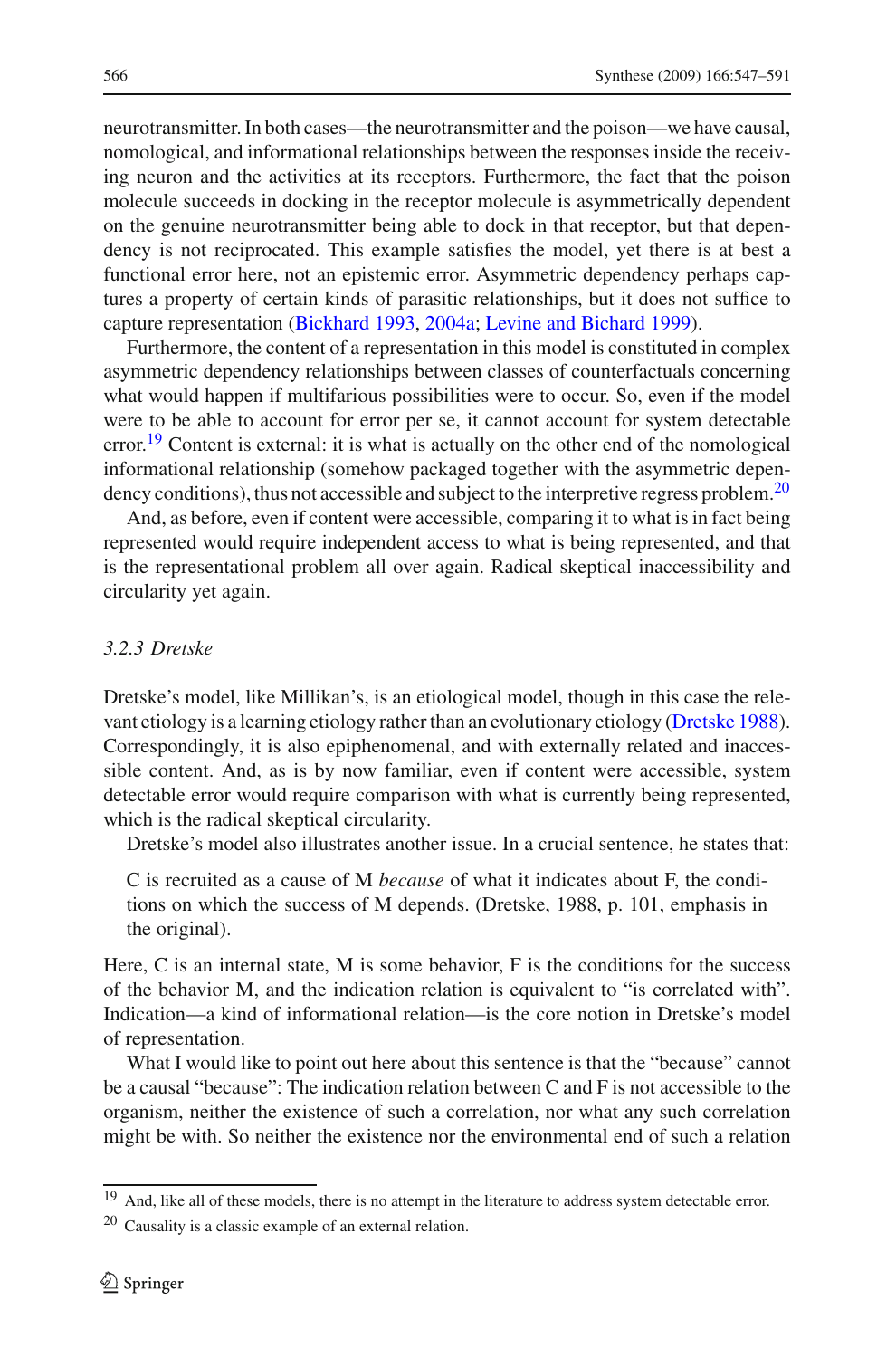neurotransmitter. In both cases—the neurotransmitter and the poison—we have causal, nomological, and informational relationships between the responses inside the receiving neuron and the activities at its receptors. Furthermore, the fact that the poison molecule succeeds in docking in the receptor molecule is asymmetrically dependent on the genuine neurotransmitter being able to dock in that receptor, but that dependency is not reciprocated. This example satisfies the model, yet there is at best a functional error here, not an epistemic error. Asymmetric dependency perhaps captures a property of certain kinds of parasitic relationships, but it does not suffice to capture representation (Bickhard 1993, 2004a; Levine and Bichard 1999).

Furthermore, the content of a representation in this model is constituted in complex asymmetric dependency relationships between classes of counterfactuals concerning what would happen if multifarious possibilities were to occur. So, even if the model were to be able to account for error per se, it cannot account for system detectable error.[19] Content is external: it is what is actually on the other end of the nomological informational relationship (somehow packaged together with the asymmetric dependency conditions), thus not accessible and subject to the interpretive regress problem.[20]

And, as before, even if content were accessible, comparing it to what is in fact being represented would require independent access to what is being represented, and that is the representational problem all over again. Radical skeptical inaccessibility and circularity yet again.

### *3.2.3 Dretske*

Dretske's model, like Millikan's, is an etiological model, though in this case the relevant etiology is a learning etiology rather than an evolutionary etiology (Dretske 1988). Correspondingly, it is also epiphenomenal, and with externally related and inaccessible content. And, as is by now familiar, even if content were accessible, system detectable error would require comparison with what is currently being represented, which is the radical skeptical circularity.

Dretske's model also illustrates another issue. In a crucial sentence, he states that:

> C is recruited as a cause of M *because* of what it indicates about F, the conditions on which the success of M depends. (Dretske, 1988, p. 101, emphasis in the original).

Here, C is an internal state, M is some behavior, F is the conditions for the success of the behavior M, and the indication relation is equivalent to "is correlated with". Indication—a kind of informational relation—is the core notion in Dretske's model of representation.

What I would like to point out here about this sentence is that the "because" cannot be a causal "because": The indication relation between C and F is not accessible to the organism, neither the existence of such a correlation, nor what any such correlation might be with. So neither the existence nor the environmental end of such a relation

---

[19] And, like all of these models, there is no attempt in the literature to address system detectable error.

[20] Causality is a classic example of an external relation.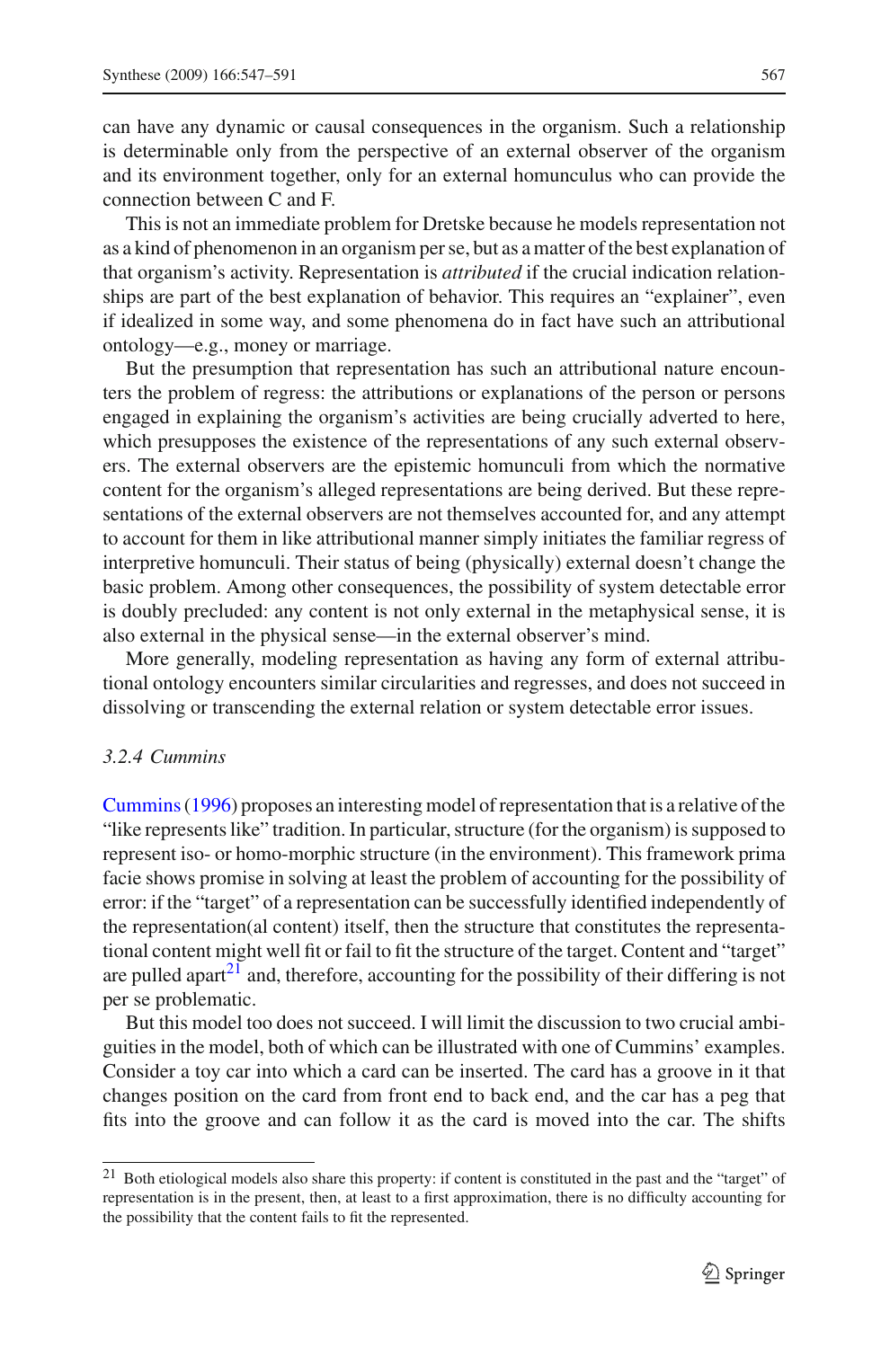can have any dynamic or causal consequences in the organism. Such a relationship is determinable only from the perspective of an external observer of the organism and its environment together, only for an external homunculus who can provide the connection between C and F.

This is not an immediate problem for Dretske because he models representation not as a kind of phenomenon in an organism per se, but as a matter of the best explanation of that organism's activity. Representation is *attributed* if the crucial indication relationships are part of the best explanation of behavior. This requires an "explainer", even if idealized in some way, and some phenomena do in fact have such an attributional ontology—e.g., money or marriage.

But the presumption that representation has such an attributional nature encounters the problem of regress: the attributions or explanations of the person or persons engaged in explaining the organism's activities are being crucially adverted to here, which presupposes the existence of the representations of any such external observers. The external observers are the epistemic homunculi from which the normative content for the organism's alleged representations are being derived. But these representations of the external observers are not themselves accounted for, and any attempt to account for them in like attributional manner simply initiates the familiar regress of interpretive homunculi. Their status of being (physically) external doesn't change the basic problem. Among other consequences, the possibility of system detectable error is doubly precluded: any content is not only external in the metaphysical sense, it is also external in the physical sense—in the external observer's mind.

More generally, modeling representation as having any form of external attributional ontology encounters similar circularities and regresses, and does not succeed in dissolving or transcending the external relation or system detectable error issues.

#### *3.2.4 Cummins*

Cummins (1996) proposes an interesting model of representation that is a relative of the "like represents like" tradition. In particular, structure (for the organism) is supposed to represent iso- or homo-morphic structure (in the environment). This framework prima facie shows promise in solving at least the problem of accounting for the possibility of error: if the "target" of a representation can be successfully identified independently of the representation(al content) itself, then the structure that constitutes the representational content might well fit or fail to fit the structure of the target. Content and "target" are pulled apart[21] and, therefore, accounting for the possibility of their differing is not per se problematic.

But this model too does not succeed. I will limit the discussion to two crucial ambiguities in the model, both of which can be illustrated with one of Cummins' examples. Consider a toy car into which a card can be inserted. The card has a groove in it that changes position on the card from front end to back end, and the car has a peg that fits into the groove and can follow it as the card is moved into the car. The shifts

[21] Both etiological models also share this property: if content is constituted in the past and the "target" of representation is in the present, then, at least to a first approximation, there is no difficulty accounting for the possibility that the content fails to fit the represented.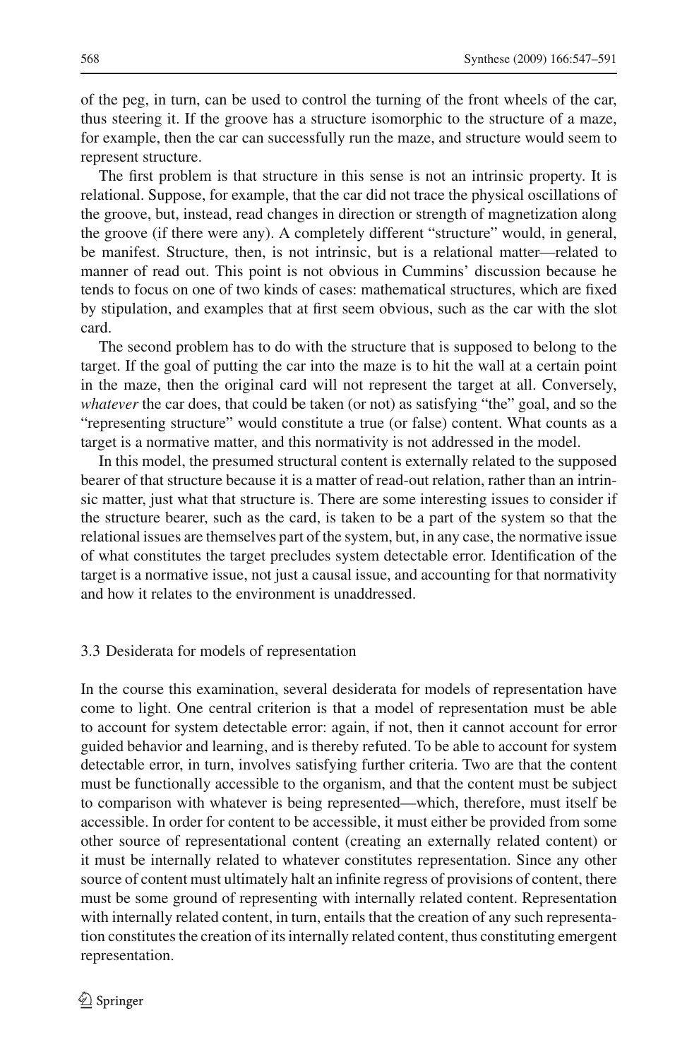of the peg, in turn, can be used to control the turning of the front wheels of the car, thus steering it. If the groove has a structure isomorphic to the structure of a maze, for example, then the car can successfully run the maze, and structure would seem to represent structure.

The first problem is that structure in this sense is not an intrinsic property. It is relational. Suppose, for example, that the car did not trace the physical oscillations of the groove, but, instead, read changes in direction or strength of magnetization along the groove (if there were any). A completely different "structure" would, in general, be manifest. Structure, then, is not intrinsic, but is a relational matter—related to manner of read out. This point is not obvious in Cummins' discussion because he tends to focus on one of two kinds of cases: mathematical structures, which are fixed by stipulation, and examples that at first seem obvious, such as the car with the slot card.

The second problem has to do with the structure that is supposed to belong to the target. If the goal of putting the car into the maze is to hit the wall at a certain point in the maze, then the original card will not represent the target at all. Conversely, *whatever* the car does, that could be taken (or not) as satisfying "the" goal, and so the "representing structure" would constitute a true (or false) content. What counts as a target is a normative matter, and this normativity is not addressed in the model.

In this model, the presumed structural content is externally related to the supposed bearer of that structure because it is a matter of read-out relation, rather than an intrinsic matter, just what that structure is. There are some interesting issues to consider if the structure bearer, such as the card, is taken to be a part of the system so that the relational issues are themselves part of the system, but, in any case, the normative issue of what constitutes the target precludes system detectable error. Identification of the target is a normative issue, not just a causal issue, and accounting for that normativity and how it relates to the environment is unaddressed.

### 3.3 Desiderata for models of representation

In the course this examination, several desiderata for models of representation have come to light. One central criterion is that a model of representation must be able to account for system detectable error: again, if not, then it cannot account for error guided behavior and learning, and is thereby refuted. To be able to account for system detectable error, in turn, involves satisfying further criteria. Two are that the content must be functionally accessible to the organism, and that the content must be subject to comparison with whatever is being represented—which, therefore, must itself be accessible. In order for content to be accessible, it must either be provided from some other source of representational content (creating an externally related content) or it must be internally related to whatever constitutes representation. Since any other source of content must ultimately halt an infinite regress of provisions of content, there must be some ground of representing with internally related content. Representation with internally related content, in turn, entails that the creation of any such representation constitutes the creation of its internally related content, thus constituting emergent representation.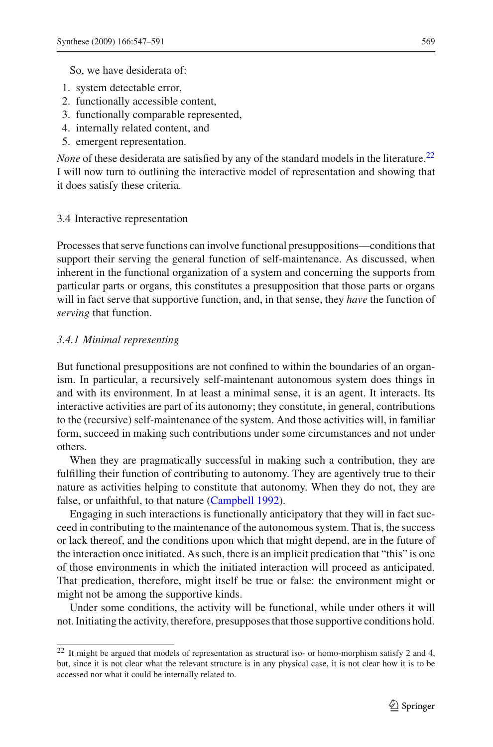So, we have desiderata of:

1. system detectable error,
2. functionally accessible content,
3. functionally comparable represented,
4. internally related content, and
5. emergent representation.

*None* of these desiderata are satisfied by any of the standard models in the literature.[22] I will now turn to outlining the interactive model of representation and showing that it does satisfy these criteria.

## 3.4 Interactive representation

Processes that serve functions can involve functional presuppositions—conditions that support their serving the general function of self-maintenance. As discussed, when inherent in the functional organization of a system and concerning the supports from particular parts or organs, this constitutes a presupposition that those parts or organs will in fact serve that supportive function, and, in that sense, they *have* the function of *serving* that function.

### *3.4.1 Minimal representing*

But functional presuppositions are not confined to within the boundaries of an organism. In particular, a recursively self-maintenant autonomous system does things in and with its environment. In at least a minimal sense, it is an agent. It interacts. Its interactive activities are part of its autonomy; they constitute, in general, contributions to the (recursive) self-maintenance of the system. And those activities will, in familiar form, succeed in making such contributions under some circumstances and not under others.

When they are pragmatically successful in making such a contribution, they are fulfilling their function of contributing to autonomy. They are agentively true to their nature as activities helping to constitute that autonomy. When they do not, they are false, or unfaithful, to that nature (Campbell 1992).

Engaging in such interactions is functionally anticipatory that they will in fact succeed in contributing to the maintenance of the autonomous system. That is, the success or lack thereof, and the conditions upon which that might depend, are in the future of the interaction once initiated. As such, there is an implicit predication that "this" is one of those environments in which the initiated interaction will proceed as anticipated. That predication, therefore, might itself be true or false: the environment might or might not be among the supportive kinds.

Under some conditions, the activity will be functional, while under others it will not. Initiating the activity, therefore, presupposes that those supportive conditions hold.

---

[22] It might be argued that models of representation as structural iso- or homo-morphism satisfy 2 and 4, but, since it is not clear what the relevant structure is in any physical case, it is not clear how it is to be accessed nor what it could be internally related to.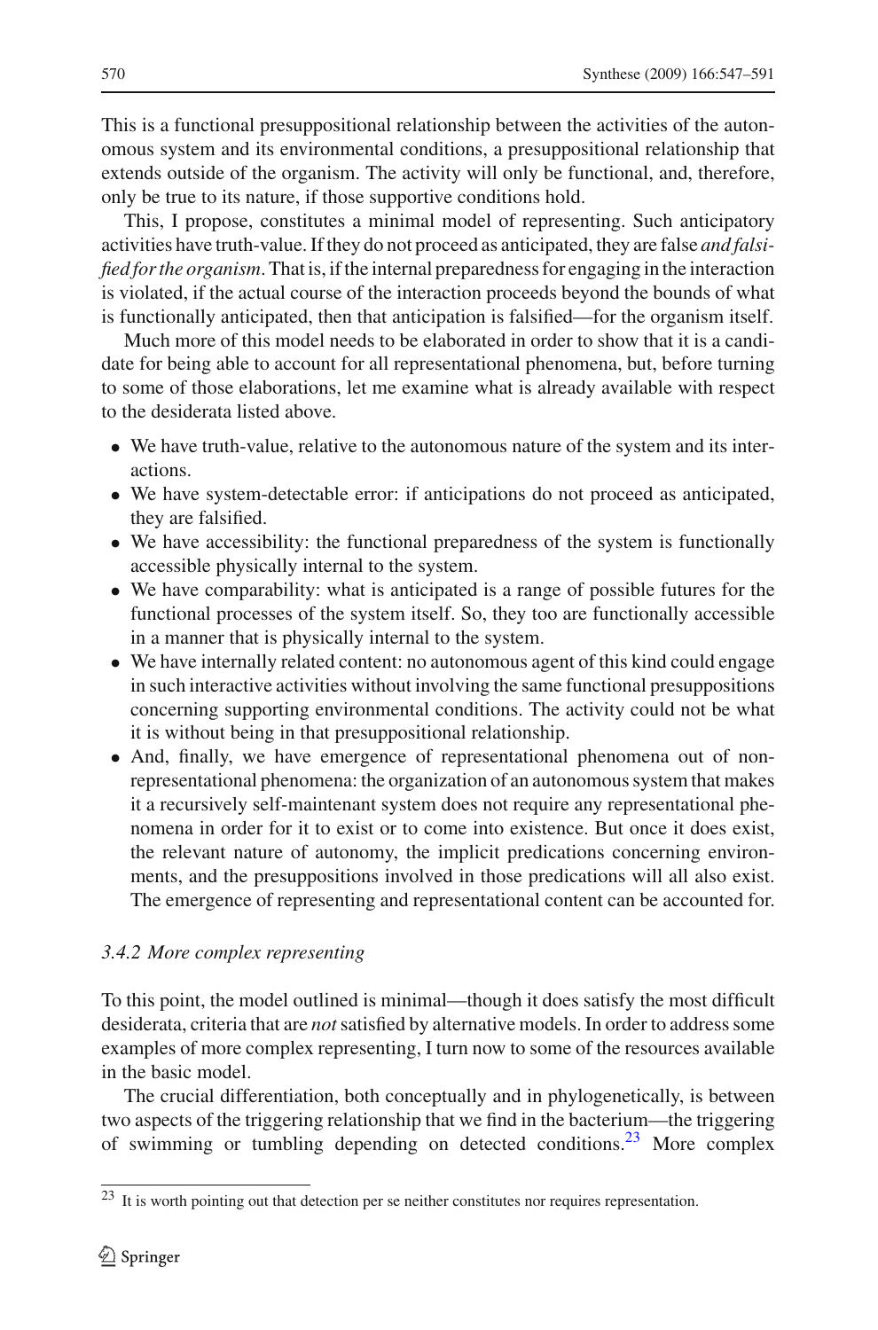This is a functional presuppositional relationship between the activities of the autonomous system and its environmental conditions, a presuppositional relationship that extends outside of the organism. The activity will only be functional, and, therefore, only be true to its nature, if those supportive conditions hold.

This, I propose, constitutes a minimal model of representing. Such anticipatory activities have truth-value. If they do not proceed as anticipated, they are false *and falsified for the organism*. That is, if the internal preparedness for engaging in the interaction is violated, if the actual course of the interaction proceeds beyond the bounds of what is functionally anticipated, then that anticipation is falsified—for the organism itself.

Much more of this model needs to be elaborated in order to show that it is a candidate for being able to account for all representational phenomena, but, before turning to some of those elaborations, let me examine what is already available with respect to the desiderata listed above.

- We have truth-value, relative to the autonomous nature of the system and its interactions.
- We have system-detectable error: if anticipations do not proceed as anticipated, they are falsified.
- We have accessibility: the functional preparedness of the system is functionally accessible physically internal to the system.
- We have comparability: what is anticipated is a range of possible futures for the functional processes of the system itself. So, they too are functionally accessible in a manner that is physically internal to the system.
- We have internally related content: no autonomous agent of this kind could engage in such interactive activities without involving the same functional presuppositions concerning supporting environmental conditions. The activity could not be what it is without being in that presuppositional relationship.
- And, finally, we have emergence of representational phenomena out of non-representational phenomena: the organization of an autonomous system that makes it a recursively self-maintenant system does not require any representational phenomena in order for it to exist or to come into existence. But once it does exist, the relevant nature of autonomy, the implicit predications concerning environments, and the presuppositions involved in those predications will all also exist. The emergence of representing and representational content can be accounted for.

### *3.4.2 More complex representing*

To this point, the model outlined is minimal—though it does satisfy the most difficult desiderata, criteria that are *not* satisfied by alternative models. In order to address some examples of more complex representing, I turn now to some of the resources available in the basic model.

The crucial differentiation, both conceptually and in phylogenetically, is between two aspects of the triggering relationship that we find in the bacterium—the triggering of swimming or tumbling depending on detected conditions.[23] More complex

[23] It is worth pointing out that detection per se neither constitutes nor requires representation.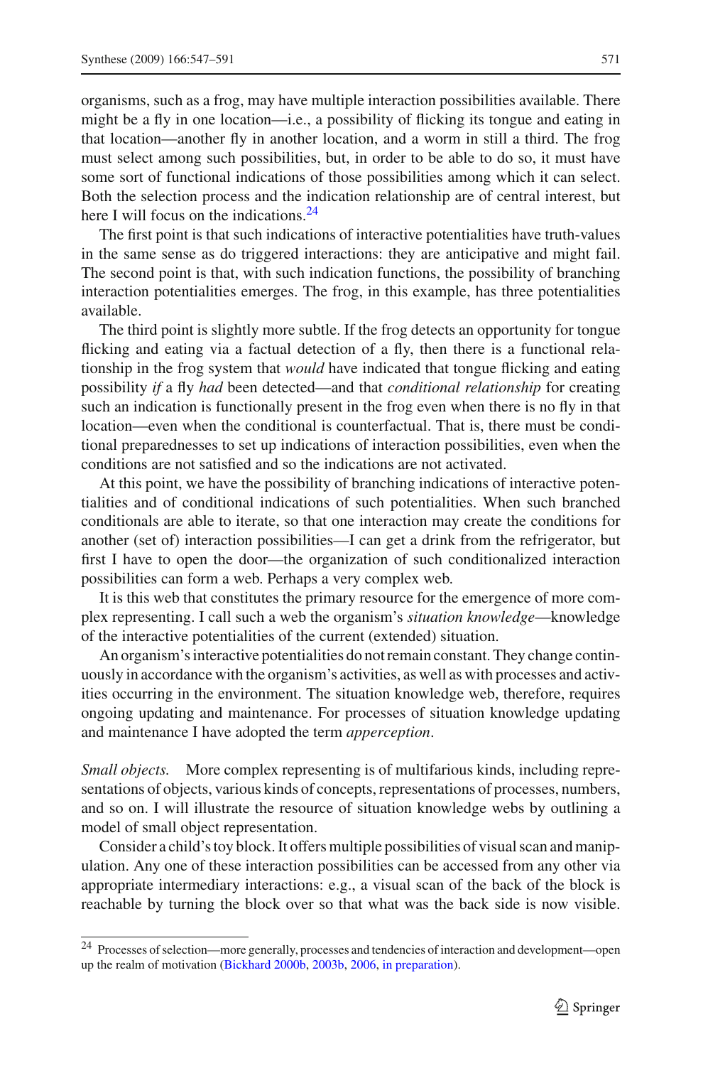organisms, such as a frog, may have multiple interaction possibilities available. There might be a fly in one location—i.e., a possibility of flicking its tongue and eating in that location—another fly in another location, and a worm in still a third. The frog must select among such possibilities, but, in order to be able to do so, it must have some sort of functional indications of those possibilities among which it can select. Both the selection process and the indication relationship are of central interest, but here I will focus on the indications.[24]

The first point is that such indications of interactive potentialities have truth-values in the same sense as do triggered interactions: they are anticipative and might fail. The second point is that, with such indication functions, the possibility of branching interaction potentialities emerges. The frog, in this example, has three potentialities available.

The third point is slightly more subtle. If the frog detects an opportunity for tongue flicking and eating via a factual detection of a fly, then there is a functional relationship in the frog system that *would* have indicated that tongue flicking and eating possibility *if* a fly *had* been detected—and that *conditional relationship* for creating such an indication is functionally present in the frog even when there is no fly in that location—even when the conditional is counterfactual. That is, there must be conditional preparednesses to set up indications of interaction possibilities, even when the conditions are not satisfied and so the indications are not activated.

At this point, we have the possibility of branching indications of interactive potentialities and of conditional indications of such potentialities. When such branched conditionals are able to iterate, so that one interaction may create the conditions for another (set of) interaction possibilities—I can get a drink from the refrigerator, but first I have to open the door—the organization of such conditionalized interaction possibilities can form a web. Perhaps a very complex web.

It is this web that constitutes the primary resource for the emergence of more complex representing. I call such a web the organism's *situation knowledge*—knowledge of the interactive potentialities of the current (extended) situation.

An organism's interactive potentialities do not remain constant. They change continuously in accordance with the organism's activities, as well as with processes and activities occurring in the environment. The situation knowledge web, therefore, requires ongoing updating and maintenance. For processes of situation knowledge updating and maintenance I have adopted the term *apperception*.

*Small objects.* More complex representing is of multifarious kinds, including representations of objects, various kinds of concepts, representations of processes, numbers, and so on. I will illustrate the resource of situation knowledge webs by outlining a model of small object representation.

Consider a child's toy block. It offers multiple possibilities of visual scan and manipulation. Any one of these interaction possibilities can be accessed from any other via appropriate intermediary interactions: e.g., a visual scan of the back of the block is reachable by turning the block over so that what was the back side is now visible.

[24] Processes of selection—more generally, processes and tendencies of interaction and development—open up the realm of motivation (Bickhard 2000b, 2003b, 2006, in preparation).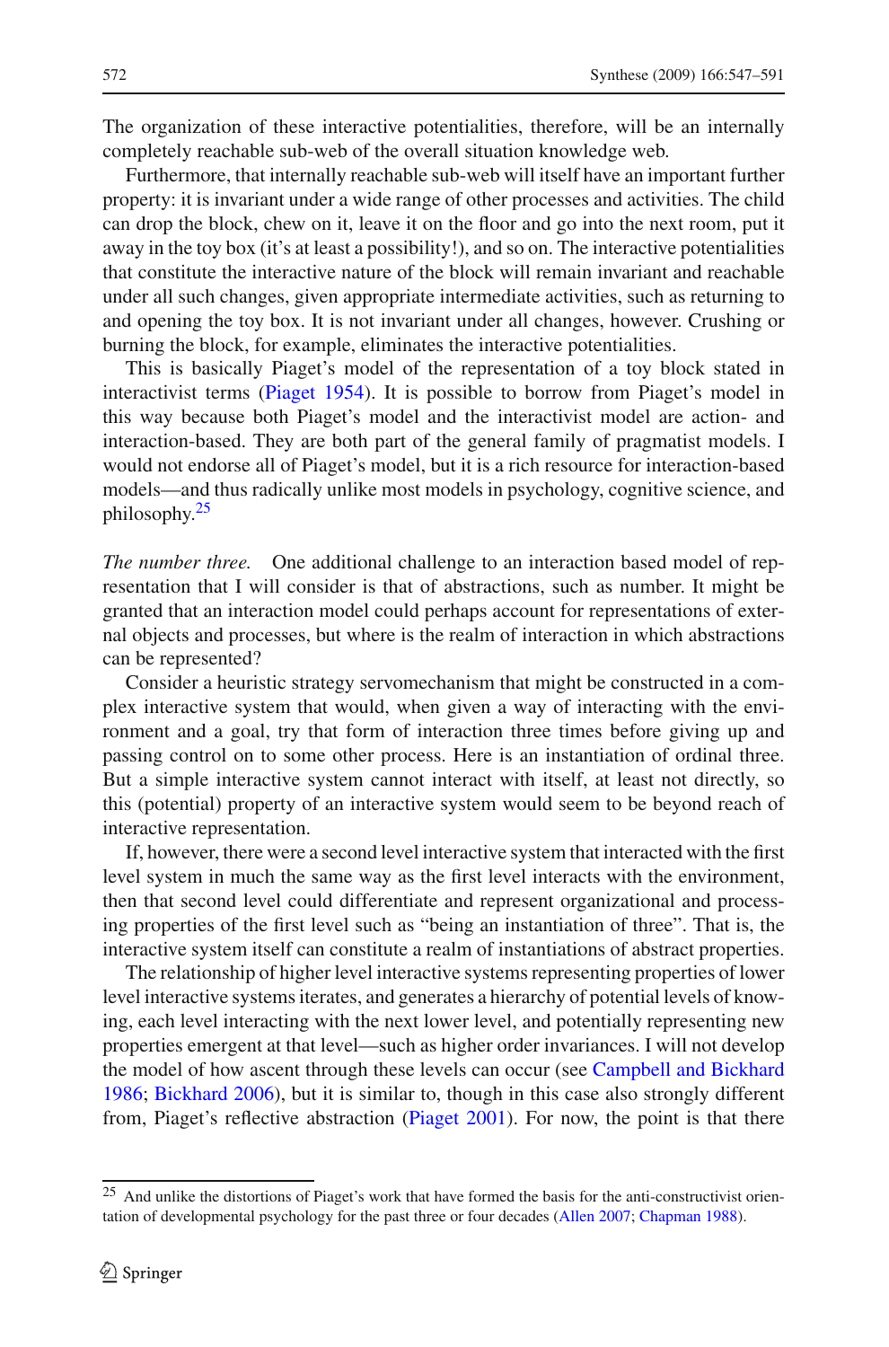The organization of these interactive potentialities, therefore, will be an internally completely reachable sub-web of the overall situation knowledge web.

Furthermore, that internally reachable sub-web will itself have an important further property: it is invariant under a wide range of other processes and activities. The child can drop the block, chew on it, leave it on the floor and go into the next room, put it away in the toy box (it's at least a possibility!), and so on. The interactive potentialities that constitute the interactive nature of the block will remain invariant and reachable under all such changes, given appropriate intermediate activities, such as returning to and opening the toy box. It is not invariant under all changes, however. Crushing or burning the block, for example, eliminates the interactive potentialities.

This is basically Piaget's model of the representation of a toy block stated in interactivist terms (Piaget 1954). It is possible to borrow from Piaget's model in this way because both Piaget's model and the interactivist model are action- and interaction-based. They are both part of the general family of pragmatist models. I would not endorse all of Piaget's model, but it is a rich resource for interaction-based models—and thus radically unlike most models in psychology, cognitive science, and philosophy.[25]

*The number three.* One additional challenge to an interaction based model of representation that I will consider is that of abstractions, such as number. It might be granted that an interaction model could perhaps account for representations of external objects and processes, but where is the realm of interaction in which abstractions can be represented?

Consider a heuristic strategy servomechanism that might be constructed in a complex interactive system that would, when given a way of interacting with the environment and a goal, try that form of interaction three times before giving up and passing control on to some other process. Here is an instantiation of ordinal three. But a simple interactive system cannot interact with itself, at least not directly, so this (potential) property of an interactive system would seem to be beyond reach of interactive representation.

If, however, there were a second level interactive system that interacted with the first level system in much the same way as the first level interacts with the environment, then that second level could differentiate and represent organizational and processing properties of the first level such as "being an instantiation of three". That is, the interactive system itself can constitute a realm of instantiations of abstract properties.

The relationship of higher level interactive systems representing properties of lower level interactive systems iterates, and generates a hierarchy of potential levels of knowing, each level interacting with the next lower level, and potentially representing new properties emergent at that level—such as higher order invariances. I will not develop the model of how ascent through these levels can occur (see Campbell and Bickhard 1986; Bickhard 2006), but it is similar to, though in this case also strongly different from, Piaget's reflective abstraction (Piaget 2001). For now, the point is that there

---

[25] And unlike the distortions of Piaget's work that have formed the basis for the anti-constructivist orientation of developmental psychology for the past three or four decades (Allen 2007; Chapman 1988).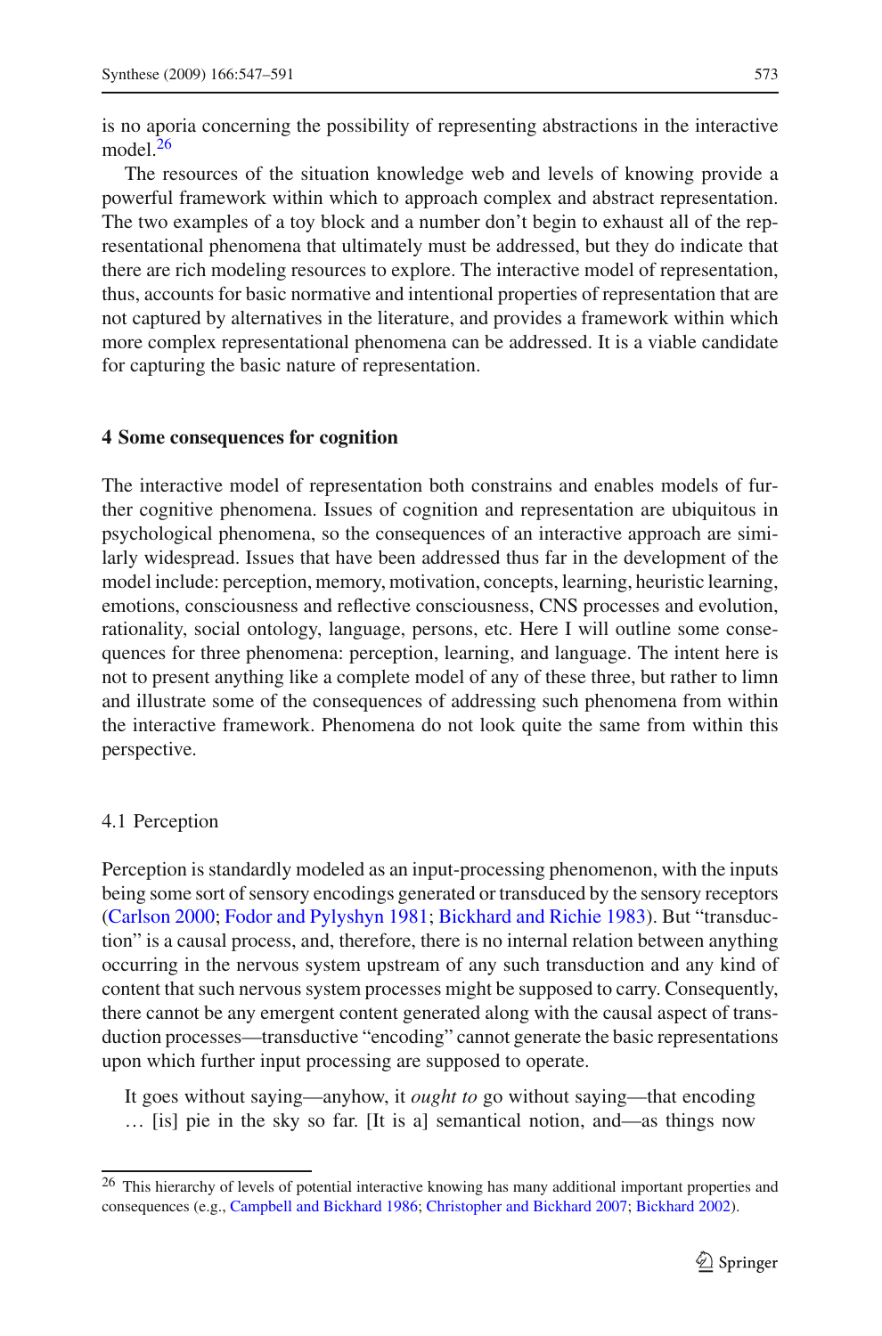is no aporia concerning the possibility of representing abstractions in the interactive model.[26]

The resources of the situation knowledge web and levels of knowing provide a powerful framework within which to approach complex and abstract representation. The two examples of a toy block and a number don't begin to exhaust all of the representational phenomena that ultimately must be addressed, but they do indicate that there are rich modeling resources to explore. The interactive model of representation, thus, accounts for basic normative and intentional properties of representation that are not captured by alternatives in the literature, and provides a framework within which more complex representational phenomena can be addressed. It is a viable candidate for capturing the basic nature of representation.

## 4 Some consequences for cognition

The interactive model of representation both constrains and enables models of further cognitive phenomena. Issues of cognition and representation are ubiquitous in psychological phenomena, so the consequences of an interactive approach are similarly widespread. Issues that have been addressed thus far in the development of the model include: perception, memory, motivation, concepts, learning, heuristic learning, emotions, consciousness and reflective consciousness, CNS processes and evolution, rationality, social ontology, language, persons, etc. Here I will outline some consequences for three phenomena: perception, learning, and language. The intent here is not to present anything like a complete model of any of these three, but rather to limn and illustrate some of the consequences of addressing such phenomena from within the interactive framework. Phenomena do not look quite the same from within this perspective.

### 4.1 Perception

Perception is standardly modeled as an input-processing phenomenon, with the inputs being some sort of sensory encodings generated or transduced by the sensory receptors (Carlson 2000; Fodor and Pylyshyn 1981; Bickhard and Richie 1983). But "transduction" is a causal process, and, therefore, there is no internal relation between anything occurring in the nervous system upstream of any such transduction and any kind of content that such nervous system processes might be supposed to carry. Consequently, there cannot be any emergent content generated along with the causal aspect of transduction processes—transductive "encoding" cannot generate the basic representations upon which further input processing are supposed to operate.

> It goes without saying—anyhow, it *ought to* go without saying—that encoding … [is] pie in the sky so far. [It is a] semantical notion, and—as things now

[26] This hierarchy of levels of potential interactive knowing has many additional important properties and consequences (e.g., Campbell and Bickhard 1986; Christopher and Bickhard 2007; Bickhard 2002).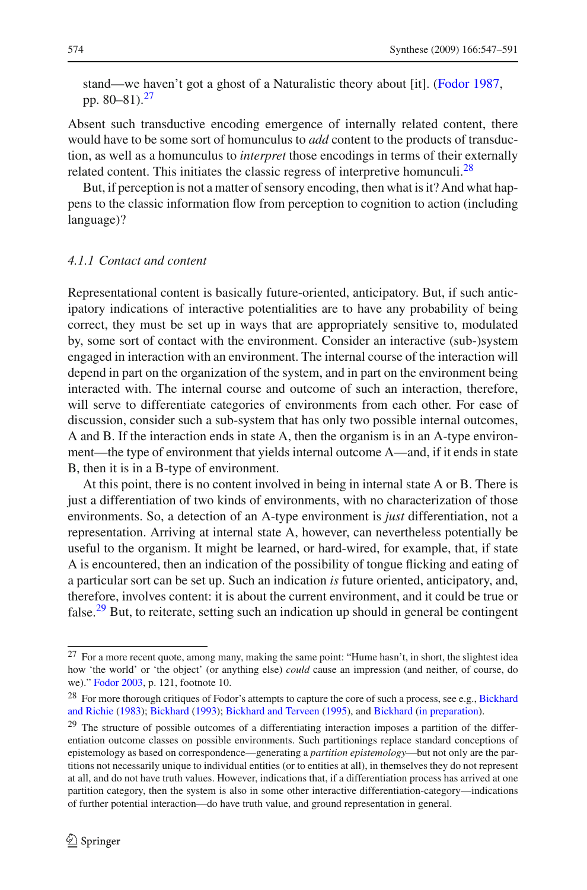stand—we haven't got a ghost of a Naturalistic theory about [it]. (Fodor 1987, pp. 80–81).[27]

Absent such transductive encoding emergence of internally related content, there would have to be some sort of homunculus to *add* content to the products of transduction, as well as a homunculus to *interpret* those encodings in terms of their externally related content. This initiates the classic regress of interpretive homunculi.[28]

But, if perception is not a matter of sensory encoding, then what is it? And what happens to the classic information flow from perception to cognition to action (including language)?

#### *4.1.1 Contact and content*

Representational content is basically future-oriented, anticipatory. But, if such anticipatory indications of interactive potentialities are to have any probability of being correct, they must be set up in ways that are appropriately sensitive to, modulated by, some sort of contact with the environment. Consider an interactive (sub-)system engaged in interaction with an environment. The internal course of the interaction will depend in part on the organization of the system, and in part on the environment being interacted with. The internal course and outcome of such an interaction, therefore, will serve to differentiate categories of environments from each other. For ease of discussion, consider such a sub-system that has only two possible internal outcomes, A and B. If the interaction ends in state A, then the organism is in an A-type environment—the type of environment that yields internal outcome A—and, if it ends in state B, then it is in a B-type of environment.

At this point, there is no content involved in being in internal state A or B. There is just a differentiation of two kinds of environments, with no characterization of those environments. So, a detection of an A-type environment is *just* differentiation, not a representation. Arriving at internal state A, however, can nevertheless potentially be useful to the organism. It might be learned, or hard-wired, for example, that, if state A is encountered, then an indication of the possibility of tongue flicking and eating of a particular sort can be set up. Such an indication *is* future oriented, anticipatory, and, therefore, involves content: it is about the current environment, and it could be true or false.[29] But, to reiterate, setting such an indication up should in general be contingent

---

[27] For a more recent quote, among many, making the same point: "Hume hasn't, in short, the slightest idea how 'the world' or 'the object' (or anything else) *could* cause an impression (and neither, of course, do we)." Fodor 2003, p. 121, footnote 10.

[28] For more thorough critiques of Fodor's attempts to capture the core of such a process, see e.g., Bickhard and Richie (1983); Bickhard (1993); Bickhard and Terveen (1995), and Bickhard (in preparation).

[29] The structure of possible outcomes of a differentiating interaction imposes a partition of the differentiation outcome classes on possible environments. Such partitionings replace standard conceptions of epistemology as based on correspondence—generating a *partition epistemology*—but not only are the partitions not necessarily unique to individual entities (or to entities at all), in themselves they do not represent at all, and do not have truth values. However, indications that, if a differentiation process has arrived at one partition category, then the system is also in some other interactive differentiation-category—indications of further potential interaction—do have truth value, and ground representation in general.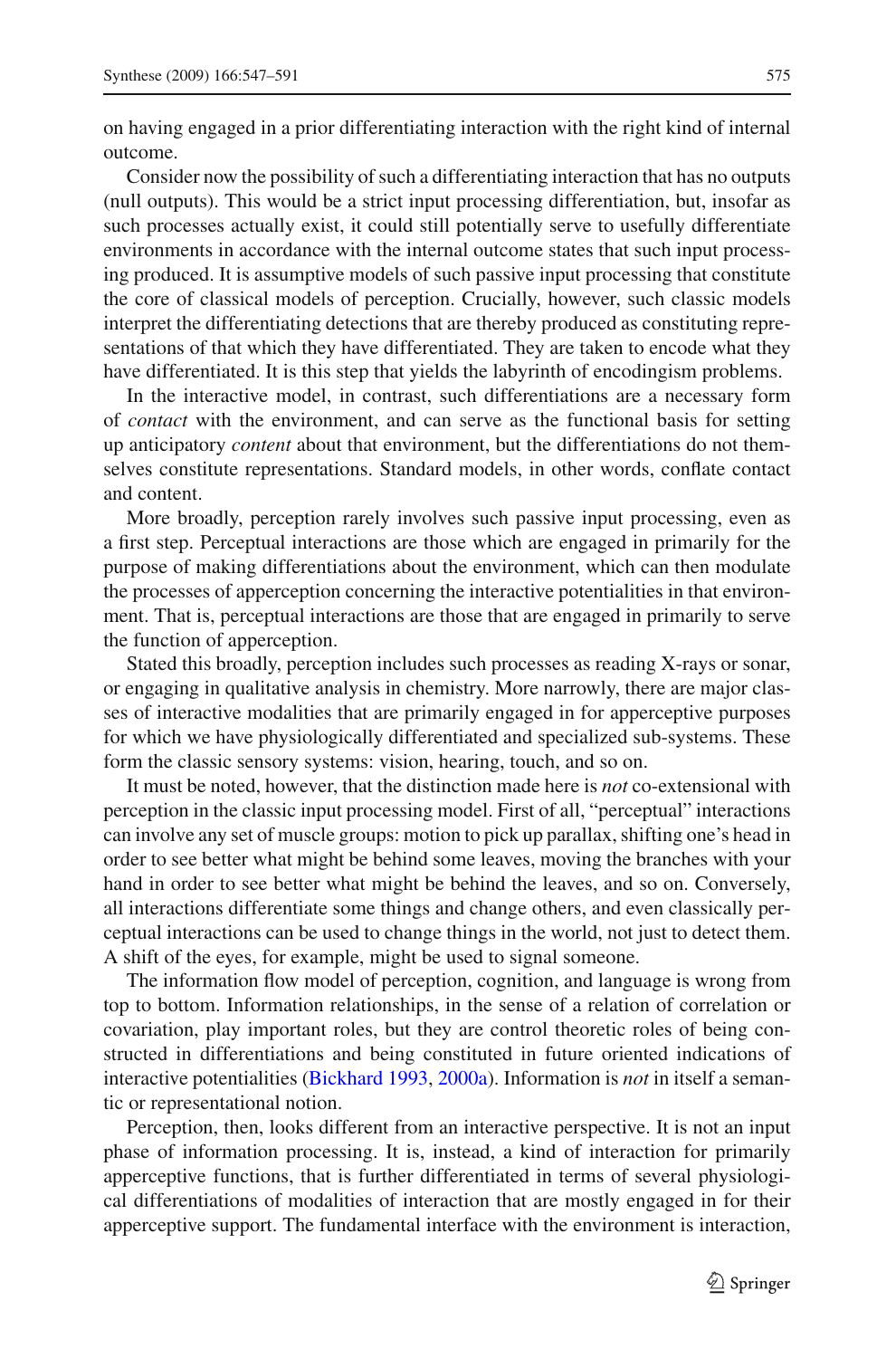on having engaged in a prior differentiating interaction with the right kind of internal outcome.

Consider now the possibility of such a differentiating interaction that has no outputs (null outputs). This would be a strict input processing differentiation, but, insofar as such processes actually exist, it could still potentially serve to usefully differentiate environments in accordance with the internal outcome states that such input processing produced. It is assumptive models of such passive input processing that constitute the core of classical models of perception. Crucially, however, such classic models interpret the differentiating detections that are thereby produced as constituting representations of that which they have differentiated. They are taken to encode what they have differentiated. It is this step that yields the labyrinth of encodingism problems.

In the interactive model, in contrast, such differentiations are a necessary form of *contact* with the environment, and can serve as the functional basis for setting up anticipatory *content* about that environment, but the differentiations do not themselves constitute representations. Standard models, in other words, conflate contact and content.

More broadly, perception rarely involves such passive input processing, even as a first step. Perceptual interactions are those which are engaged in primarily for the purpose of making differentiations about the environment, which can then modulate the processes of apperception concerning the interactive potentialities in that environment. That is, perceptual interactions are those that are engaged in primarily to serve the function of apperception.

Stated this broadly, perception includes such processes as reading X-rays or sonar, or engaging in qualitative analysis in chemistry. More narrowly, there are major classes of interactive modalities that are primarily engaged in for apperceptive purposes for which we have physiologically differentiated and specialized sub-systems. These form the classic sensory systems: vision, hearing, touch, and so on.

It must be noted, however, that the distinction made here is *not* co-extensional with perception in the classic input processing model. First of all, "perceptual" interactions can involve any set of muscle groups: motion to pick up parallax, shifting one's head in order to see better what might be behind some leaves, moving the branches with your hand in order to see better what might be behind the leaves, and so on. Conversely, all interactions differentiate some things and change others, and even classically perceptual interactions can be used to change things in the world, not just to detect them. A shift of the eyes, for example, might be used to signal someone.

The information flow model of perception, cognition, and language is wrong from top to bottom. Information relationships, in the sense of a relation of correlation or covariation, play important roles, but they are control theoretic roles of being constructed in differentiations and being constituted in future oriented indications of interactive potentialities (Bickhard 1993, 2000a). Information is *not* in itself a semantic or representational notion.

Perception, then, looks different from an interactive perspective. It is not an input phase of information processing. It is, instead, a kind of interaction for primarily apperceptive functions, that is further differentiated in terms of several physiological differentiations of modalities of interaction that are mostly engaged in for their apperceptive support. The fundamental interface with the environment is interaction,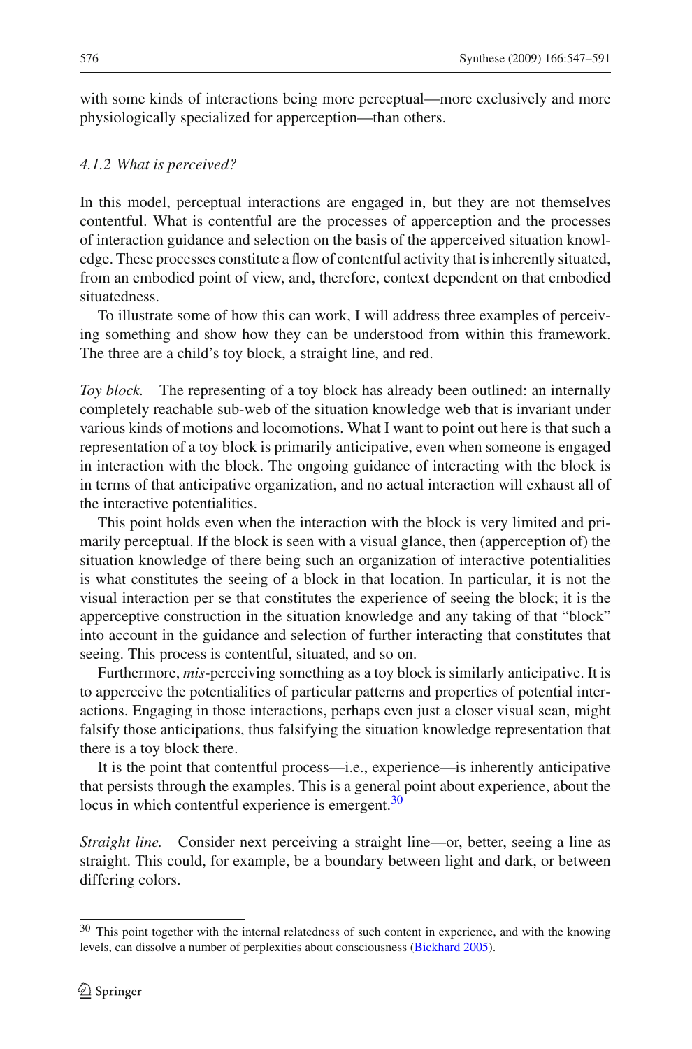with some kinds of interactions being more perceptual—more exclusively and more physiologically specialized for apperception—than others.

#### *4.1.2 What is perceived?*

In this model, perceptual interactions are engaged in, but they are not themselves contentful. What is contentful are the processes of apperception and the processes of interaction guidance and selection on the basis of the apperceived situation knowledge. These processes constitute a flow of contentful activity that is inherently situated, from an embodied point of view, and, therefore, context dependent on that embodied situatedness.

To illustrate some of how this can work, I will address three examples of perceiving something and show how they can be understood from within this framework. The three are a child's toy block, a straight line, and red.

*Toy block.* The representing of a toy block has already been outlined: an internally completely reachable sub-web of the situation knowledge web that is invariant under various kinds of motions and locomotions. What I want to point out here is that such a representation of a toy block is primarily anticipative, even when someone is engaged in interaction with the block. The ongoing guidance of interacting with the block is in terms of that anticipative organization, and no actual interaction will exhaust all of the interactive potentialities.

This point holds even when the interaction with the block is very limited and primarily perceptual. If the block is seen with a visual glance, then (apperception of) the situation knowledge of there being such an organization of interactive potentialities is what constitutes the seeing of a block in that location. In particular, it is not the visual interaction per se that constitutes the experience of seeing the block; it is the apperceptive construction in the situation knowledge and any taking of that "block" into account in the guidance and selection of further interacting that constitutes that seeing. This process is contentful, situated, and so on.

Furthermore, *mis*-perceiving something as a toy block is similarly anticipative. It is to apperceive the potentialities of particular patterns and properties of potential interactions. Engaging in those interactions, perhaps even just a closer visual scan, might falsify those anticipations, thus falsifying the situation knowledge representation that there is a toy block there.

It is the point that contentful process—i.e., experience—is inherently anticipative that persists through the examples. This is a general point about experience, about the locus in which contentful experience is emergent.[30]

*Straight line.* Consider next perceiving a straight line—or, better, seeing a line as straight. This could, for example, be a boundary between light and dark, or between differing colors.

---

[30] This point together with the internal relatedness of such content in experience, and with the knowing levels, can dissolve a number of perplexities about consciousness (Bickhard 2005).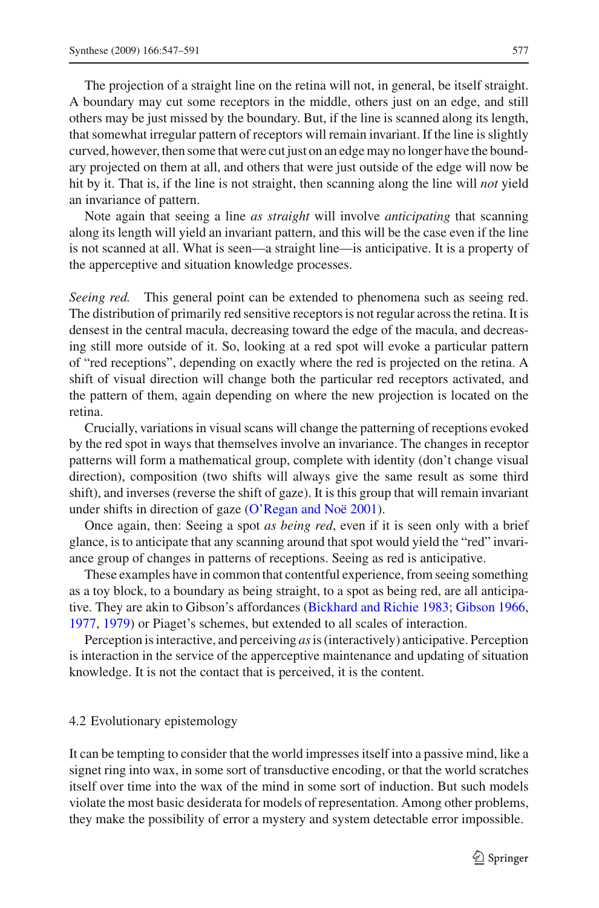The projection of a straight line on the retina will not, in general, be itself straight. A boundary may cut some receptors in the middle, others just on an edge, and still others may be just missed by the boundary. But, if the line is scanned along its length, that somewhat irregular pattern of receptors will remain invariant. If the line is slightly curved, however, then some that were cut just on an edge may no longer have the boundary projected on them at all, and others that were just outside of the edge will now be hit by it. That is, if the line is not straight, then scanning along the line will *not* yield an invariance of pattern.

Note again that seeing a line *as straight* will involve *anticipating* that scanning along its length will yield an invariant pattern, and this will be the case even if the line is not scanned at all. What is seen—a straight line—is anticipative. It is a property of the apperceptive and situation knowledge processes.

*Seeing red.* This general point can be extended to phenomena such as seeing red. The distribution of primarily red sensitive receptors is not regular across the retina. It is densest in the central macula, decreasing toward the edge of the macula, and decreasing still more outside of it. So, looking at a red spot will evoke a particular pattern of "red receptions", depending on exactly where the red is projected on the retina. A shift of visual direction will change both the particular red receptors activated, and the pattern of them, again depending on where the new projection is located on the retina.

Crucially, variations in visual scans will change the patterning of receptions evoked by the red spot in ways that themselves involve an invariance. The changes in receptor patterns will form a mathematical group, complete with identity (don't change visual direction), composition (two shifts will always give the same result as some third shift), and inverses (reverse the shift of gaze). It is this group that will remain invariant under shifts in direction of gaze (O'Regan and Noë 2001).

Once again, then: Seeing a spot *as being red*, even if it is seen only with a brief glance, is to anticipate that any scanning around that spot would yield the "red" invariance group of changes in patterns of receptions. Seeing as red is anticipative.

These examples have in common that contentful experience, from seeing something as a toy block, to a boundary as being straight, to a spot as being red, are all anticipative. They are akin to Gibson's affordances (Bickhard and Richie 1983; Gibson 1966, 1977, 1979) or Piaget's schemes, but extended to all scales of interaction.

Perception is interactive, and perceiving *as* is (interactively) anticipative. Perception is interaction in the service of the apperceptive maintenance and updating of situation knowledge. It is not the contact that is perceived, it is the content.

### 4.2 Evolutionary epistemology

It can be tempting to consider that the world impresses itself into a passive mind, like a signet ring into wax, in some sort of transductive encoding, or that the world scratches itself over time into the wax of the mind in some sort of induction. But such models violate the most basic desiderata for models of representation. Among other problems, they make the possibility of error a mystery and system detectable error impossible.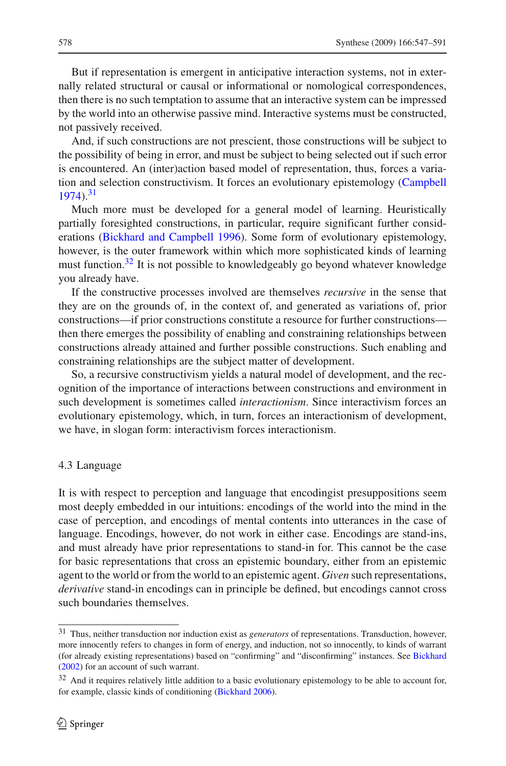But if representation is emergent in anticipative interaction systems, not in externally related structural or causal or informational or nomological correspondences, then there is no such temptation to assume that an interactive system can be impressed by the world into an otherwise passive mind. Interactive systems must be constructed, not passively received.

And, if such constructions are not prescient, those constructions will be subject to the possibility of being in error, and must be subject to being selected out if such error is encountered. An (inter)action based model of representation, thus, forces a variation and selection constructivism. It forces an evolutionary epistemology (Campbell 1974).[31]

Much more must be developed for a general model of learning. Heuristically partially foresighted constructions, in particular, require significant further considerations (Bickhard and Campbell 1996). Some form of evolutionary epistemology, however, is the outer framework within which more sophisticated kinds of learning must function.[32] It is not possible to knowledgeably go beyond whatever knowledge you already have.

If the constructive processes involved are themselves *recursive* in the sense that they are on the grounds of, in the context of, and generated as variations of, prior constructions—if prior constructions constitute a resource for further constructions—then there emerges the possibility of enabling and constraining relationships between constructions already attained and further possible constructions. Such enabling and constraining relationships are the subject matter of development.

So, a recursive constructivism yields a natural model of development, and the recognition of the importance of interactions between constructions and environment in such development is sometimes called *interactionism*. Since interactivism forces an evolutionary epistemology, which, in turn, forces an interactionism of development, we have, in slogan form: interactivism forces interactionism.

### 4.3 Language

It is with respect to perception and language that encodingist presuppositions seem most deeply embedded in our intuitions: encodings of the world into the mind in the case of perception, and encodings of mental contents into utterances in the case of language. Encodings, however, do not work in either case. Encodings are stand-ins, and must already have prior representations to stand-in for. This cannot be the case for basic representations that cross an epistemic boundary, either from an epistemic agent to the world or from the world to an epistemic agent. *Given* such representations, *derivative* stand-in encodings can in principle be defined, but encodings cannot cross such boundaries themselves.

---

[31] Thus, neither transduction nor induction exist as *generators* of representations. Transduction, however, more innocently refers to changes in form of energy, and induction, not so innocently, to kinds of warrant (for already existing representations) based on "confirming" and "disconfirming" instances. See Bickhard (2002) for an account of such warrant.

[32] And it requires relatively little addition to a basic evolutionary epistemology to be able to account for, for example, classic kinds of conditioning (Bickhard 2006).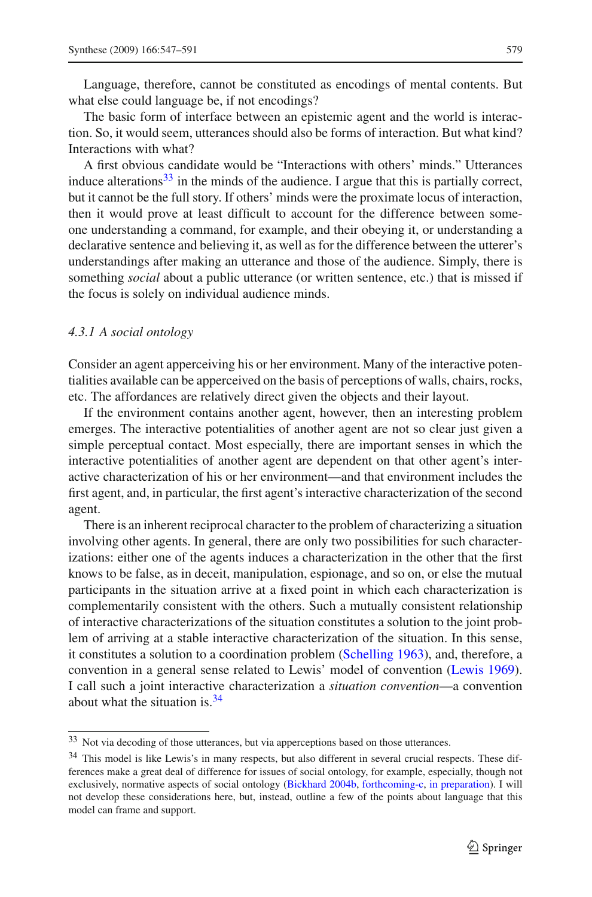Language, therefore, cannot be constituted as encodings of mental contents. But what else could language be, if not encodings?

The basic form of interface between an epistemic agent and the world is interaction. So, it would seem, utterances should also be forms of interaction. But what kind? Interactions with what?

A first obvious candidate would be "Interactions with others' minds." Utterances induce alterations[33] in the minds of the audience. I argue that this is partially correct, but it cannot be the full story. If others' minds were the proximate locus of interaction, then it would prove at least difficult to account for the difference between someone understanding a command, for example, and their obeying it, or understanding a declarative sentence and believing it, as well as for the difference between the utterer's understandings after making an utterance and those of the audience. Simply, there is something *social* about a public utterance (or written sentence, etc.) that is missed if the focus is solely on individual audience minds.

#### *4.3.1 A social ontology*

Consider an agent apperceiving his or her environment. Many of the interactive potentialities available can be apperceived on the basis of perceptions of walls, chairs, rocks, etc. The affordances are relatively direct given the objects and their layout.

If the environment contains another agent, however, then an interesting problem emerges. The interactive potentialities of another agent are not so clear just given a simple perceptual contact. Most especially, there are important senses in which the interactive potentialities of another agent are dependent on that other agent's interactive characterization of his or her environment—and that environment includes the first agent, and, in particular, the first agent's interactive characterization of the second agent.

There is an inherent reciprocal character to the problem of characterizing a situation involving other agents. In general, there are only two possibilities for such characterizations: either one of the agents induces a characterization in the other that the first knows to be false, as in deceit, manipulation, espionage, and so on, or else the mutual participants in the situation arrive at a fixed point in which each characterization is complementarily consistent with the others. Such a mutually consistent relationship of interactive characterizations of the situation constitutes a solution to the joint problem of arriving at a stable interactive characterization of the situation. In this sense, it constitutes a solution to a coordination problem (Schelling 1963), and, therefore, a convention in a general sense related to Lewis' model of convention (Lewis 1969). I call such a joint interactive characterization a *situation convention*—a convention about what the situation is.[34]

---

[33] Not via decoding of those utterances, but via apperceptions based on those utterances.

[34] This model is like Lewis's in many respects, but also different in several crucial respects. These differences make a great deal of difference for issues of social ontology, for example, especially, though not exclusively, normative aspects of social ontology (Bickhard 2004b, forthcoming-c, in preparation). I will not develop these considerations here, but, instead, outline a few of the points about language that this model can frame and support.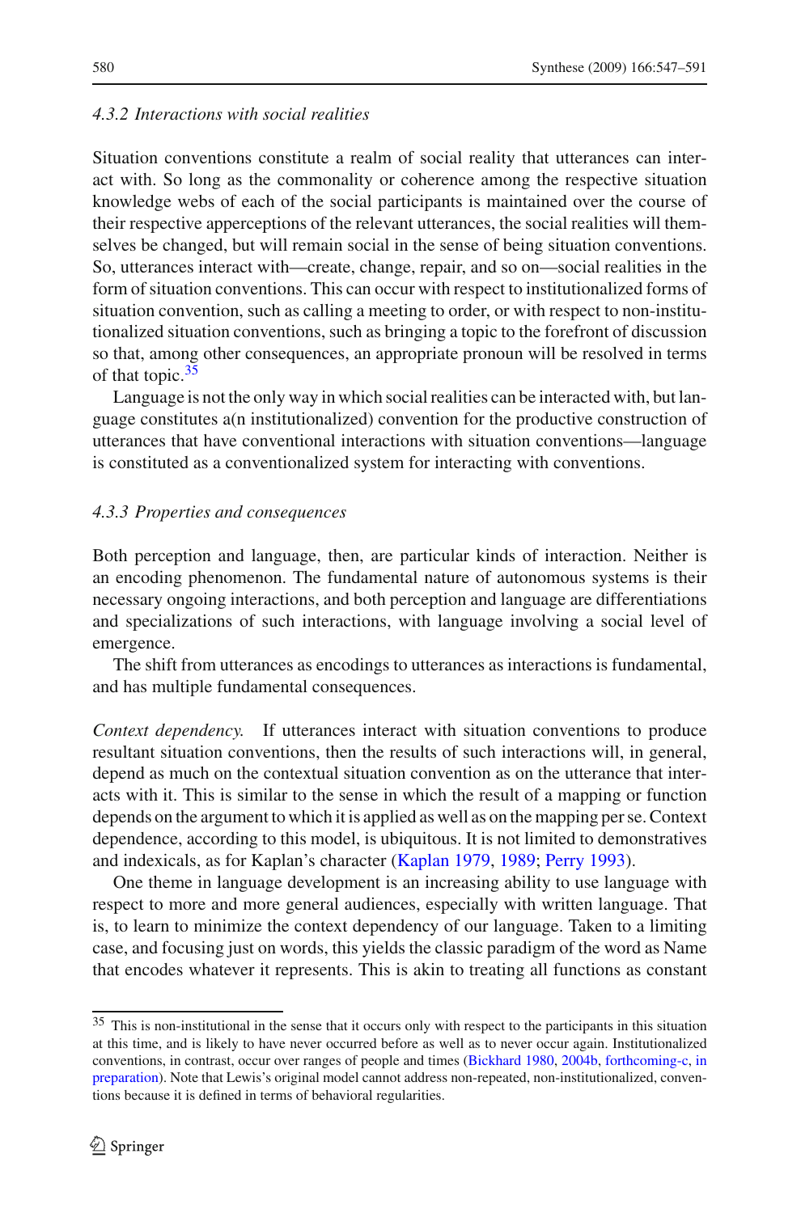#### *4.3.2 Interactions with social realities*

Situation conventions constitute a realm of social reality that utterances can interact with. So long as the commonality or coherence among the respective situation knowledge webs of each of the social participants is maintained over the course of their respective apperceptions of the relevant utterances, the social realities will themselves be changed, but will remain social in the sense of being situation conventions. So, utterances interact with—create, change, repair, and so on—social realities in the form of situation conventions. This can occur with respect to institutionalized forms of situation convention, such as calling a meeting to order, or with respect to non-institutionalized situation conventions, such as bringing a topic to the forefront of discussion so that, among other consequences, an appropriate pronoun will be resolved in terms of that topic.[35]

Language is not the only way in which social realities can be interacted with, but language constitutes a(n institutionalized) convention for the productive construction of utterances that have conventional interactions with situation conventions—language is constituted as a conventionalized system for interacting with conventions.

#### *4.3.3 Properties and consequences*

Both perception and language, then, are particular kinds of interaction. Neither is an encoding phenomenon. The fundamental nature of autonomous systems is their necessary ongoing interactions, and both perception and language are differentiations and specializations of such interactions, with language involving a social level of emergence.

The shift from utterances as encodings to utterances as interactions is fundamental, and has multiple fundamental consequences.

*Context dependency.* If utterances interact with situation conventions to produce resultant situation conventions, then the results of such interactions will, in general, depend as much on the contextual situation convention as on the utterance that interacts with it. This is similar to the sense in which the result of a mapping or function depends on the argument to which it is applied as well as on the mapping per se. Context dependence, according to this model, is ubiquitous. It is not limited to demonstratives and indexicals, as for Kaplan's character (Kaplan 1979, 1989; Perry 1993).

One theme in language development is an increasing ability to use language with respect to more and more general audiences, especially with written language. That is, to learn to minimize the context dependency of our language. Taken to a limiting case, and focusing just on words, this yields the classic paradigm of the word as Name that encodes whatever it represents. This is akin to treating all functions as constant

[35] This is non-institutional in the sense that it occurs only with respect to the participants in this situation at this time, and is likely to have never occurred before as well as to never occur again. Institutionalized conventions, in contrast, occur over ranges of people and times (Bickhard 1980, 2004b, forthcoming-c, in preparation). Note that Lewis's original model cannot address non-repeated, non-institutionalized, conventions because it is defined in terms of behavioral regularities.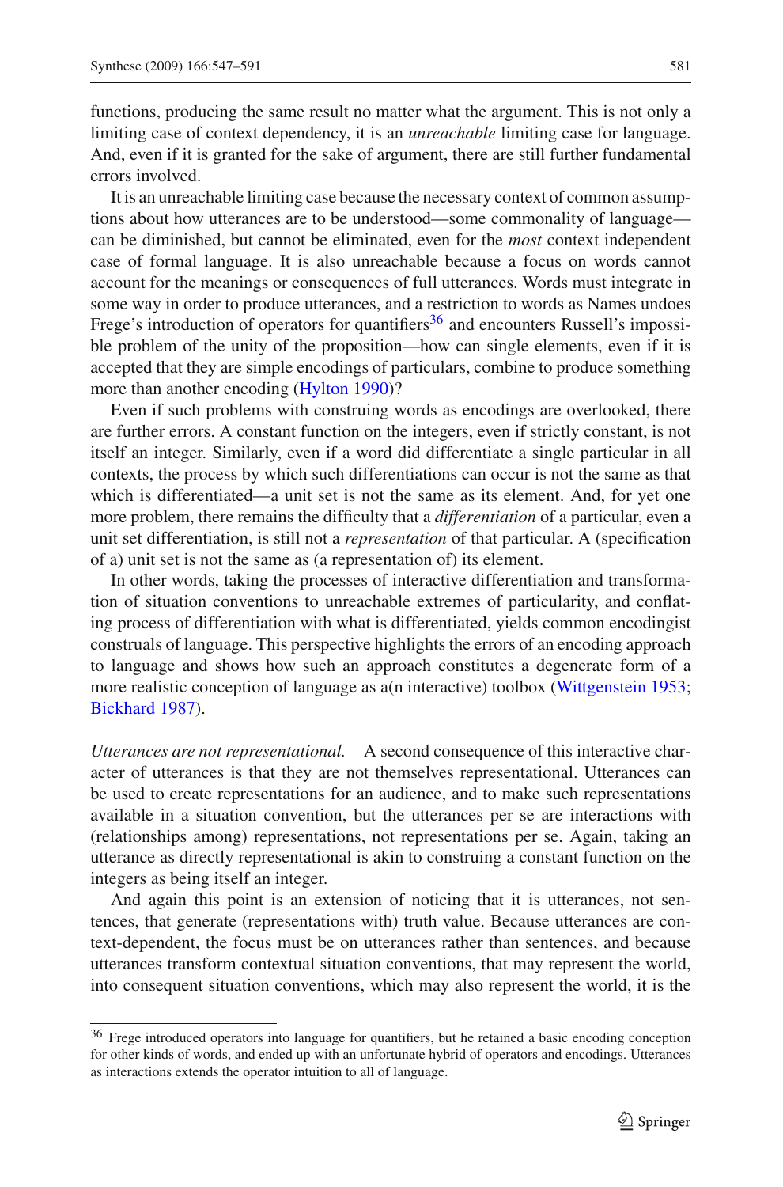functions, producing the same result no matter what the argument. This is not only a limiting case of context dependency, it is an *unreachable* limiting case for language. And, even if it is granted for the sake of argument, there are still further fundamental errors involved.

It is an unreachable limiting case because the necessary context of common assumptions about how utterances are to be understood—some commonality of language—can be diminished, but cannot be eliminated, even for the *most* context independent case of formal language. It is also unreachable because a focus on words cannot account for the meanings or consequences of full utterances. Words must integrate in some way in order to produce utterances, and a restriction to words as Names undoes Frege's introduction of operators for quantifiers[36] and encounters Russell's impossible problem of the unity of the proposition—how can single elements, even if it is accepted that they are simple encodings of particulars, combine to produce something more than another encoding (Hylton 1990)?

Even if such problems with construing words as encodings are overlooked, there are further errors. A constant function on the integers, even if strictly constant, is not itself an integer. Similarly, even if a word did differentiate a single particular in all contexts, the process by which such differentiations can occur is not the same as that which is differentiated—a unit set is not the same as its element. And, for yet one more problem, there remains the difficulty that a *differentiation* of a particular, even a unit set differentiation, is still not a *representation* of that particular. A (specification of a) unit set is not the same as (a representation of) its element.

In other words, taking the processes of interactive differentiation and transformation of situation conventions to unreachable extremes of particularity, and conflating process of differentiation with what is differentiated, yields common encodingist construals of language. This perspective highlights the errors of an encoding approach to language and shows how such an approach constitutes a degenerate form of a more realistic conception of language as a(n interactive) toolbox (Wittgenstein 1953; Bickhard 1987).

*Utterances are not representational.* A second consequence of this interactive character of utterances is that they are not themselves representational. Utterances can be used to create representations for an audience, and to make such representations available in a situation convention, but the utterances per se are interactions with (relationships among) representations, not representations per se. Again, taking an utterance as directly representational is akin to construing a constant function on the integers as being itself an integer.

And again this point is an extension of noticing that it is utterances, not sentences, that generate (representations with) truth value. Because utterances are context-dependent, the focus must be on utterances rather than sentences, and because utterances transform contextual situation conventions, that may represent the world, into consequent situation conventions, which may also represent the world, it is the

[36] Frege introduced operators into language for quantifiers, but he retained a basic encoding conception for other kinds of words, and ended up with an unfortunate hybrid of operators and encodings. Utterances as interactions extends the operator intuition to all of language.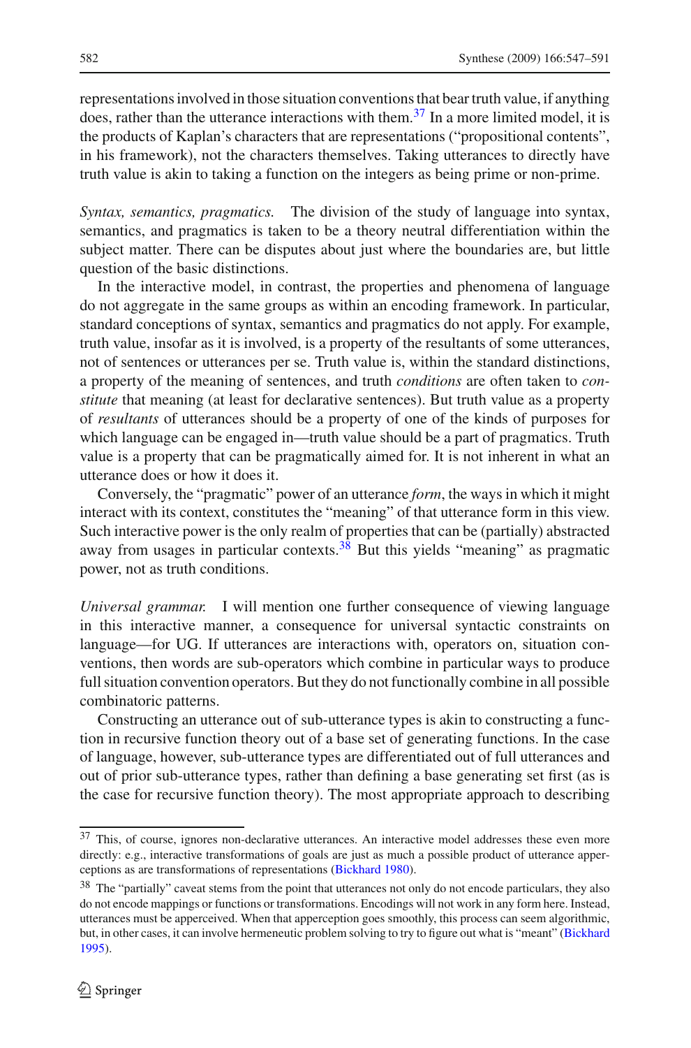representations involved in those situation conventions that bear truth value, if anything does, rather than the utterance interactions with them.[37] In a more limited model, it is the products of Kaplan's characters that are representations ("propositional contents", in his framework), not the characters themselves. Taking utterances to directly have truth value is akin to taking a function on the integers as being prime or non-prime.

*Syntax, semantics, pragmatics.* The division of the study of language into syntax, semantics, and pragmatics is taken to be a theory neutral differentiation within the subject matter. There can be disputes about just where the boundaries are, but little question of the basic distinctions.

In the interactive model, in contrast, the properties and phenomena of language do not aggregate in the same groups as within an encoding framework. In particular, standard conceptions of syntax, semantics and pragmatics do not apply. For example, truth value, insofar as it is involved, is a property of the resultants of some utterances, not of sentences or utterances per se. Truth value is, within the standard distinctions, a property of the meaning of sentences, and truth *conditions* are often taken to *constitute* that meaning (at least for declarative sentences). But truth value as a property of *resultants* of utterances should be a property of one of the kinds of purposes for which language can be engaged in—truth value should be a part of pragmatics. Truth value is a property that can be pragmatically aimed for. It is not inherent in what an utterance does or how it does it.

Conversely, the "pragmatic" power of an utterance *form*, the ways in which it might interact with its context, constitutes the "meaning" of that utterance form in this view. Such interactive power is the only realm of properties that can be (partially) abstracted away from usages in particular contexts.[38] But this yields "meaning" as pragmatic power, not as truth conditions.

*Universal grammar.* I will mention one further consequence of viewing language in this interactive manner, a consequence for universal syntactic constraints on language—for UG. If utterances are interactions with, operators on, situation conventions, then words are sub-operators which combine in particular ways to produce full situation convention operators. But they do not functionally combine in all possible combinatoric patterns.

Constructing an utterance out of sub-utterance types is akin to constructing a function in recursive function theory out of a base set of generating functions. In the case of language, however, sub-utterance types are differentiated out of full utterances and out of prior sub-utterance types, rather than defining a base generating set first (as is the case for recursive function theory). The most appropriate approach to describing

---

[37] This, of course, ignores non-declarative utterances. An interactive model addresses these even more directly: e.g., interactive transformations of goals are just as much a possible product of utterance apperceptions as are transformations of representations (Bickhard 1980).

[38] The "partially" caveat stems from the point that utterances not only do not encode particulars, they also do not encode mappings or functions or transformations. Encodings will not work in any form here. Instead, utterances must be apperceived. When that apperception goes smoothly, this process can seem algorithmic, but, in other cases, it can involve hermeneutic problem solving to try to figure out what is "meant" (Bickhard 1995).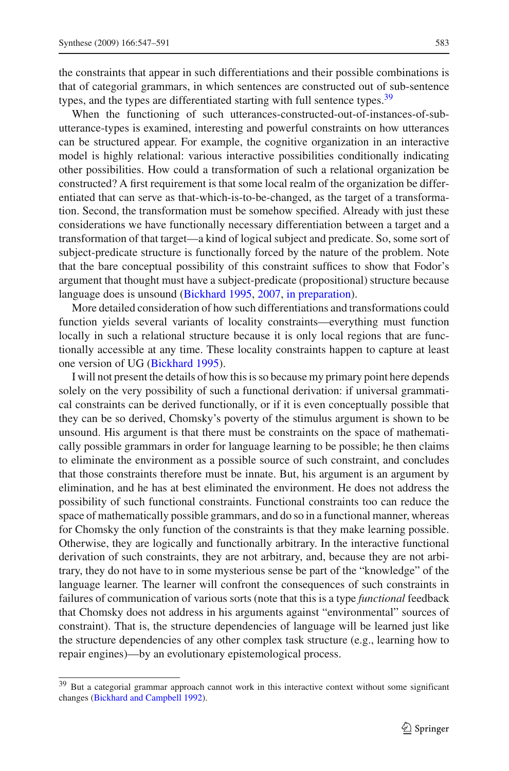the constraints that appear in such differentiations and their possible combinations is that of categorial grammars, in which sentences are constructed out of sub-sentence types, and the types are differentiated starting with full sentence types.[39]

When the functioning of such utterances-constructed-out-of-instances-of-sub-utterance-types is examined, interesting and powerful constraints on how utterances can be structured appear. For example, the cognitive organization in an interactive model is highly relational: various interactive possibilities conditionally indicating other possibilities. How could a transformation of such a relational organization be constructed? A first requirement is that some local realm of the organization be differentiated that can serve as that-which-is-to-be-changed, as the target of a transformation. Second, the transformation must be somehow specified. Already with just these considerations we have functionally necessary differentiation between a target and a transformation of that target—a kind of logical subject and predicate. So, some sort of subject-predicate structure is functionally forced by the nature of the problem. Note that the bare conceptual possibility of this constraint suffices to show that Fodor's argument that thought must have a subject-predicate (propositional) structure because language does is unsound (Bickhard 1995, 2007, in preparation).

More detailed consideration of how such differentiations and transformations could function yields several variants of locality constraints—everything must function locally in such a relational structure because it is only local regions that are functionally accessible at any time. These locality constraints happen to capture at least one version of UG (Bickhard 1995).

I will not present the details of how this is so because my primary point here depends solely on the very possibility of such a functional derivation: if universal grammatical constraints can be derived functionally, or if it is even conceptually possible that they can be so derived, Chomsky's poverty of the stimulus argument is shown to be unsound. His argument is that there must be constraints on the space of mathematically possible grammars in order for language learning to be possible; he then claims to eliminate the environment as a possible source of such constraint, and concludes that those constraints therefore must be innate. But, his argument is an argument by elimination, and he has at best eliminated the environment. He does not address the possibility of such functional constraints. Functional constraints too can reduce the space of mathematically possible grammars, and do so in a functional manner, whereas for Chomsky the only function of the constraints is that they make learning possible. Otherwise, they are logically and functionally arbitrary. In the interactive functional derivation of such constraints, they are not arbitrary, and, because they are not arbitrary, they do not have to in some mysterious sense be part of the "knowledge" of the language learner. The learner will confront the consequences of such constraints in failures of communication of various sorts (note that this is a type *functional* feedback that Chomsky does not address in his arguments against "environmental" sources of constraint). That is, the structure dependencies of language will be learned just like the structure dependencies of any other complex task structure (e.g., learning how to repair engines)—by an evolutionary epistemological process.

---

[39] But a categorial grammar approach cannot work in this interactive context without some significant changes (Bickhard and Campbell 1992).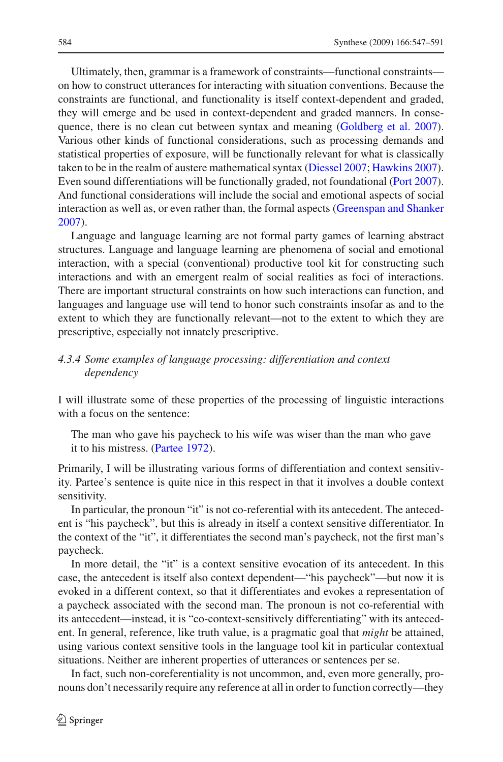Ultimately, then, grammar is a framework of constraints—functional constraints—on how to construct utterances for interacting with situation conventions. Because the constraints are functional, and functionality is itself context-dependent and graded, they will emerge and be used in context-dependent and graded manners. In consequence, there is no clean cut between syntax and meaning (Goldberg et al. 2007). Various other kinds of functional considerations, such as processing demands and statistical properties of exposure, will be functionally relevant for what is classically taken to be in the realm of austere mathematical syntax (Diessel 2007; Hawkins 2007). Even sound differentiations will be functionally graded, not foundational (Port 2007). And functional considerations will include the social and emotional aspects of social interaction as well as, or even rather than, the formal aspects (Greenspan and Shanker 2007).

Language and language learning are not formal party games of learning abstract structures. Language and language learning are phenomena of social and emotional interaction, with a special (conventional) productive tool kit for constructing such interactions and with an emergent realm of social realities as foci of interactions. There are important structural constraints on how such interactions can function, and languages and language use will tend to honor such constraints insofar as and to the extent to which they are functionally relevant—not to the extent to which they are prescriptive, especially not innately prescriptive.

#### *4.3.4 Some examples of language processing: differentiation and context dependency*

I will illustrate some of these properties of the processing of linguistic interactions with a focus on the sentence:

> The man who gave his paycheck to his wife was wiser than the man who gave it to his mistress. (Partee 1972).

Primarily, I will be illustrating various forms of differentiation and context sensitivity. Partee's sentence is quite nice in this respect in that it involves a double context sensitivity.

In particular, the pronoun "it" is not co-referential with its antecedent. The antecedent is "his paycheck", but this is already in itself a context sensitive differentiator. In the context of the "it", it differentiates the second man's paycheck, not the first man's paycheck.

In more detail, the "it" is a context sensitive evocation of its antecedent. In this case, the antecedent is itself also context dependent—"his paycheck"—but now it is evoked in a different context, so that it differentiates and evokes a representation of a paycheck associated with the second man. The pronoun is not co-referential with its antecedent—instead, it is "co-context-sensitively differentiating" with its antecedent. In general, reference, like truth value, is a pragmatic goal that *might* be attained, using various context sensitive tools in the language tool kit in particular contextual situations. Neither are inherent properties of utterances or sentences per se.

In fact, such non-coreferentiality is not uncommon, and, even more generally, pronouns don't necessarily require any reference at all in order to function correctly—they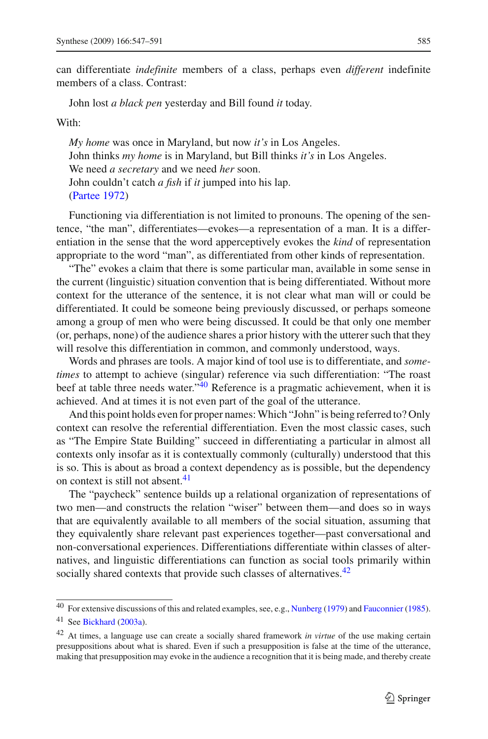can differentiate *indefinite* members of a class, perhaps even *different* indefinite members of a class. Contrast:

John lost *a black pen* yesterday and Bill found *it* today.

With:

*My home* was once in Maryland, but now *it's* in Los Angeles.
John thinks *my home* is in Maryland, but Bill thinks *it's* in Los Angeles.
We need *a secretary* and we need *her* soon.
John couldn't catch *a fish* if *it* jumped into his lap.
(Partee 1972)

Functioning via differentiation is not limited to pronouns. The opening of the sentence, "the man", differentiates—evokes—a representation of a man. It is a differentiation in the sense that the word apperceptively evokes the *kind* of representation appropriate to the word "man", as differentiated from other kinds of representation.

"The" evokes a claim that there is some particular man, available in some sense in the current (linguistic) situation convention that is being differentiated. Without more context for the utterance of the sentence, it is not clear what man will or could be differentiated. It could be someone being previously discussed, or perhaps someone among a group of men who were being discussed. It could be that only one member (or, perhaps, none) of the audience shares a prior history with the utterer such that they will resolve this differentiation in common, and commonly understood, ways.

Words and phrases are tools. A major kind of tool use is to differentiate, and *sometimes* to attempt to achieve (singular) reference via such differentiation: "The roast beef at table three needs water."[40] Reference is a pragmatic achievement, when it is achieved. And at times it is not even part of the goal of the utterance.

And this point holds even for proper names: Which "John" is being referred to? Only context can resolve the referential differentiation. Even the most classic cases, such as "The Empire State Building" succeed in differentiating a particular in almost all contexts only insofar as it is contextually commonly (culturally) understood that this is so. This is about as broad a context dependency as is possible, but the dependency on context is still not absent.[41]

The "paycheck" sentence builds up a relational organization of representations of two men—and constructs the relation "wiser" between them—and does so in ways that are equivalently available to all members of the social situation, assuming that they equivalently share relevant past experiences together—past conversational and non-conversational experiences. Differentiations differentiate within classes of alternatives, and linguistic differentiations can function as social tools primarily within socially shared contexts that provide such classes of alternatives.[42]

---

[40] For extensive discussions of this and related examples, see, e.g., Nunberg (1979) and Fauconnier (1985).

[41] See Bickhard (2003a).

[42] At times, a language use can create a socially shared framework *in virtue* of the use making certain presuppositions about what is shared. Even if such a presupposition is false at the time of the utterance, making that presupposition may evoke in the audience a recognition that it is being made, and thereby create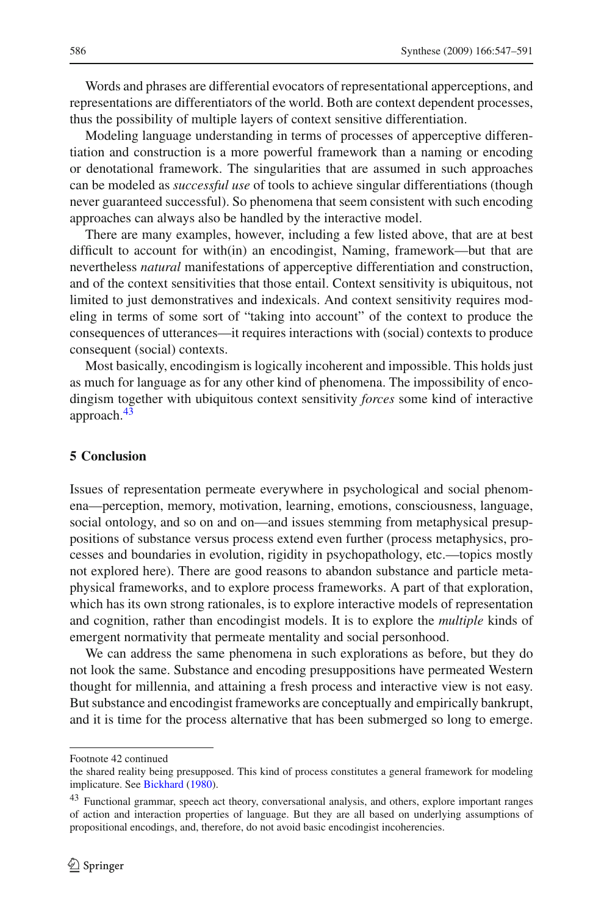Words and phrases are differential evocators of representational apperceptions, and representations are differentiators of the world. Both are context dependent processes, thus the possibility of multiple layers of context sensitive differentiation.

Modeling language understanding in terms of processes of apperceptive differentiation and construction is a more powerful framework than a naming or encoding or denotational framework. The singularities that are assumed in such approaches can be modeled as *successful use* of tools to achieve singular differentiations (though never guaranteed successful). So phenomena that seem consistent with such encoding approaches can always also be handled by the interactive model.

There are many examples, however, including a few listed above, that are at best difficult to account for with(in) an encodingist, Naming, framework—but that are nevertheless *natural* manifestations of apperceptive differentiation and construction, and of the context sensitivities that those entail. Context sensitivity is ubiquitous, not limited to just demonstratives and indexicals. And context sensitivity requires modeling in terms of some sort of "taking into account" of the context to produce the consequences of utterances—it requires interactions with (social) contexts to produce consequent (social) contexts.

Most basically, encodingism is logically incoherent and impossible. This holds just as much for language as for any other kind of phenomena. The impossibility of encodingism together with ubiquitous context sensitivity *forces* some kind of interactive approach.[43]

## 5 Conclusion

Issues of representation permeate everywhere in psychological and social phenomena—perception, memory, motivation, learning, emotions, consciousness, language, social ontology, and so on and on—and issues stemming from metaphysical presuppositions of substance versus process extend even further (process metaphysics, processes and boundaries in evolution, rigidity in psychopathology, etc.—topics mostly not explored here). There are good reasons to abandon substance and particle metaphysical frameworks, and to explore process frameworks. A part of that exploration, which has its own strong rationales, is to explore interactive models of representation and cognition, rather than encodingist models. It is to explore the *multiple* kinds of emergent normativity that permeate mentality and social personhood.

We can address the same phenomena in such explorations as before, but they do not look the same. Substance and encoding presuppositions have permeated Western thought for millennia, and attaining a fresh process and interactive view is not easy. But substance and encodingist frameworks are conceptually and empirically bankrupt, and it is time for the process alternative that has been submerged so long to emerge.

---

Footnote 42 continued

the shared reality being presupposed. This kind of process constitutes a general framework for modeling implicature. See Bickhard (1980).

[43] Functional grammar, speech act theory, conversational analysis, and others, explore important ranges of action and interaction properties of language. But they are all based on underlying assumptions of propositional encodings, and, therefore, do not avoid basic encodingist incoherencies.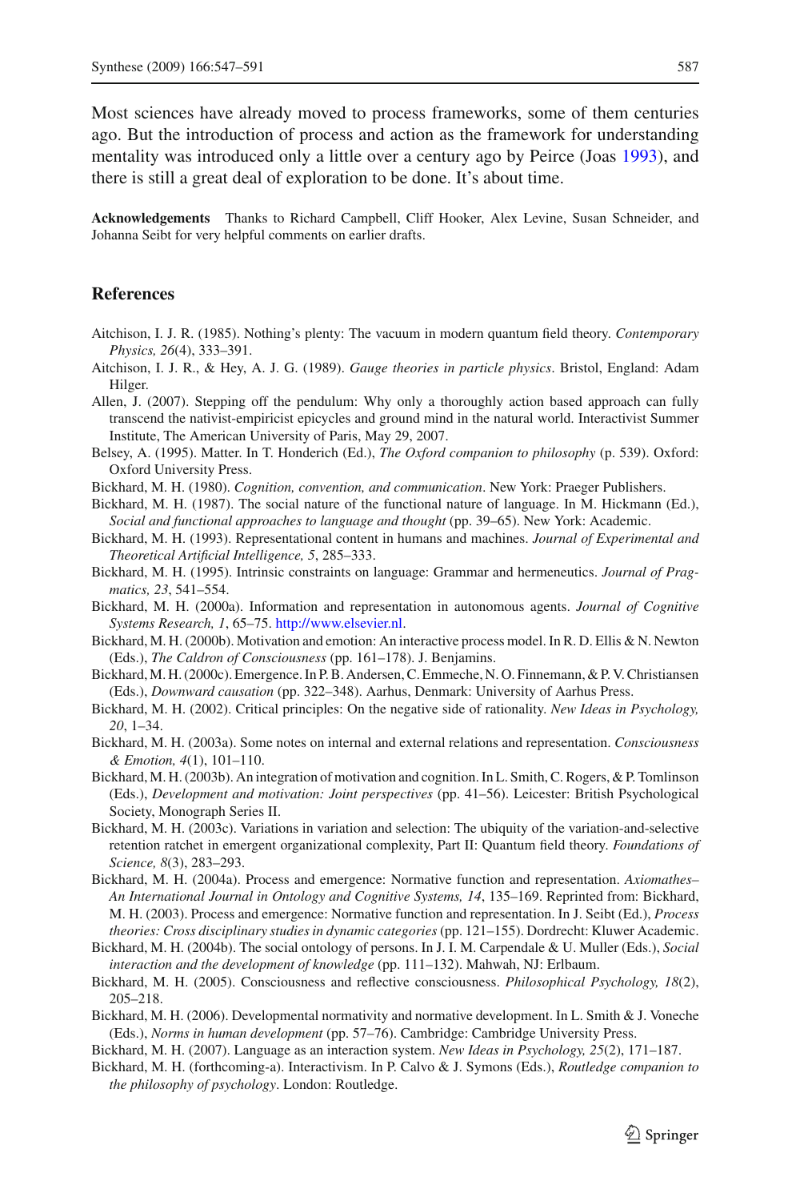Most sciences have already moved to process frameworks, some of them centuries ago. But the introduction of process and action as the framework for understanding mentality was introduced only a little over a century ago by Peirce (Joas 1993), and there is still a great deal of exploration to be done. It's about time.

**Acknowledgements** Thanks to Richard Campbell, Cliff Hooker, Alex Levine, Susan Schneider, and Johanna Seibt for very helpful comments on earlier drafts.

## References

Aitchison, I. J. R. (1985). Nothing's plenty: The vacuum in modern quantum field theory. *Contemporary Physics, 26*(4), 333–391.

Aitchison, I. J. R., & Hey, A. J. G. (1989). *Gauge theories in particle physics*. Bristol, England: Adam Hilger.

Allen, J. (2007). Stepping off the pendulum: Why only a thoroughly action based approach can fully transcend the nativist-empiricist epicycles and ground mind in the natural world. Interactivist Summer Institute, The American University of Paris, May 29, 2007.

Belsey, A. (1995). Matter. In T. Honderich (Ed.), *The Oxford companion to philosophy* (p. 539). Oxford: Oxford University Press.

Bickhard, M. H. (1980). *Cognition, convention, and communication*. New York: Praeger Publishers.

Bickhard, M. H. (1987). The social nature of the functional nature of language. In M. Hickmann (Ed.), *Social and functional approaches to language and thought* (pp. 39–65). New York: Academic.

Bickhard, M. H. (1993). Representational content in humans and machines. *Journal of Experimental and Theoretical Artificial Intelligence, 5*, 285–333.

Bickhard, M. H. (1995). Intrinsic constraints on language: Grammar and hermeneutics. *Journal of Pragmatics, 23*, 541–554.

Bickhard, M. H. (2000a). Information and representation in autonomous agents. *Journal of Cognitive Systems Research, 1*, 65–75. http://www.elsevier.nl.

Bickhard, M. H. (2000b). Motivation and emotion: An interactive process model. In R. D. Ellis & N. Newton (Eds.), *The Caldron of Consciousness* (pp. 161–178). J. Benjamins.

Bickhard, M. H. (2000c). Emergence. In P. B. Andersen, C. Emmeche, N. O. Finnemann, & P. V. Christiansen (Eds.), *Downward causation* (pp. 322–348). Aarhus, Denmark: University of Aarhus Press.

Bickhard, M. H. (2002). Critical principles: On the negative side of rationality. *New Ideas in Psychology, 20*, 1–34.

Bickhard, M. H. (2003a). Some notes on internal and external relations and representation. *Consciousness & Emotion, 4*(1), 101–110.

Bickhard, M. H. (2003b). An integration of motivation and cognition. In L. Smith, C. Rogers, & P. Tomlinson (Eds.), *Development and motivation: Joint perspectives* (pp. 41–56). Leicester: British Psychological Society, Monograph Series II.

Bickhard, M. H. (2003c). Variations in variation and selection: The ubiquity of the variation-and-selective retention ratchet in emergent organizational complexity, Part II: Quantum field theory. *Foundations of Science, 8*(3), 283–293.

Bickhard, M. H. (2004a). Process and emergence: Normative function and representation. *Axiomathes–An International Journal in Ontology and Cognitive Systems, 14*, 135–169. Reprinted from: Bickhard, M. H. (2003). Process and emergence: Normative function and representation. In J. Seibt (Ed.), *Process theories: Cross disciplinary studies in dynamic categories* (pp. 121–155). Dordrecht: Kluwer Academic.

Bickhard, M. H. (2004b). The social ontology of persons. In J. I. M. Carpendale & U. Muller (Eds.), *Social interaction and the development of knowledge* (pp. 111–132). Mahwah, NJ: Erlbaum.

Bickhard, M. H. (2005). Consciousness and reflective consciousness. *Philosophical Psychology, 18*(2), 205–218.

Bickhard, M. H. (2006). Developmental normativity and normative development. In L. Smith & J. Voneche (Eds.), *Norms in human development* (pp. 57–76). Cambridge: Cambridge University Press.

Bickhard, M. H. (2007). Language as an interaction system. *New Ideas in Psychology, 25*(2), 171–187.

Bickhard, M. H. (forthcoming-a). Interactivism. In P. Calvo & J. Symons (Eds.), *Routledge companion to the philosophy of psychology*. London: Routledge.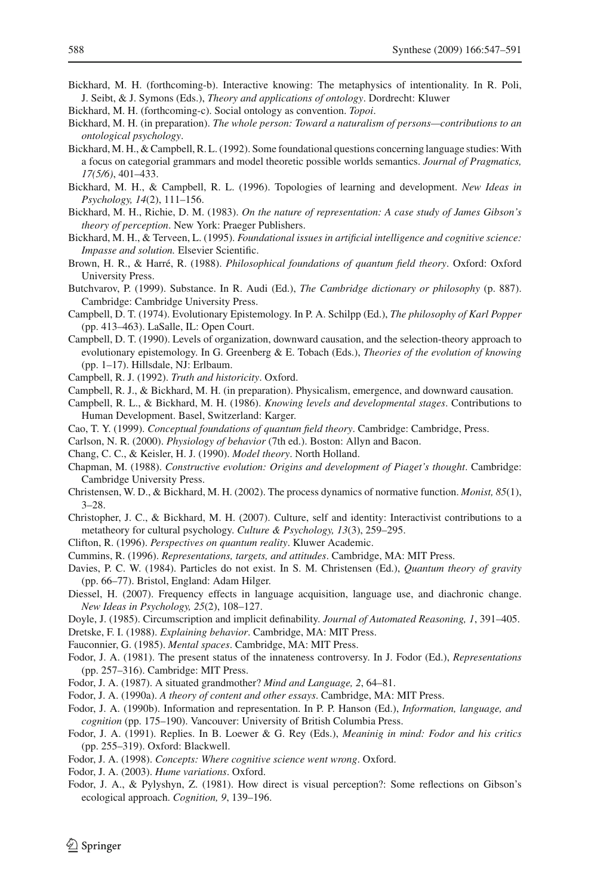Bickhard, M. H. (forthcoming-b). Interactive knowing: The metaphysics of intentionality. In R. Poli, J. Seibt, & J. Symons (Eds.), *Theory and applications of ontology*. Dordrecht: Kluwer

Bickhard, M. H. (forthcoming-c). Social ontology as convention. *Topoi*.

Bickhard, M. H. (in preparation). *The whole person: Toward a naturalism of persons—contributions to an ontological psychology*.

Bickhard, M. H., & Campbell, R. L. (1992). Some foundational questions concerning language studies: With a focus on categorial grammars and model theoretic possible worlds semantics. *Journal of Pragmatics, 17(5/6)*, 401–433.

Bickhard, M. H., & Campbell, R. L. (1996). Topologies of learning and development. *New Ideas in Psychology, 14*(2), 111–156.

Bickhard, M. H., Richie, D. M. (1983). *On the nature of representation: A case study of James Gibson's theory of perception*. New York: Praeger Publishers.

Bickhard, M. H., & Terveen, L. (1995). *Foundational issues in artificial intelligence and cognitive science: Impasse and solution.* Elsevier Scientific.

Brown, H. R., & Harré, R. (1988). *Philosophical foundations of quantum field theory*. Oxford: Oxford University Press.

Butchvarov, P. (1999). Substance. In R. Audi (Ed.), *The Cambridge dictionary or philosophy* (p. 887). Cambridge: Cambridge University Press.

Campbell, D. T. (1974). Evolutionary Epistemology. In P. A. Schilpp (Ed.), *The philosophy of Karl Popper* (pp. 413–463). LaSalle, IL: Open Court.

Campbell, D. T. (1990). Levels of organization, downward causation, and the selection-theory approach to evolutionary epistemology. In G. Greenberg & E. Tobach (Eds.), *Theories of the evolution of knowing* (pp. 1–17). Hillsdale, NJ: Erlbaum.

Campbell, R. J. (1992). *Truth and historicity*. Oxford.

Campbell, R. J., & Bickhard, M. H. (in preparation). Physicalism, emergence, and downward causation.

Campbell, R. L., & Bickhard, M. H. (1986). *Knowing levels and developmental stages*. Contributions to Human Development. Basel, Switzerland: Karger.

Cao, T. Y. (1999). *Conceptual foundations of quantum field theory*. Cambridge: Cambridge, Press.

Carlson, N. R. (2000). *Physiology of behavior* (7th ed.). Boston: Allyn and Bacon.

Chang, C. C., & Keisler, H. J. (1990). *Model theory*. North Holland.

Chapman, M. (1988). *Constructive evolution: Origins and development of Piaget's thought*. Cambridge: Cambridge University Press.

Christensen, W. D., & Bickhard, M. H. (2002). The process dynamics of normative function. *Monist, 85*(1), 3–28.

Christopher, J. C., & Bickhard, M. H. (2007). Culture, self and identity: Interactivist contributions to a metatheory for cultural psychology. *Culture & Psychology, 13*(3), 259–295.

Clifton, R. (1996). *Perspectives on quantum reality*. Kluwer Academic.

Cummins, R. (1996). *Representations, targets, and attitudes*. Cambridge, MA: MIT Press.

Davies, P. C. W. (1984). Particles do not exist. In S. M. Christensen (Ed.), *Quantum theory of gravity* (pp. 66–77). Bristol, England: Adam Hilger.

Diessel, H. (2007). Frequency effects in language acquisition, language use, and diachronic change. *New Ideas in Psychology, 25*(2), 108–127.

Doyle, J. (1985). Circumscription and implicit definability. *Journal of Automated Reasoning, 1*, 391–405.

Dretske, F. I. (1988). *Explaining behavior*. Cambridge, MA: MIT Press.

Fauconnier, G. (1985). *Mental spaces*. Cambridge, MA: MIT Press.

Fodor, J. A. (1981). The present status of the innateness controversy. In J. Fodor (Ed.), *Representations* (pp. 257–316). Cambridge: MIT Press.

Fodor, J. A. (1987). A situated grandmother? *Mind and Language, 2*, 64–81.

Fodor, J. A. (1990a). *A theory of content and other essays*. Cambridge, MA: MIT Press.

Fodor, J. A. (1990b). Information and representation. In P. P. Hanson (Ed.), *Information, language, and cognition* (pp. 175–190). Vancouver: University of British Columbia Press.

Fodor, J. A. (1991). Replies. In B. Loewer & G. Rey (Eds.), *Meaninig in mind: Fodor and his critics* (pp. 255–319). Oxford: Blackwell.

Fodor, J. A. (1998). *Concepts: Where cognitive science went wrong*. Oxford.

Fodor, J. A. (2003). *Hume variations*. Oxford.

Fodor, J. A., & Pylyshyn, Z. (1981). How direct is visual perception?: Some reflections on Gibson's ecological approach. *Cognition, 9*, 139–196.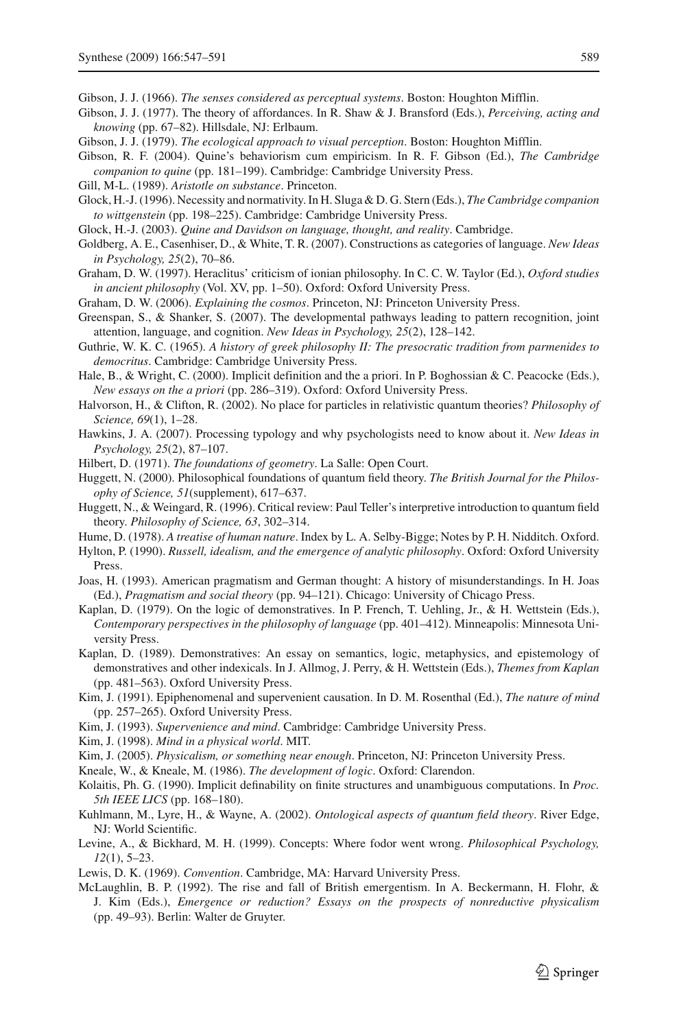Gibson, J. J. (1966). *The senses considered as perceptual systems*. Boston: Houghton Mifflin.

Gibson, J. J. (1977). The theory of affordances. In R. Shaw & J. Bransford (Eds.), *Perceiving, acting and knowing* (pp. 67–82). Hillsdale, NJ: Erlbaum.

Gibson, J. J. (1979). *The ecological approach to visual perception*. Boston: Houghton Mifflin.

Gibson, R. F. (2004). Quine's behaviorism cum empiricism. In R. F. Gibson (Ed.), *The Cambridge companion to quine* (pp. 181–199). Cambridge: Cambridge University Press.

Gill, M-L. (1989). *Aristotle on substance*. Princeton.

Glock, H.-J. (1996). Necessity and normativity. In H. Sluga & D. G. Stern (Eds.), *The Cambridge companion to wittgenstein* (pp. 198–225). Cambridge: Cambridge University Press.

Glock, H.-J. (2003). *Quine and Davidson on language, thought, and reality*. Cambridge.

Goldberg, A. E., Casenhiser, D., & White, T. R. (2007). Constructions as categories of language. *New Ideas in Psychology, 25*(2), 70–86.

Graham, D. W. (1997). Heraclitus' criticism of ionian philosophy. In C. C. W. Taylor (Ed.), *Oxford studies in ancient philosophy* (Vol. XV, pp. 1–50). Oxford: Oxford University Press.

Graham, D. W. (2006). *Explaining the cosmos*. Princeton, NJ: Princeton University Press.

Greenspan, S., & Shanker, S. (2007). The developmental pathways leading to pattern recognition, joint attention, language, and cognition. *New Ideas in Psychology, 25*(2), 128–142.

Guthrie, W. K. C. (1965). *A history of greek philosophy II: The presocratic tradition from parmenides to democritus*. Cambridge: Cambridge University Press.

Hale, B., & Wright, C. (2000). Implicit definition and the a priori. In P. Boghossian & C. Peacocke (Eds.), *New essays on the a priori* (pp. 286–319). Oxford: Oxford University Press.

Halvorson, H., & Clifton, R. (2002). No place for particles in relativistic quantum theories? *Philosophy of Science, 69*(1), 1–28.

Hawkins, J. A. (2007). Processing typology and why psychologists need to know about it. *New Ideas in Psychology, 25*(2), 87–107.

Hilbert, D. (1971). *The foundations of geometry*. La Salle: Open Court.

Huggett, N. (2000). Philosophical foundations of quantum field theory. *The British Journal for the Philosophy of Science, 51*(supplement), 617–637.

Huggett, N., & Weingard, R. (1996). Critical review: Paul Teller's interpretive introduction to quantum field theory. *Philosophy of Science, 63*, 302–314.

Hume, D. (1978). *A treatise of human nature*. Index by L. A. Selby-Bigge; Notes by P. H. Nidditch. Oxford.

Hylton, P. (1990). *Russell, idealism, and the emergence of analytic philosophy*. Oxford: Oxford University Press.

Joas, H. (1993). American pragmatism and German thought: A history of misunderstandings. In H. Joas (Ed.), *Pragmatism and social theory* (pp. 94–121). Chicago: University of Chicago Press.

Kaplan, D. (1979). On the logic of demonstratives. In P. French, T. Uehling, Jr., & H. Wettstein (Eds.), *Contemporary perspectives in the philosophy of language* (pp. 401–412). Minneapolis: Minnesota University Press.

Kaplan, D. (1989). Demonstratives: An essay on semantics, logic, metaphysics, and epistemology of demonstratives and other indexicals. In J. Allmog, J. Perry, & H. Wettstein (Eds.), *Themes from Kaplan* (pp. 481–563). Oxford University Press.

Kim, J. (1991). Epiphenomenal and supervenient causation. In D. M. Rosenthal (Ed.), *The nature of mind* (pp. 257–265). Oxford University Press.

Kim, J. (1993). *Supervenience and mind*. Cambridge: Cambridge University Press.

Kim, J. (1998). *Mind in a physical world*. MIT.

Kim, J. (2005). *Physicalism, or something near enough*. Princeton, NJ: Princeton University Press.

Kneale, W., & Kneale, M. (1986). *The development of logic*. Oxford: Clarendon.

Kolaitis, Ph. G. (1990). Implicit definability on finite structures and unambiguous computations. In *Proc. 5th IEEE LICS* (pp. 168–180).

Kuhlmann, M., Lyre, H., & Wayne, A. (2002). *Ontological aspects of quantum field theory*. River Edge, NJ: World Scientific.

Levine, A., & Bickhard, M. H. (1999). Concepts: Where fodor went wrong. *Philosophical Psychology, 12*(1), 5–23.

Lewis, D. K. (1969). *Convention*. Cambridge, MA: Harvard University Press.

McLaughlin, B. P. (1992). The rise and fall of British emergentism. In A. Beckermann, H. Flohr, & J. Kim (Eds.), *Emergence or reduction? Essays on the prospects of nonreductive physicalism* (pp. 49–93). Berlin: Walter de Gruyter.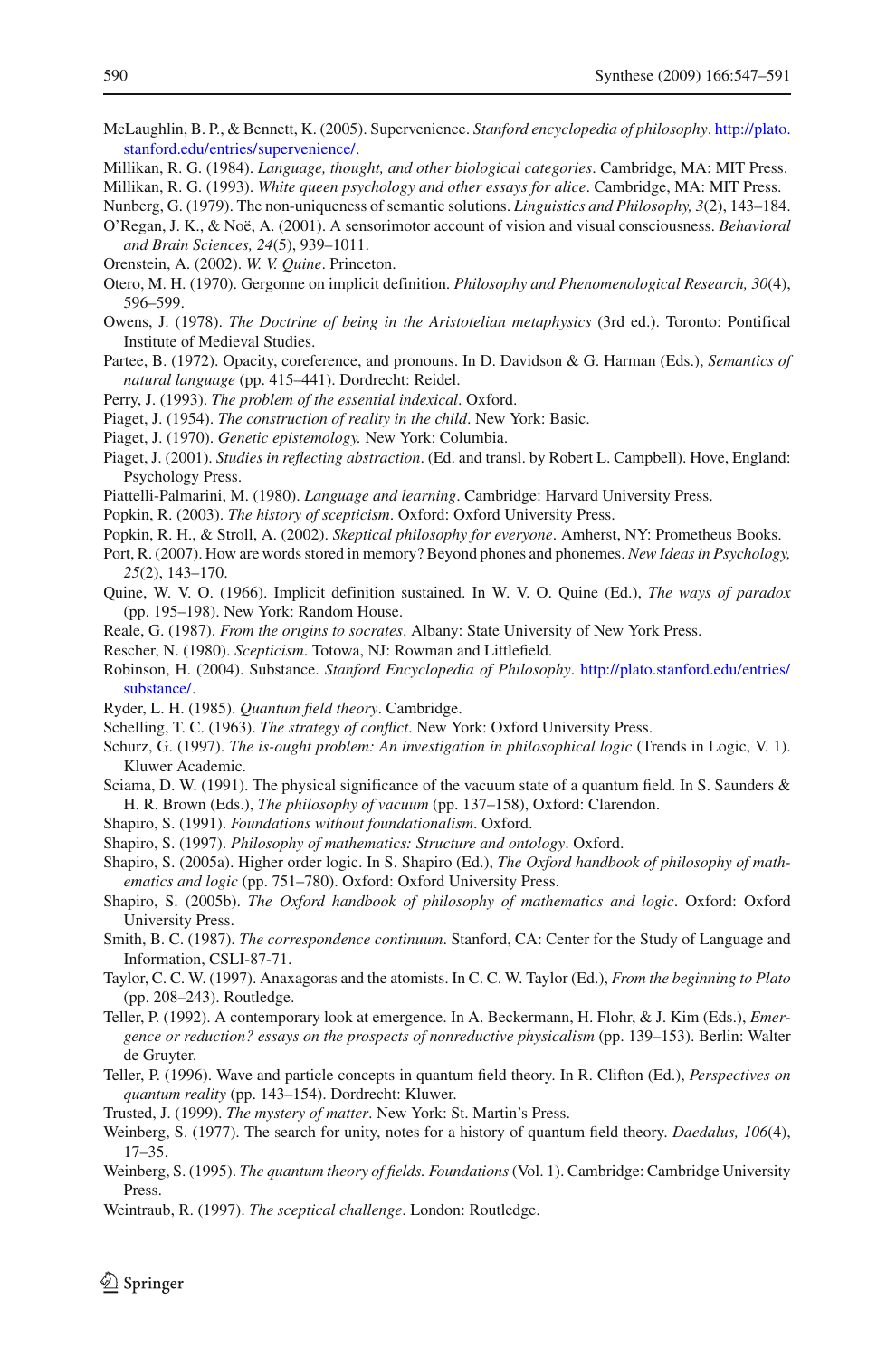McLaughlin, B. P., & Bennett, K. (2005). Supervenience. *Stanford encyclopedia of philosophy*. http://plato.stanford.edu/entries/supervenience/.

Millikan, R. G. (1984). *Language, thought, and other biological categories*. Cambridge, MA: MIT Press.

Millikan, R. G. (1993). *White queen psychology and other essays for alice*. Cambridge, MA: MIT Press.

Nunberg, G. (1979). The non-uniqueness of semantic solutions. *Linguistics and Philosophy, 3*(2), 143–184.

O'Regan, J. K., & Noë, A. (2001). A sensorimotor account of vision and visual consciousness. *Behavioral and Brain Sciences, 24*(5), 939–1011.

Orenstein, A. (2002). *W. V. Quine*. Princeton.

Otero, M. H. (1970). Gergonne on implicit definition. *Philosophy and Phenomenological Research, 30*(4), 596–599.

Owens, J. (1978). *The Doctrine of being in the Aristotelian metaphysics* (3rd ed.). Toronto: Pontifical Institute of Medieval Studies.

Partee, B. (1972). Opacity, coreference, and pronouns. In D. Davidson & G. Harman (Eds.), *Semantics of natural language* (pp. 415–441). Dordrecht: Reidel.

Perry, J. (1993). *The problem of the essential indexical*. Oxford.

Piaget, J. (1954). *The construction of reality in the child*. New York: Basic.

Piaget, J. (1970). *Genetic epistemology.* New York: Columbia.

Piaget, J. (2001). *Studies in reflecting abstraction*. (Ed. and transl. by Robert L. Campbell). Hove, England: Psychology Press.

Piattelli-Palmarini, M. (1980). *Language and learning*. Cambridge: Harvard University Press.

Popkin, R. (2003). *The history of scepticism*. Oxford: Oxford University Press.

Popkin, R. H., & Stroll, A. (2002). *Skeptical philosophy for everyone*. Amherst, NY: Prometheus Books.

Port, R. (2007). How are words stored in memory? Beyond phones and phonemes. *New Ideas in Psychology, 25*(2), 143–170.

Quine, W. V. O. (1966). Implicit definition sustained. In W. V. O. Quine (Ed.), *The ways of paradox* (pp. 195–198). New York: Random House.

Reale, G. (1987). *From the origins to socrates*. Albany: State University of New York Press.

Rescher, N. (1980). *Scepticism*. Totowa, NJ: Rowman and Littlefield.

Robinson, H. (2004). Substance. *Stanford Encyclopedia of Philosophy*. http://plato.stanford.edu/entries/substance/.

Ryder, L. H. (1985). *Quantum field theory*. Cambridge.

Schelling, T. C. (1963). *The strategy of conflict*. New York: Oxford University Press.

Schurz, G. (1997). *The is-ought problem: An investigation in philosophical logic* (Trends in Logic, V. 1). Kluwer Academic.

Sciama, D. W. (1991). The physical significance of the vacuum state of a quantum field. In S. Saunders & H. R. Brown (Eds.), *The philosophy of vacuum* (pp. 137–158), Oxford: Clarendon.

Shapiro, S. (1991). *Foundations without foundationalism*. Oxford.

Shapiro, S. (1997). *Philosophy of mathematics: Structure and ontology*. Oxford.

Shapiro, S. (2005a). Higher order logic. In S. Shapiro (Ed.), *The Oxford handbook of philosophy of mathematics and logic* (pp. 751–780). Oxford: Oxford University Press.

Shapiro, S. (2005b). *The Oxford handbook of philosophy of mathematics and logic*. Oxford: Oxford University Press.

Smith, B. C. (1987). *The correspondence continuum*. Stanford, CA: Center for the Study of Language and Information, CSLI-87-71.

Taylor, C. C. W. (1997). Anaxagoras and the atomists. In C. C. W. Taylor (Ed.), *From the beginning to Plato* (pp. 208–243). Routledge.

Teller, P. (1992). A contemporary look at emergence. In A. Beckermann, H. Flohr, & J. Kim (Eds.), *Emergence or reduction? essays on the prospects of nonreductive physicalism* (pp. 139–153). Berlin: Walter de Gruyter.

Teller, P. (1996). Wave and particle concepts in quantum field theory. In R. Clifton (Ed.), *Perspectives on quantum reality* (pp. 143–154). Dordrecht: Kluwer.

Trusted, J. (1999). *The mystery of matter*. New York: St. Martin's Press.

Weinberg, S. (1977). The search for unity, notes for a history of quantum field theory. *Daedalus, 106*(4), 17–35.

Weinberg, S. (1995). *The quantum theory of fields. Foundations* (Vol. 1). Cambridge: Cambridge University Press.

Weintraub, R. (1997). *The sceptical challenge*. London: Routledge.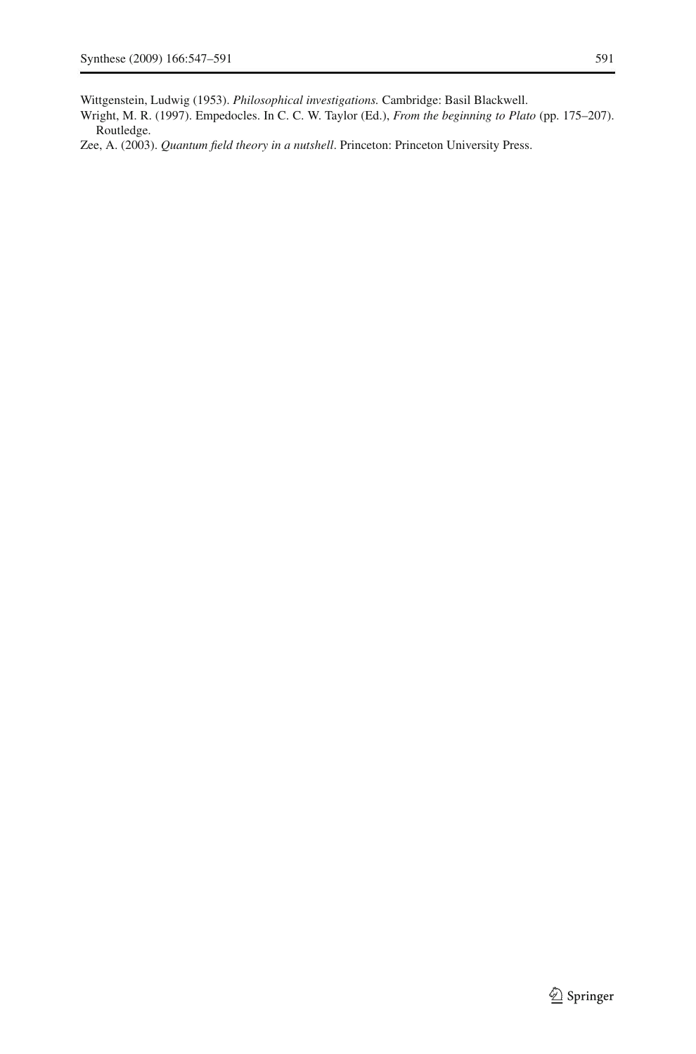Wittgenstein, Ludwig (1953). *Philosophical investigations.* Cambridge: Basil Blackwell.

Wright, M. R. (1997). Empedocles. In C. C. W. Taylor (Ed.), *From the beginning to Plato* (pp. 175–207). Routledge.

Zee, A. (2003). *Quantum field theory in a nutshell*. Princeton: Princeton University Press.